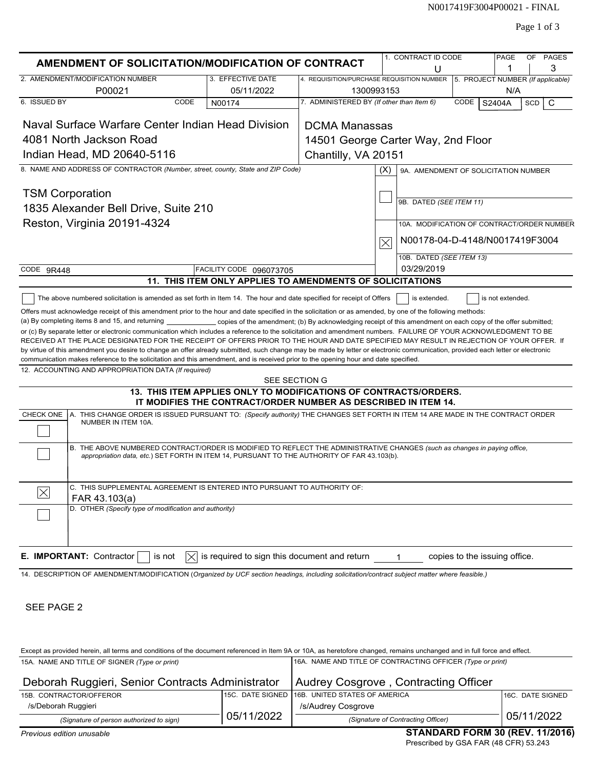N0017419F3004P00021 - FINAL

# AMENDMENT OF SOLICITATION/MODIFICATION OF CONTRACT

| 1. CONTRACT ID CODE | PAGE OF PAGES |
|---|---|
| U | 1 of 3 |

| 2. AMENDMENT/MODIFICATION NUMBER | 3. EFFECTIVE DATE | 4. REQUISITION/PURCHASE REQUISITION NUMBER | 5. PROJECT NUMBER (If applicable) |
|---|---|---|---|
| P00021 | 05/11/2022 | 1300993153 | N/A |

**6. ISSUED BY** CODE N00174

Naval Surface Warfare Center Indian Head Division
4081 North Jackson Road
Indian Head, MD 20640-5116

**7. ADMINISTERED BY** *(If other than Item 6)* CODE S2404A SCD C

DCMA Manassas
14501 George Carter Way, 2nd Floor
Chantilly, VA 20151

**8. NAME AND ADDRESS OF CONTRACTOR** *(Number, street, county, State and ZIP Code)*

TSM Corporation
1835 Alexander Bell Drive, Suite 210
Reston, Virginia 20191-4324

CODE 9R448 FACILITY CODE 096073705

(X)
- [ ] 9A. AMENDMENT OF SOLICITATION NUMBER
- [ ] 9B. DATED *(SEE ITEM 11)*
- [X] 10A. MODIFICATION OF CONTRACT/ORDER NUMBER: N00178-04-D-4148/N0017419F3004
- 10B. DATED *(SEE ITEM 13)*: 03/29/2019

## 11. THIS ITEM ONLY APPLIES TO AMENDMENTS OF SOLICITATIONS

[ ] The above numbered solicitation is amended as set forth in Item 14. The hour and date specified for receipt of Offers [ ] is extended. [ ] is not extended.

Offers must acknowledge receipt of this amendment prior to the hour and date specified in the solicitation or as amended, by one of the following methods: (a) By completing items 8 and 15, and returning ____________ copies of the amendment; (b) By acknowledging receipt of this amendment on each copy of the offer submitted; or (c) By separate letter or electronic communication which includes a reference to the solicitation and amendment numbers. FAILURE OF YOUR ACKNOWLEDGMENT TO BE RECEIVED AT THE PLACE DESIGNATED FOR THE RECEIPT OF OFFERS PRIOR TO THE HOUR AND DATE SPECIFIED MAY RESULT IN REJECTION OF YOUR OFFER. If by virtue of this amendment you desire to change an offer already submitted, such change may be made by letter or electronic communication, provided each letter or electronic communication makes reference to the solicitation and this amendment, and is received prior to the opening hour and date specified.

**12. ACCOUNTING AND APPROPRIATION DATA** *(If required)*

SEE SECTION G

## 13. THIS ITEM APPLIES ONLY TO MODIFICATIONS OF CONTRACTS/ORDERS. IT MODIFIES THE CONTRACT/ORDER NUMBER AS DESCRIBED IN ITEM 14.

CHECK ONE

- [ ] A. THIS CHANGE ORDER IS ISSUED PURSUANT TO: *(Specify authority)* THE CHANGES SET FORTH IN ITEM 14 ARE MADE IN THE CONTRACT ORDER NUMBER IN ITEM 10A.
- [ ] B. THE ABOVE NUMBERED CONTRACT/ORDER IS MODIFIED TO REFLECT THE ADMINISTRATIVE CHANGES *(such as changes in paying office, appropriation data, etc.)* SET FORTH IN ITEM 14, PURSUANT TO THE AUTHORITY OF FAR 43.103(b).
- [X] C. THIS SUPPLEMENTAL AGREEMENT IS ENTERED INTO PURSUANT TO AUTHORITY OF: FAR 43.103(a)
- [ ] D. OTHER *(Specify type of modification and authority)*

**E. IMPORTANT:** Contractor [ ] is not [X] is required to sign this document and return 1 copies to the issuing office.

**14. DESCRIPTION OF AMENDMENT/MODIFICATION** *(Organized by UCF section headings, including solicitation/contract subject matter where feasible.)*

SEE PAGE 2

Except as provided herein, all terms and conditions of the document referenced in Item 9A or 10A, as heretofore changed, remains unchanged and in full force and effect.

| 15A. NAME AND TITLE OF SIGNER *(Type or print)* | | 16A. NAME AND TITLE OF CONTRACTING OFFICER *(Type or print)* | |
|---|---|---|---|
| Deborah Ruggieri, Senior Contracts Administrator | | Audrey Cosgrove , Contracting Officer | |
| 15B. CONTRACTOR/OFFEROR | 15C. DATE SIGNED | 16B. UNITED STATES OF AMERICA | 16C. DATE SIGNED |
| /s/Deborah Ruggieri *(Signature of person authorized to sign)* | 05/11/2022 | /s/Audrey Cosgrove *(Signature of Contracting Officer)* | 05/11/2022 |

*Previous edition unusable*

**STANDARD FORM 30 (REV. 11/2016)**
Prescribed by GSA FAR (48 CFR) 53.243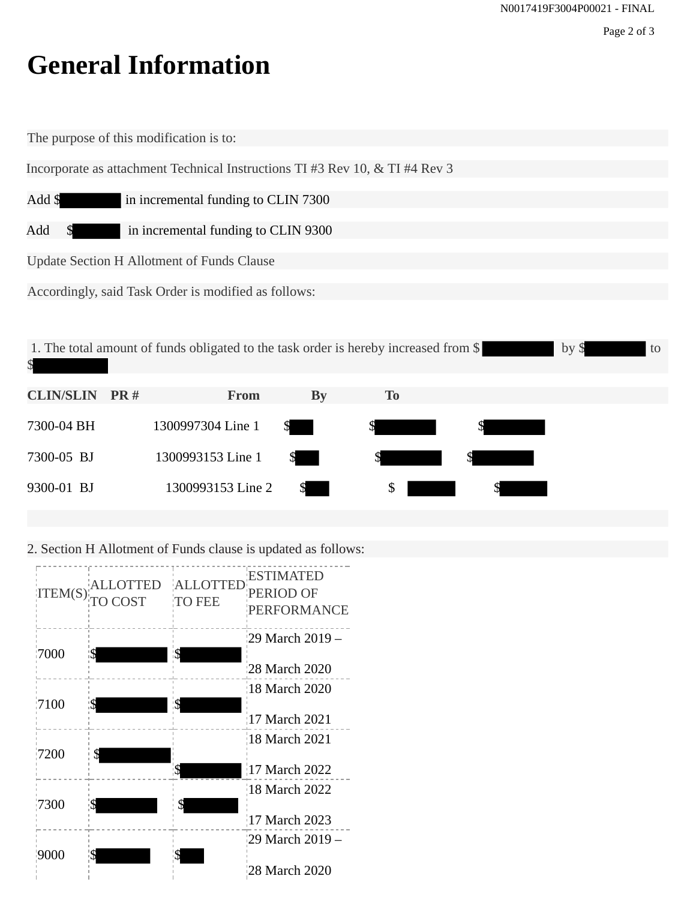# General Information

The purpose of this modification is to:

Incorporate as attachment Technical Instructions TI #3 Rev 10, & TI #4 Rev 3

Add $ in incremental funding to CLIN 7300

Add $ in incremental funding to CLIN 9300

Update Section H Allotment of Funds Clause

Accordingly, said Task Order is modified as follows:

1. The total amount of funds obligated to the task order is hereby increased from $ by $ to $

| CLIN/SLIN | PR # | From | By | To |
|---|---|---|---|---|
| 7300-04 BH | 1300997304 Line 1 | $ | $ | $ |
| 7300-05 BJ | 1300993153 Line 1 | $ | $ | $ |
| 9300-01 BJ | 1300993153 Line 2 | $ | $ | $ |

2. Section H Allotment of Funds clause is updated as follows:

| ITEM(S) | ALLOTTED TO COST | ALLOTTED TO FEE | ESTIMATED PERIOD OF PERFORMANCE |
|---|---|---|---|
| 7000 | $ | $ | 29 March 2019 – 28 March 2020 |
| 7100 | $ | $ | 18 March 2020 17 March 2021 |
| 7200 | $ | $ | 18 March 2021 17 March 2022 |
| 7300 | $ | $ | 18 March 2022 17 March 2023 |
| 9000 | $ | $ | 29 March 2019 – 28 March 2020 |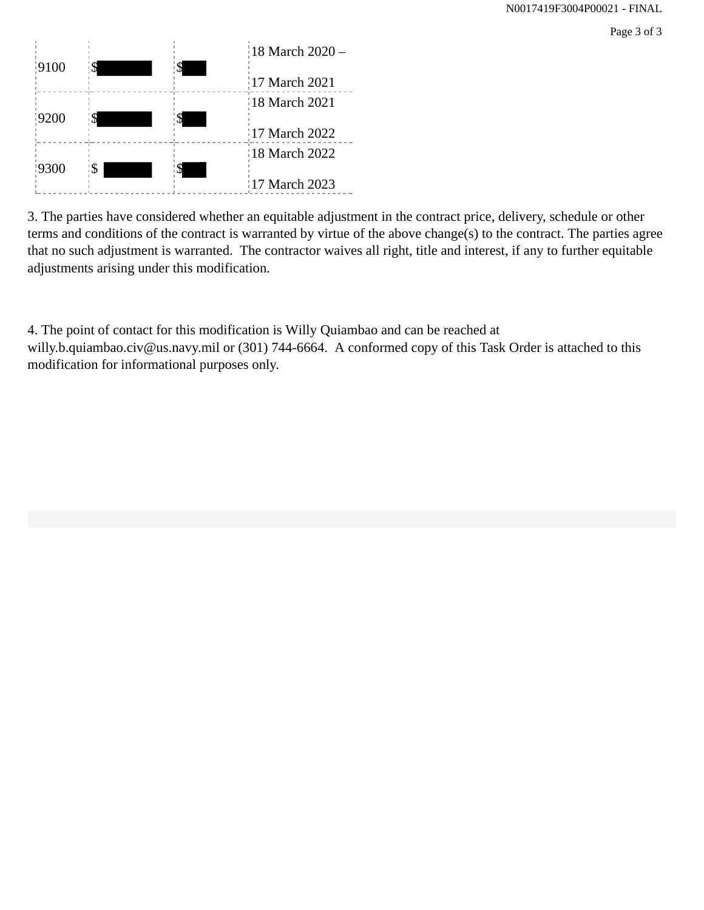| 9100 | $ | $ | 18 March 2020 – 17 March 2021 |
|---|---|---|---|
| 9200 | $ | $ | 18 March 2021 17 March 2022 |
| 9300 | $ | $ | 18 March 2022 17 March 2023 |

3. The parties have considered whether an equitable adjustment in the contract price, delivery, schedule or other terms and conditions of the contract is warranted by virtue of the above change(s) to the contract. The parties agree that no such adjustment is warranted. The contractor waives all right, title and interest, if any to further equitable adjustments arising under this modification.

4. The point of contact for this modification is Willy Quiambao and can be reached at willy.b.quiambao.civ@us.navy.mil or (301) 744-6664. A conformed copy of this Task Order is attached to this modification for informational purposes only.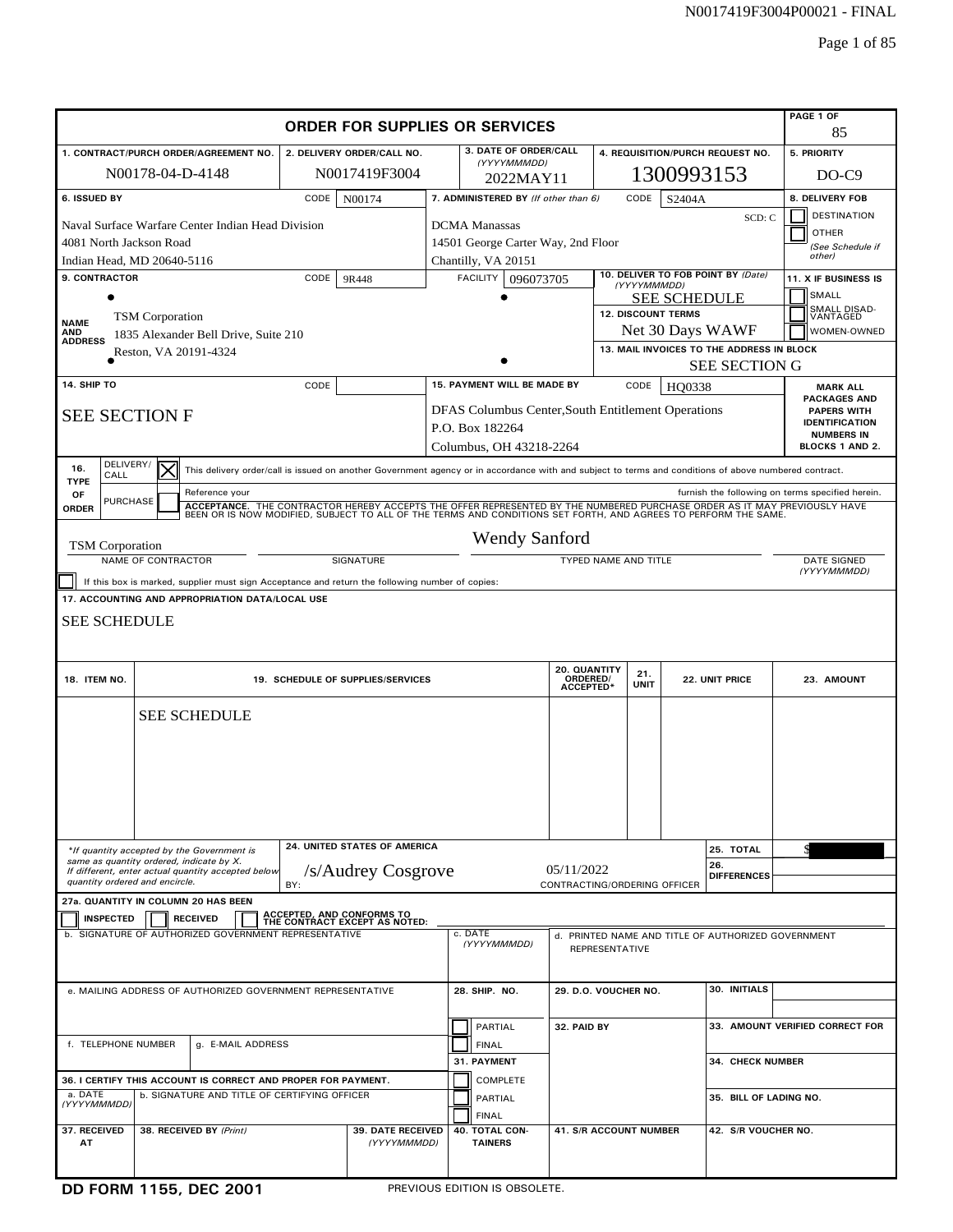# ORDER FOR SUPPLIES OR SERVICES

PAGE 1 OF 85

| 1. CONTRACT/PURCH ORDER/AGREEMENT NO. | 2. DELIVERY ORDER/CALL NO. | 3. DATE OF ORDER/CALL (YYYYMMMDD) | 4. REQUISITION/PURCH REQUEST NO. | 5. PRIORITY |
|---|---|---|---|---|
| N00178-04-D-4148 | N0017419F3004 | 2022MAY11 | 1300993153 | DO-C9 |

**6. ISSUED BY** CODE N00174

Naval Surface Warfare Center Indian Head Division
4081 North Jackson Road
Indian Head, MD 20640-5116

**7. ADMINISTERED BY** (If other than 6) CODE S2404A

DCMA Manassas
14501 George Carter Way, 2nd Floor
Chantilly, VA 20151

SCD: C

**8. DELIVERY FOB**
- [ ] DESTINATION
- [ ] OTHER (See Schedule if other)

**9. CONTRACTOR** CODE 9R448 FACILITY 096073705

NAME AND ADDRESS
TSM Corporation
1835 Alexander Bell Drive, Suite 210
Reston, VA 20191-4324

**10. DELIVER TO FOB POINT BY** (Date) (YYYYMMMDD)
SEE SCHEDULE

**11. X IF BUSINESS IS**
- [ ] SMALL
- [ ] SMALL DISADVANTAGED
- [ ] WOMEN-OWNED

**12. DISCOUNT TERMS**
Net 30 Days WAWF

**13. MAIL INVOICES TO THE ADDRESS IN BLOCK**
SEE SECTION G

**14. SHIP TO** CODE

SEE SECTION F

**15. PAYMENT WILL BE MADE BY** CODE HQ0338

DFAS Columbus Center,South Entitlement Operations
P.O. Box 182264
Columbus, OH 43218-2264

MARK ALL PACKAGES AND PAPERS WITH IDENTIFICATION NUMBERS IN BLOCKS 1 AND 2.

**16. TYPE OF ORDER**

- [x] DELIVERY/CALL — This delivery order/call is issued on another Government agency or in accordance with and subject to terms and conditions of above numbered contract.
- [ ] PURCHASE — Reference your furnish the following on terms specified herein.

ACCEPTANCE. THE CONTRACTOR HEREBY ACCEPTS THE OFFER REPRESENTED BY THE NUMBERED PURCHASE ORDER AS IT MAY PREVIOUSLY HAVE BEEN OR IS NOW MODIFIED, SUBJECT TO ALL OF THE TERMS AND CONDITIONS SET FORTH, AND AGREES TO PERFORM THE SAME.

| TSM Corporation | | Wendy Sanford | |
|---|---|---|---|
| NAME OF CONTRACTOR | SIGNATURE | TYPED NAME AND TITLE | DATE SIGNED (YYYYMMMDD) |

- [ ] If this box is marked, supplier must sign Acceptance and return the following number of copies:

**17. ACCOUNTING AND APPROPRIATION DATA/LOCAL USE**

SEE SCHEDULE

| 18. ITEM NO. | 19. SCHEDULE OF SUPPLIES/SERVICES | 20. QUANTITY ORDERED/ ACCEPTED* | 21. UNIT | 22. UNIT PRICE | 23. AMOUNT |
|---|---|---|---|---|---|
| | SEE SCHEDULE | | | | |

*If quantity accepted by the Government is same as quantity ordered, indicate by X. If different, enter actual quantity accepted below quantity ordered and encircle.

**24. UNITED STATES OF AMERICA**

BY: /s/Audrey Cosgrove 05/11/2022
CONTRACTING/ORDERING OFFICER

**25. TOTAL** $

**26. DIFFERENCES**

**27a. QUANTITY IN COLUMN 20 HAS BEEN**
- [ ] INSPECTED
- [ ] RECEIVED
- [ ] ACCEPTED, AND CONFORMS TO THE CONTRACT EXCEPT AS NOTED:

| b. SIGNATURE OF AUTHORIZED GOVERNMENT REPRESENTATIVE | c. DATE (YYYYMMMDD) | d. PRINTED NAME AND TITLE OF AUTHORIZED GOVERNMENT REPRESENTATIVE | |
|---|---|---|---|
| e. MAILING ADDRESS OF AUTHORIZED GOVERNMENT REPRESENTATIVE | 28. SHIP. NO. | 29. D.O. VOUCHER NO. | 30. INITIALS |
| | [ ] PARTIAL | 32. PAID BY | 33. AMOUNT VERIFIED CORRECT FOR |
| f. TELEPHONE NUMBER / g. E-MAIL ADDRESS | [ ] FINAL | | |
| | 31. PAYMENT | | 34. CHECK NUMBER |
| 36. I CERTIFY THIS ACCOUNT IS CORRECT AND PROPER FOR PAYMENT. | [ ] COMPLETE | | |
| a. DATE (YYYYMMMDD) / b. SIGNATURE AND TITLE OF CERTIFYING OFFICER | [ ] PARTIAL | | 35. BILL OF LADING NO. |
| | [ ] FINAL | | |

| 37. RECEIVED AT | 38. RECEIVED BY (Print) | 39. DATE RECEIVED (YYYYMMMDD) | 40. TOTAL CONTAINERS | 41. S/R ACCOUNT NUMBER | 42. S/R VOUCHER NO. |
|---|---|---|---|---|---|
| | | | | | |

DD FORM 1155, DEC 2001 — PREVIOUS EDITION IS OBSOLETE.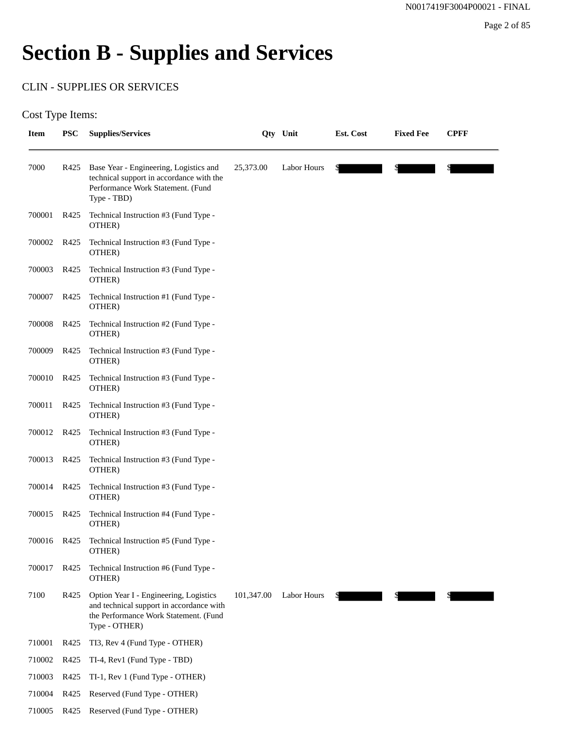# Section B - Supplies and Services

CLIN - SUPPLIES OR SERVICES

Cost Type Items:

| Item | PSC | Supplies/Services | Qty | Unit | Est. Cost | Fixed Fee | CPFF |
|---|---|---|---|---|---|---|---|
| 7000 | R425 | Base Year - Engineering, Logistics and technical support in accordance with the Performance Work Statement. (Fund Type - TBD) | 25,373.00 | Labor Hours | $ | $ | $ |
| 700001 | R425 | Technical Instruction #3 (Fund Type - OTHER) | | | | | |
| 700002 | R425 | Technical Instruction #3 (Fund Type - OTHER) | | | | | |
| 700003 | R425 | Technical Instruction #3 (Fund Type - OTHER) | | | | | |
| 700007 | R425 | Technical Instruction #1 (Fund Type - OTHER) | | | | | |
| 700008 | R425 | Technical Instruction #2 (Fund Type - OTHER) | | | | | |
| 700009 | R425 | Technical Instruction #3 (Fund Type - OTHER) | | | | | |
| 700010 | R425 | Technical Instruction #3 (Fund Type - OTHER) | | | | | |
| 700011 | R425 | Technical Instruction #3 (Fund Type - OTHER) | | | | | |
| 700012 | R425 | Technical Instruction #3 (Fund Type - OTHER) | | | | | |
| 700013 | R425 | Technical Instruction #3 (Fund Type - OTHER) | | | | | |
| 700014 | R425 | Technical Instruction #3 (Fund Type - OTHER) | | | | | |
| 700015 | R425 | Technical Instruction #4 (Fund Type - OTHER) | | | | | |
| 700016 | R425 | Technical Instruction #5 (Fund Type - OTHER) | | | | | |
| 700017 | R425 | Technical Instruction #6 (Fund Type - OTHER) | | | | | |
| 7100 | R425 | Option Year I - Engineering, Logistics and technical support in accordance with the Performance Work Statement. (Fund Type - OTHER) | 101,347.00 | Labor Hours | $ | $ | $ |
| 710001 | R425 | TI3, Rev 4 (Fund Type - OTHER) | | | | | |
| 710002 | R425 | TI-4, Rev1 (Fund Type - TBD) | | | | | |
| 710003 | R425 | TI-1, Rev 1 (Fund Type - OTHER) | | | | | |
| 710004 | R425 | Reserved (Fund Type - OTHER) | | | | | |
| 710005 | R425 | Reserved (Fund Type - OTHER) | | | | | |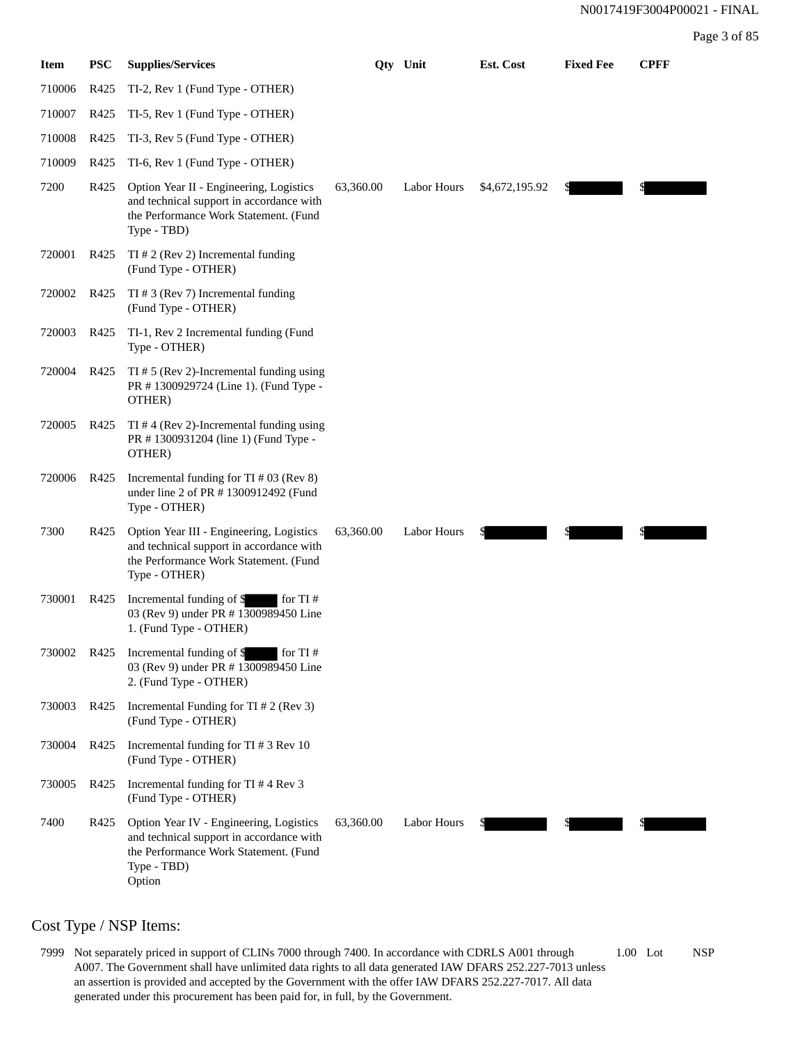| Item | PSC | Supplies/Services | Qty | Unit | Est. Cost | Fixed Fee | CPFF |
|---|---|---|---|---|---|---|---|
| 710006 | R425 | TI-2, Rev 1 (Fund Type - OTHER) | | | | | |
| 710007 | R425 | TI-5, Rev 1 (Fund Type - OTHER) | | | | | |
| 710008 | R425 | TI-3, Rev 5 (Fund Type - OTHER) | | | | | |
| 710009 | R425 | TI-6, Rev 1 (Fund Type - OTHER) | | | | | |
| 7200 | R425 | Option Year II - Engineering, Logistics and technical support in accordance with the Performance Work Statement. (Fund Type - TBD) | 63,360.00 | Labor Hours | $4,672,195.92 | $ | $ |
| 720001 | R425 | TI # 2 (Rev 2) Incremental funding (Fund Type - OTHER) | | | | | |
| 720002 | R425 | TI # 3 (Rev 7) Incremental funding (Fund Type - OTHER) | | | | | |
| 720003 | R425 | TI-1, Rev 2 Incremental funding (Fund Type - OTHER) | | | | | |
| 720004 | R425 | TI # 5 (Rev 2)-Incremental funding using PR # 1300929724 (Line 1). (Fund Type - OTHER) | | | | | |
| 720005 | R425 | TI # 4 (Rev 2)-Incremental funding using PR # 1300931204 (line 1) (Fund Type - OTHER) | | | | | |
| 720006 | R425 | Incremental funding for TI # 03 (Rev 8) under line 2 of PR # 1300912492 (Fund Type - OTHER) | | | | | |
| 7300 | R425 | Option Year III - Engineering, Logistics and technical support in accordance with the Performance Work Statement. (Fund Type - OTHER) | 63,360.00 | Labor Hours | $ | $ | $ |
| 730001 | R425 | Incremental funding of $ for TI # 03 (Rev 9) under PR # 1300989450 Line 1. (Fund Type - OTHER) | | | | | |
| 730002 | R425 | Incremental funding of $ for TI # 03 (Rev 9) under PR # 1300989450 Line 2. (Fund Type - OTHER) | | | | | |
| 730003 | R425 | Incremental Funding for TI # 2 (Rev 3) (Fund Type - OTHER) | | | | | |
| 730004 | R425 | Incremental funding for TI # 3 Rev 10 (Fund Type - OTHER) | | | | | |
| 730005 | R425 | Incremental funding for TI # 4 Rev 3 (Fund Type - OTHER) | | | | | |
| 7400 | R425 | Option Year IV - Engineering, Logistics and technical support in accordance with the Performance Work Statement. (Fund Type - TBD) Option | 63,360.00 | Labor Hours | $ | $ | $ |

## Cost Type / NSP Items:

| Item | Description | Qty | Unit | |
|---|---|---|---|---|
| 7999 | Not separately priced in support of CLINs 7000 through 7400. In accordance with CDRLS A001 through A007. The Government shall have unlimited data rights to all data generated IAW DFARS 252.227-7013 unless an assertion is provided and accepted by the Government with the offer IAW DFARS 252.227-7017. All data generated under this procurement has been paid for, in full, by the Government. | 1.00 | Lot | NSP |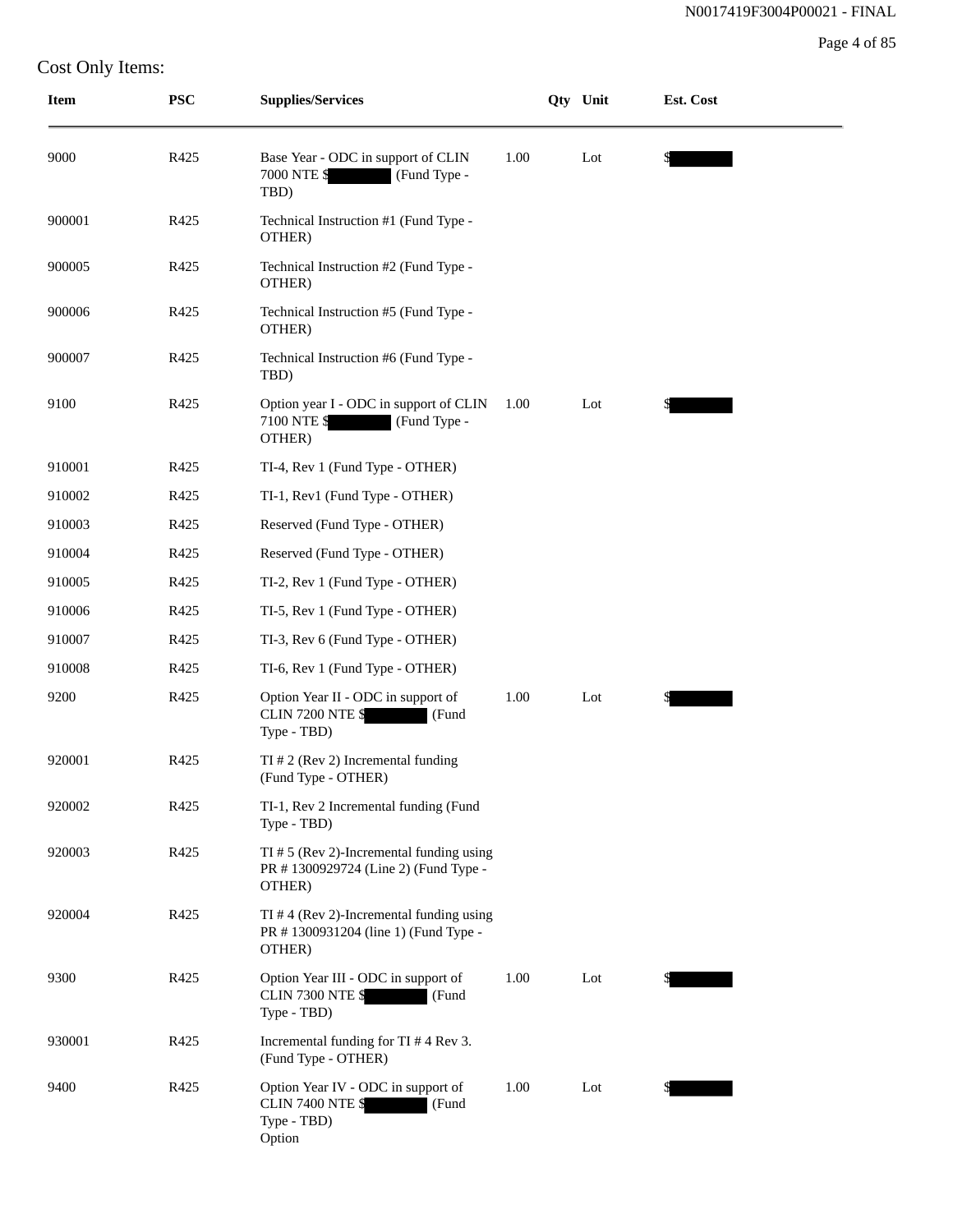Cost Only Items:

| Item | PSC | Supplies/Services | Qty | Unit | Est. Cost |
|---|---|---|---|---|---|
| 9000 | R425 | Base Year - ODC in support of CLIN 7000 NTE $[REDACTED] (Fund Type - TBD) | 1.00 | Lot | $[REDACTED] |
| 900001 | R425 | Technical Instruction #1 (Fund Type - OTHER) | | | |
| 900005 | R425 | Technical Instruction #2 (Fund Type - OTHER) | | | |
| 900006 | R425 | Technical Instruction #5 (Fund Type - OTHER) | | | |
| 900007 | R425 | Technical Instruction #6 (Fund Type - TBD) | | | |
| 9100 | R425 | Option year I - ODC in support of CLIN 7100 NTE $[REDACTED] (Fund Type - OTHER) | 1.00 | Lot | $[REDACTED] |
| 910001 | R425 | TI-4, Rev 1 (Fund Type - OTHER) | | | |
| 910002 | R425 | TI-1, Rev1 (Fund Type - OTHER) | | | |
| 910003 | R425 | Reserved (Fund Type - OTHER) | | | |
| 910004 | R425 | Reserved (Fund Type - OTHER) | | | |
| 910005 | R425 | TI-2, Rev 1 (Fund Type - OTHER) | | | |
| 910006 | R425 | TI-5, Rev 1 (Fund Type - OTHER) | | | |
| 910007 | R425 | TI-3, Rev 6 (Fund Type - OTHER) | | | |
| 910008 | R425 | TI-6, Rev 1 (Fund Type - OTHER) | | | |
| 9200 | R425 | Option Year II - ODC in support of CLIN 7200 NTE $[REDACTED] (Fund Type - TBD) | 1.00 | Lot | $[REDACTED] |
| 920001 | R425 | TI # 2 (Rev 2) Incremental funding (Fund Type - OTHER) | | | |
| 920002 | R425 | TI-1, Rev 2 Incremental funding (Fund Type - TBD) | | | |
| 920003 | R425 | TI # 5 (Rev 2)-Incremental funding using PR # 1300929724 (Line 2) (Fund Type - OTHER) | | | |
| 920004 | R425 | TI # 4 (Rev 2)-Incremental funding using PR # 1300931204 (line 1) (Fund Type - OTHER) | | | |
| 9300 | R425 | Option Year III - ODC in support of CLIN 7300 NTE $[REDACTED] (Fund Type - TBD) | 1.00 | Lot | $[REDACTED] |
| 930001 | R425 | Incremental funding for TI # 4 Rev 3. (Fund Type - OTHER) | | | |
| 9400 | R425 | Option Year IV - ODC in support of CLIN 7400 NTE $[REDACTED] (Fund Type - TBD) Option | 1.00 | Lot | $[REDACTED] |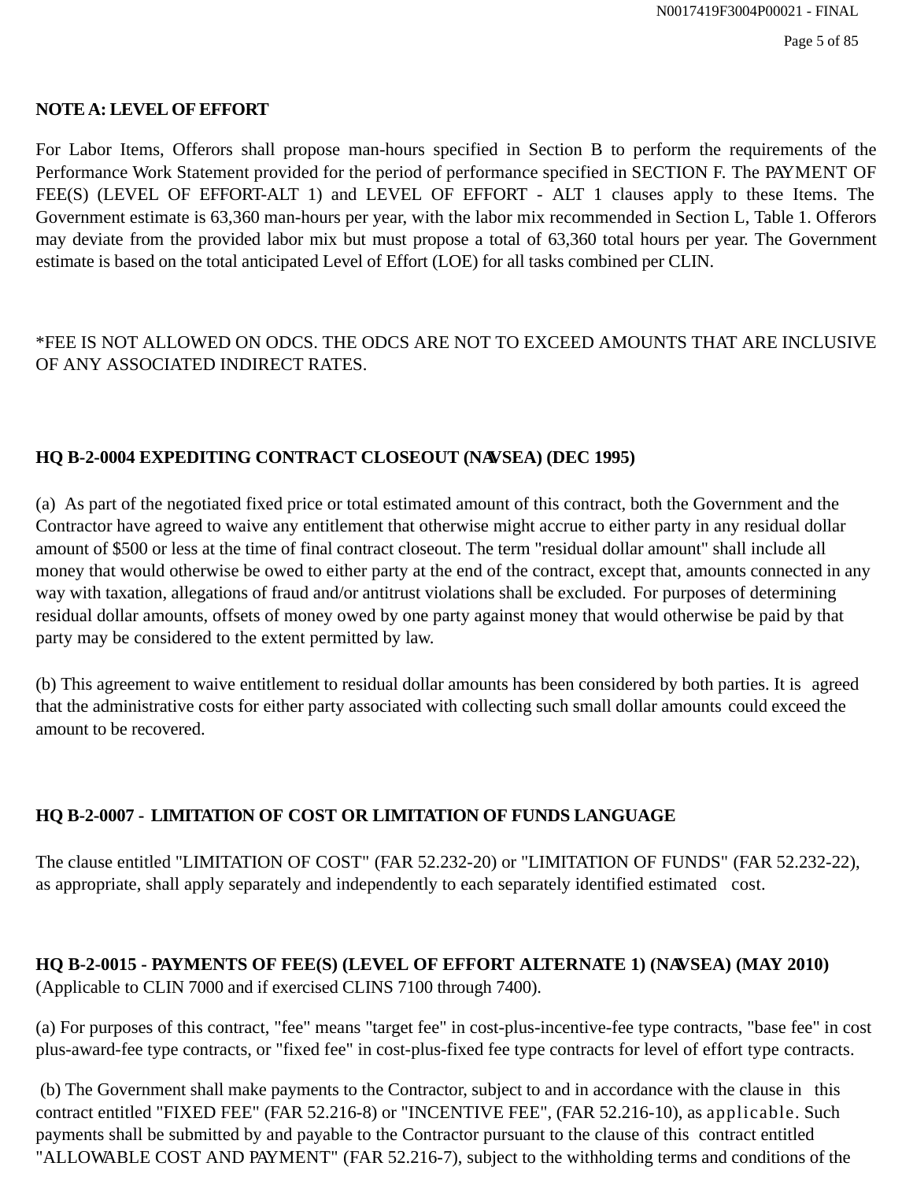**NOTE A: LEVEL OF EFFORT**

For Labor Items, Offerors shall propose man-hours specified in Section B to perform the requirements of the Performance Work Statement provided for the period of performance specified in SECTION F. The PAYMENT OF FEE(S) (LEVEL OF EFFORT-ALT 1) and LEVEL OF EFFORT - ALT 1 clauses apply to these Items. The Government estimate is 63,360 man-hours per year, with the labor mix recommended in Section L, Table 1. Offerors may deviate from the provided labor mix but must propose a total of 63,360 total hours per year. The Government estimate is based on the total anticipated Level of Effort (LOE) for all tasks combined per CLIN.

*FEE IS NOT ALLOWED ON ODCS. THE ODCS ARE NOT TO EXCEED AMOUNTS THAT ARE INCLUSIVE OF ANY ASSOCIATED INDIRECT RATES.

**HQ B-2-0004 EXPEDITING CONTRACT CLOSEOUT (NAVSEA) (DEC 1995)**

(a) As part of the negotiated fixed price or total estimated amount of this contract, both the Government and the Contractor have agreed to waive any entitlement that otherwise might accrue to either party in any residual dollar amount of $500 or less at the time of final contract closeout. The term "residual dollar amount" shall include all money that would otherwise be owed to either party at the end of the contract, except that, amounts connected in any way with taxation, allegations of fraud and/or antitrust violations shall be excluded. For purposes of determining residual dollar amounts, offsets of money owed by one party against money that would otherwise be paid by that party may be considered to the extent permitted by law.

(b) This agreement to waive entitlement to residual dollar amounts has been considered by both parties. It is agreed that the administrative costs for either party associated with collecting such small dollar amounts could exceed the amount to be recovered.

**HQ B-2-0007 - LIMITATION OF COST OR LIMITATION OF FUNDS LANGUAGE**

The clause entitled "LIMITATION OF COST" (FAR 52.232-20) or "LIMITATION OF FUNDS" (FAR 52.232-22), as appropriate, shall apply separately and independently to each separately identified estimated cost.

**HQ B-2-0015 - PAYMENTS OF FEE(S) (LEVEL OF EFFORT ALTERNATE 1) (NAVSEA) (MAY 2010)** (Applicable to CLIN 7000 and if exercised CLINS 7100 through 7400).

(a) For purposes of this contract, "fee" means "target fee" in cost-plus-incentive-fee type contracts, "base fee" in cost plus-award-fee type contracts, or "fixed fee" in cost-plus-fixed fee type contracts for level of effort type contracts.

(b) The Government shall make payments to the Contractor, subject to and in accordance with the clause in this contract entitled "FIXED FEE" (FAR 52.216-8) or "INCENTIVE FEE", (FAR 52.216-10), as applicable. Such payments shall be submitted by and payable to the Contractor pursuant to the clause of this contract entitled "ALLOWABLE COST AND PAYMENT" (FAR 52.216-7), subject to the withholding terms and conditions of the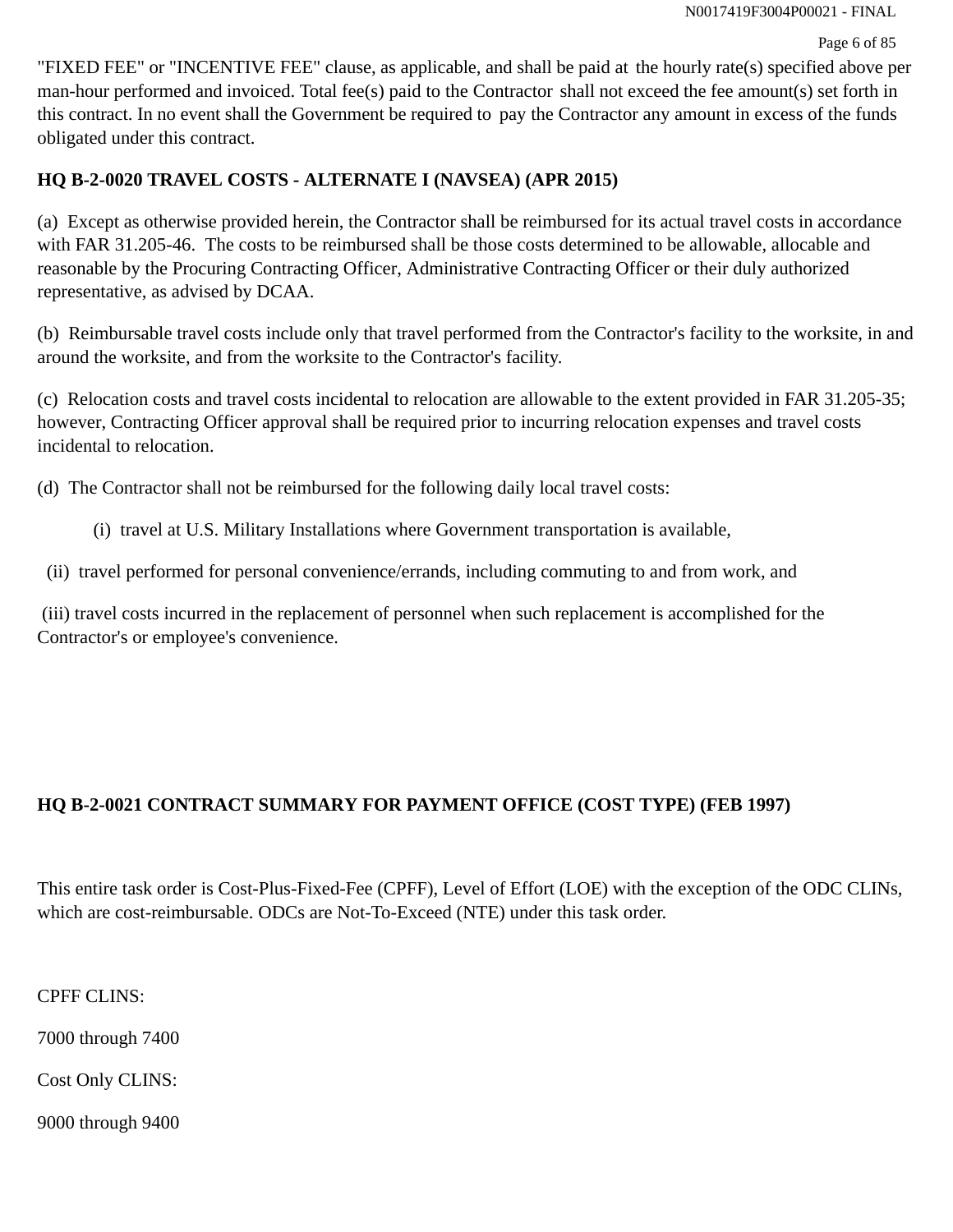"FIXED FEE" or "INCENTIVE FEE" clause, as applicable, and shall be paid at the hourly rate(s) specified above per man-hour performed and invoiced. Total fee(s) paid to the Contractor shall not exceed the fee amount(s) set forth in this contract. In no event shall the Government be required to pay the Contractor any amount in excess of the funds obligated under this contract.

**HQ B-2-0020 TRAVEL COSTS - ALTERNATE I (NAVSEA) (APR 2015)**

(a) Except as otherwise provided herein, the Contractor shall be reimbursed for its actual travel costs in accordance with FAR 31.205-46. The costs to be reimbursed shall be those costs determined to be allowable, allocable and reasonable by the Procuring Contracting Officer, Administrative Contracting Officer or their duly authorized representative, as advised by DCAA.

(b) Reimbursable travel costs include only that travel performed from the Contractor's facility to the worksite, in and around the worksite, and from the worksite to the Contractor's facility.

(c) Relocation costs and travel costs incidental to relocation are allowable to the extent provided in FAR 31.205-35; however, Contracting Officer approval shall be required prior to incurring relocation expenses and travel costs incidental to relocation.

(d) The Contractor shall not be reimbursed for the following daily local travel costs:

(i) travel at U.S. Military Installations where Government transportation is available,

(ii) travel performed for personal convenience/errands, including commuting to and from work, and

(iii) travel costs incurred in the replacement of personnel when such replacement is accomplished for the Contractor's or employee's convenience.

**HQ B-2-0021 CONTRACT SUMMARY FOR PAYMENT OFFICE (COST TYPE) (FEB 1997)**

This entire task order is Cost-Plus-Fixed-Fee (CPFF), Level of Effort (LOE) with the exception of the ODC CLINs, which are cost-reimbursable. ODCs are Not-To-Exceed (NTE) under this task order.

CPFF CLINS:

7000 through 7400

Cost Only CLINS:

9000 through 9400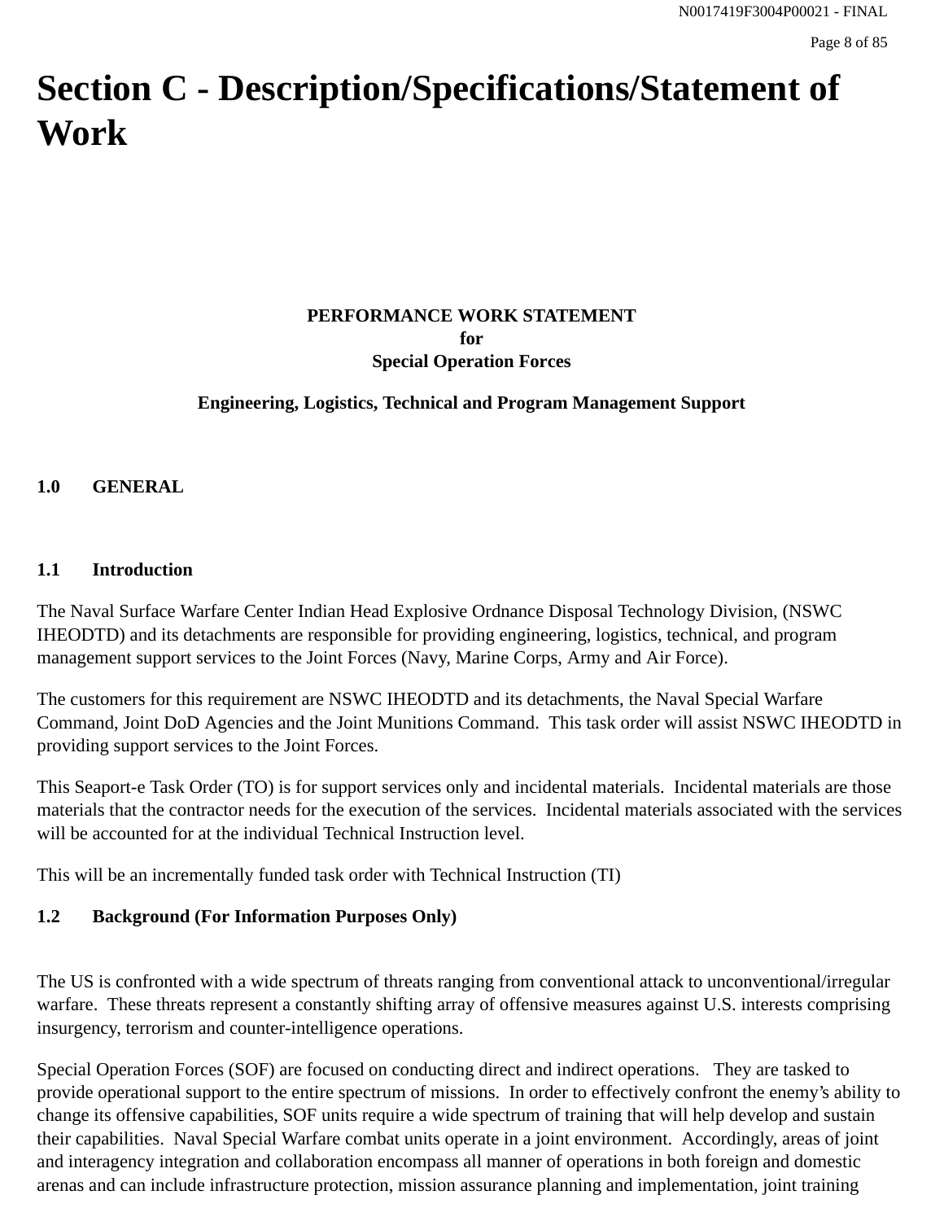# Section C - Description/Specifications/Statement of Work

**PERFORMANCE WORK STATEMENT**
**for**
**Special Operation Forces**

**Engineering, Logistics, Technical and Program Management Support**

## 1.0 GENERAL

### 1.1 Introduction

The Naval Surface Warfare Center Indian Head Explosive Ordnance Disposal Technology Division, (NSWC IHEODTD) and its detachments are responsible for providing engineering, logistics, technical, and program management support services to the Joint Forces (Navy, Marine Corps, Army and Air Force).

The customers for this requirement are NSWC IHEODTD and its detachments, the Naval Special Warfare Command, Joint DoD Agencies and the Joint Munitions Command. This task order will assist NSWC IHEODTD in providing support services to the Joint Forces.

This Seaport-e Task Order (TO) is for support services only and incidental materials. Incidental materials are those materials that the contractor needs for the execution of the services. Incidental materials associated with the services will be accounted for at the individual Technical Instruction level.

This will be an incrementally funded task order with Technical Instruction (TI)

### 1.2 Background (For Information Purposes Only)

The US is confronted with a wide spectrum of threats ranging from conventional attack to unconventional/irregular warfare. These threats represent a constantly shifting array of offensive measures against U.S. interests comprising insurgency, terrorism and counter-intelligence operations.

Special Operation Forces (SOF) are focused on conducting direct and indirect operations. They are tasked to provide operational support to the entire spectrum of missions. In order to effectively confront the enemy's ability to change its offensive capabilities, SOF units require a wide spectrum of training that will help develop and sustain their capabilities. Naval Special Warfare combat units operate in a joint environment. Accordingly, areas of joint and interagency integration and collaboration encompass all manner of operations in both foreign and domestic arenas and can include infrastructure protection, mission assurance planning and implementation, joint training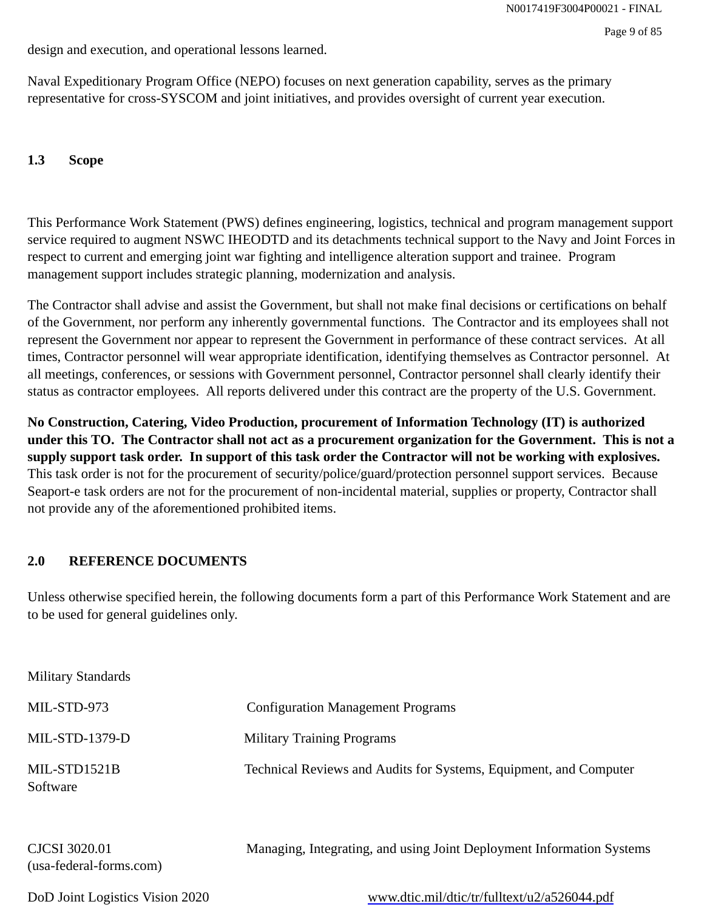design and execution, and operational lessons learned.

Naval Expeditionary Program Office (NEPO) focuses on next generation capability, serves as the primary representative for cross-SYSCOM and joint initiatives, and provides oversight of current year execution.

### 1.3 Scope

This Performance Work Statement (PWS) defines engineering, logistics, technical and program management support service required to augment NSWC IHEODTD and its detachments technical support to the Navy and Joint Forces in respect to current and emerging joint war fighting and intelligence alteration support and trainee. Program management support includes strategic planning, modernization and analysis.

The Contractor shall advise and assist the Government, but shall not make final decisions or certifications on behalf of the Government, nor perform any inherently governmental functions. The Contractor and its employees shall not represent the Government nor appear to represent the Government in performance of these contract services. At all times, Contractor personnel will wear appropriate identification, identifying themselves as Contractor personnel. At all meetings, conferences, or sessions with Government personnel, Contractor personnel shall clearly identify their status as contractor employees. All reports delivered under this contract are the property of the U.S. Government.

**No Construction, Catering, Video Production, procurement of Information Technology (IT) is authorized under this TO. The Contractor shall not act as a procurement organization for the Government. This is not a supply support task order. In support of this task order the Contractor will not be working with explosives.** This task order is not for the procurement of security/police/guard/protection personnel support services. Because Seaport-e task orders are not for the procurement of non-incidental material, supplies or property, Contractor shall not provide any of the aforementioned prohibited items.

## 2.0 REFERENCE DOCUMENTS

Unless otherwise specified herein, the following documents form a part of this Performance Work Statement and are to be used for general guidelines only.

Military Standards

| | |
|---|---|
| MIL-STD-973 | Configuration Management Programs |
| MIL-STD-1379-D | Military Training Programs |
| MIL-STD1521B | Technical Reviews and Audits for Systems, Equipment, and Computer Software |
| CJCSI 3020.01 (usa-federal-forms.com) | Managing, Integrating, and using Joint Deployment Information Systems |
| DoD Joint Logistics Vision 2020 | www.dtic.mil/dtic/tr/fulltext/u2/a526044.pdf |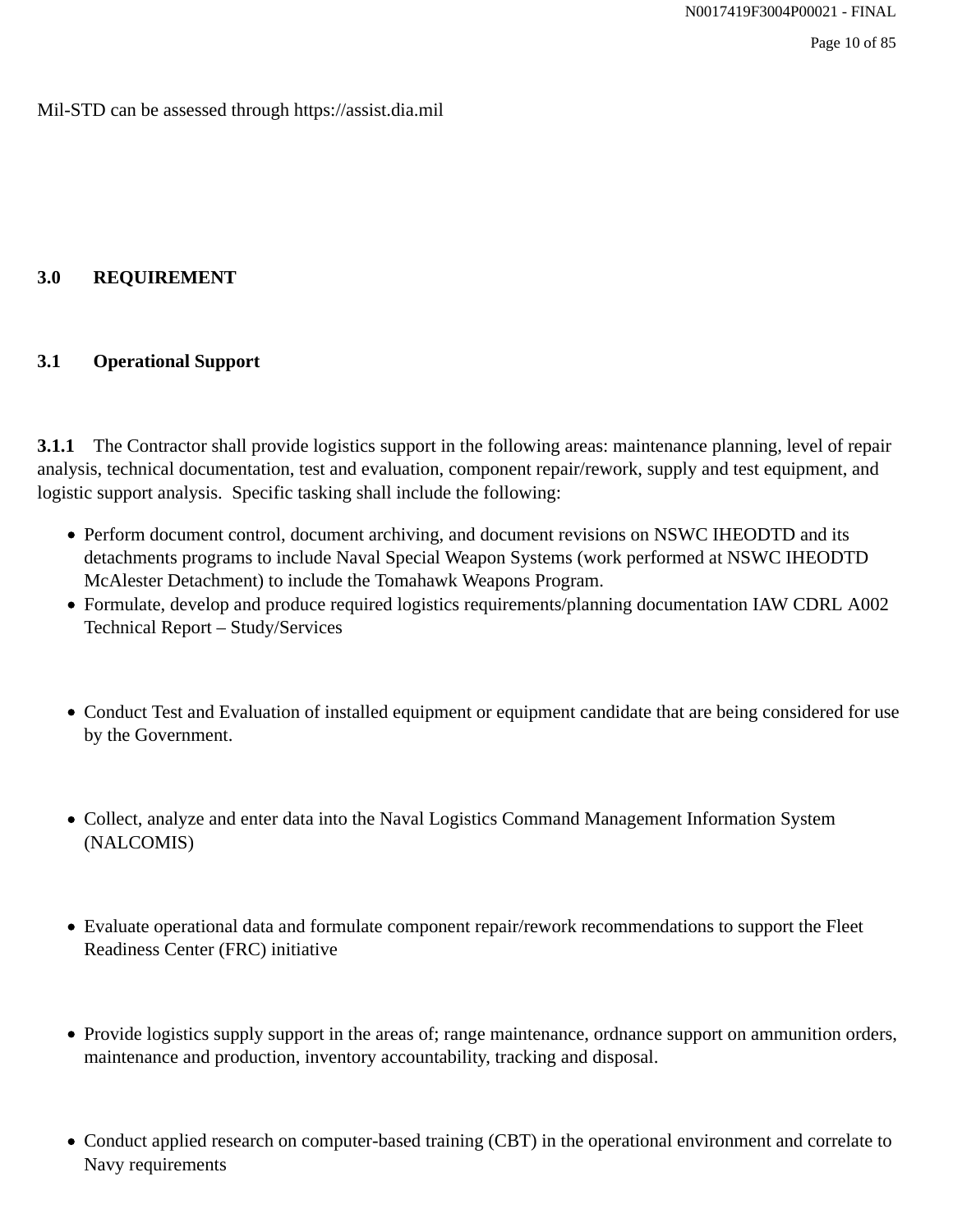Mil-STD can be assessed through https://assist.dia.mil

## 3.0 REQUIREMENT

### 3.1 Operational Support

**3.1.1** The Contractor shall provide logistics support in the following areas: maintenance planning, level of repair analysis, technical documentation, test and evaluation, component repair/rework, supply and test equipment, and logistic support analysis. Specific tasking shall include the following:

- Perform document control, document archiving, and document revisions on NSWC IHEODTD and its detachments programs to include Naval Special Weapon Systems (work performed at NSWC IHEODTD McAlester Detachment) to include the Tomahawk Weapons Program.
- Formulate, develop and produce required logistics requirements/planning documentation IAW CDRL A002 Technical Report – Study/Services
- Conduct Test and Evaluation of installed equipment or equipment candidate that are being considered for use by the Government.
- Collect, analyze and enter data into the Naval Logistics Command Management Information System (NALCOMIS)
- Evaluate operational data and formulate component repair/rework recommendations to support the Fleet Readiness Center (FRC) initiative
- Provide logistics supply support in the areas of; range maintenance, ordnance support on ammunition orders, maintenance and production, inventory accountability, tracking and disposal.
- Conduct applied research on computer-based training (CBT) in the operational environment and correlate to Navy requirements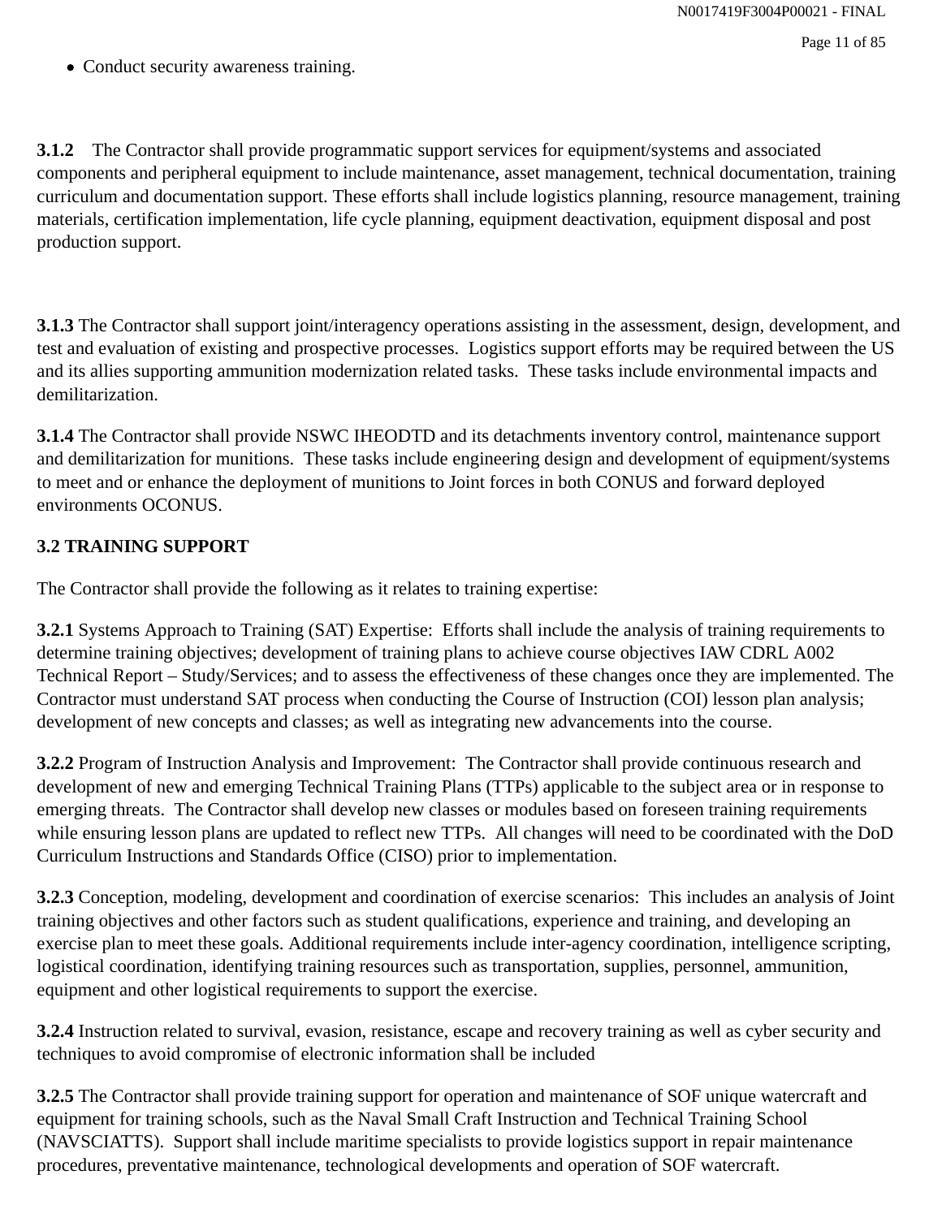- Conduct security awareness training.

**3.1.2** The Contractor shall provide programmatic support services for equipment/systems and associated components and peripheral equipment to include maintenance, asset management, technical documentation, training curriculum and documentation support. These efforts shall include logistics planning, resource management, training materials, certification implementation, life cycle planning, equipment deactivation, equipment disposal and post production support.

**3.1.3** The Contractor shall support joint/interagency operations assisting in the assessment, design, development, and test and evaluation of existing and prospective processes. Logistics support efforts may be required between the US and its allies supporting ammunition modernization related tasks. These tasks include environmental impacts and demilitarization.

**3.1.4** The Contractor shall provide NSWC IHEODTD and its detachments inventory control, maintenance support and demilitarization for munitions. These tasks include engineering design and development of equipment/systems to meet and or enhance the deployment of munitions to Joint forces in both CONUS and forward deployed environments OCONUS.

**3.2 TRAINING SUPPORT**

The Contractor shall provide the following as it relates to training expertise:

**3.2.1** Systems Approach to Training (SAT) Expertise: Efforts shall include the analysis of training requirements to determine training objectives; development of training plans to achieve course objectives IAW CDRL A002 Technical Report – Study/Services; and to assess the effectiveness of these changes once they are implemented. The Contractor must understand SAT process when conducting the Course of Instruction (COI) lesson plan analysis; development of new concepts and classes; as well as integrating new advancements into the course.

**3.2.2** Program of Instruction Analysis and Improvement: The Contractor shall provide continuous research and development of new and emerging Technical Training Plans (TTPs) applicable to the subject area or in response to emerging threats. The Contractor shall develop new classes or modules based on foreseen training requirements while ensuring lesson plans are updated to reflect new TTPs. All changes will need to be coordinated with the DoD Curriculum Instructions and Standards Office (CISO) prior to implementation.

**3.2.3** Conception, modeling, development and coordination of exercise scenarios: This includes an analysis of Joint training objectives and other factors such as student qualifications, experience and training, and developing an exercise plan to meet these goals. Additional requirements include inter-agency coordination, intelligence scripting, logistical coordination, identifying training resources such as transportation, supplies, personnel, ammunition, equipment and other logistical requirements to support the exercise.

**3.2.4** Instruction related to survival, evasion, resistance, escape and recovery training as well as cyber security and techniques to avoid compromise of electronic information shall be included

**3.2.5** The Contractor shall provide training support for operation and maintenance of SOF unique watercraft and equipment for training schools, such as the Naval Small Craft Instruction and Technical Training School (NAVSCIATTS). Support shall include maritime specialists to provide logistics support in repair maintenance procedures, preventative maintenance, technological developments and operation of SOF watercraft.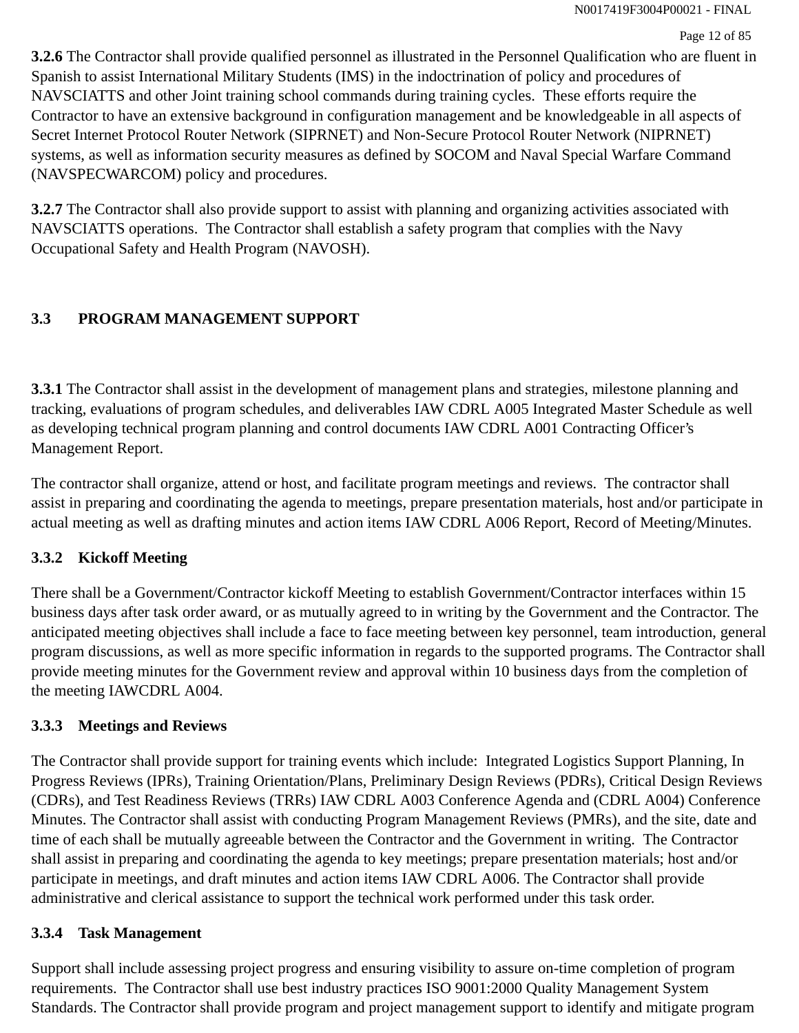**3.2.6** The Contractor shall provide qualified personnel as illustrated in the Personnel Qualification who are fluent in Spanish to assist International Military Students (IMS) in the indoctrination of policy and procedures of NAVSCIATTS and other Joint training school commands during training cycles. These efforts require the Contractor to have an extensive background in configuration management and be knowledgeable in all aspects of Secret Internet Protocol Router Network (SIPRNET) and Non-Secure Protocol Router Network (NIPRNET) systems, as well as information security measures as defined by SOCOM and Naval Special Warfare Command (NAVSPECWARCOM) policy and procedures.

**3.2.7** The Contractor shall also provide support to assist with planning and organizing activities associated with NAVSCIATTS operations. The Contractor shall establish a safety program that complies with the Navy Occupational Safety and Health Program (NAVOSH).

## 3.3 PROGRAM MANAGEMENT SUPPORT

**3.3.1** The Contractor shall assist in the development of management plans and strategies, milestone planning and tracking, evaluations of program schedules, and deliverables IAW CDRL A005 Integrated Master Schedule as well as developing technical program planning and control documents IAW CDRL A001 Contracting Officer's Management Report.

The contractor shall organize, attend or host, and facilitate program meetings and reviews. The contractor shall assist in preparing and coordinating the agenda to meetings, prepare presentation materials, host and/or participate in actual meeting as well as drafting minutes and action items IAW CDRL A006 Report, Record of Meeting/Minutes.

### 3.3.2 Kickoff Meeting

There shall be a Government/Contractor kickoff Meeting to establish Government/Contractor interfaces within 15 business days after task order award, or as mutually agreed to in writing by the Government and the Contractor. The anticipated meeting objectives shall include a face to face meeting between key personnel, team introduction, general program discussions, as well as more specific information in regards to the supported programs. The Contractor shall provide meeting minutes for the Government review and approval within 10 business days from the completion of the meeting IAWCDRL A004.

### 3.3.3 Meetings and Reviews

The Contractor shall provide support for training events which include: Integrated Logistics Support Planning, In Progress Reviews (IPRs), Training Orientation/Plans, Preliminary Design Reviews (PDRs), Critical Design Reviews (CDRs), and Test Readiness Reviews (TRRs) IAW CDRL A003 Conference Agenda and (CDRL A004) Conference Minutes. The Contractor shall assist with conducting Program Management Reviews (PMRs), and the site, date and time of each shall be mutually agreeable between the Contractor and the Government in writing. The Contractor shall assist in preparing and coordinating the agenda to key meetings; prepare presentation materials; host and/or participate in meetings, and draft minutes and action items IAW CDRL A006. The Contractor shall provide administrative and clerical assistance to support the technical work performed under this task order.

### 3.3.4 Task Management

Support shall include assessing project progress and ensuring visibility to assure on-time completion of program requirements. The Contractor shall use best industry practices ISO 9001:2000 Quality Management System Standards. The Contractor shall provide program and project management support to identify and mitigate program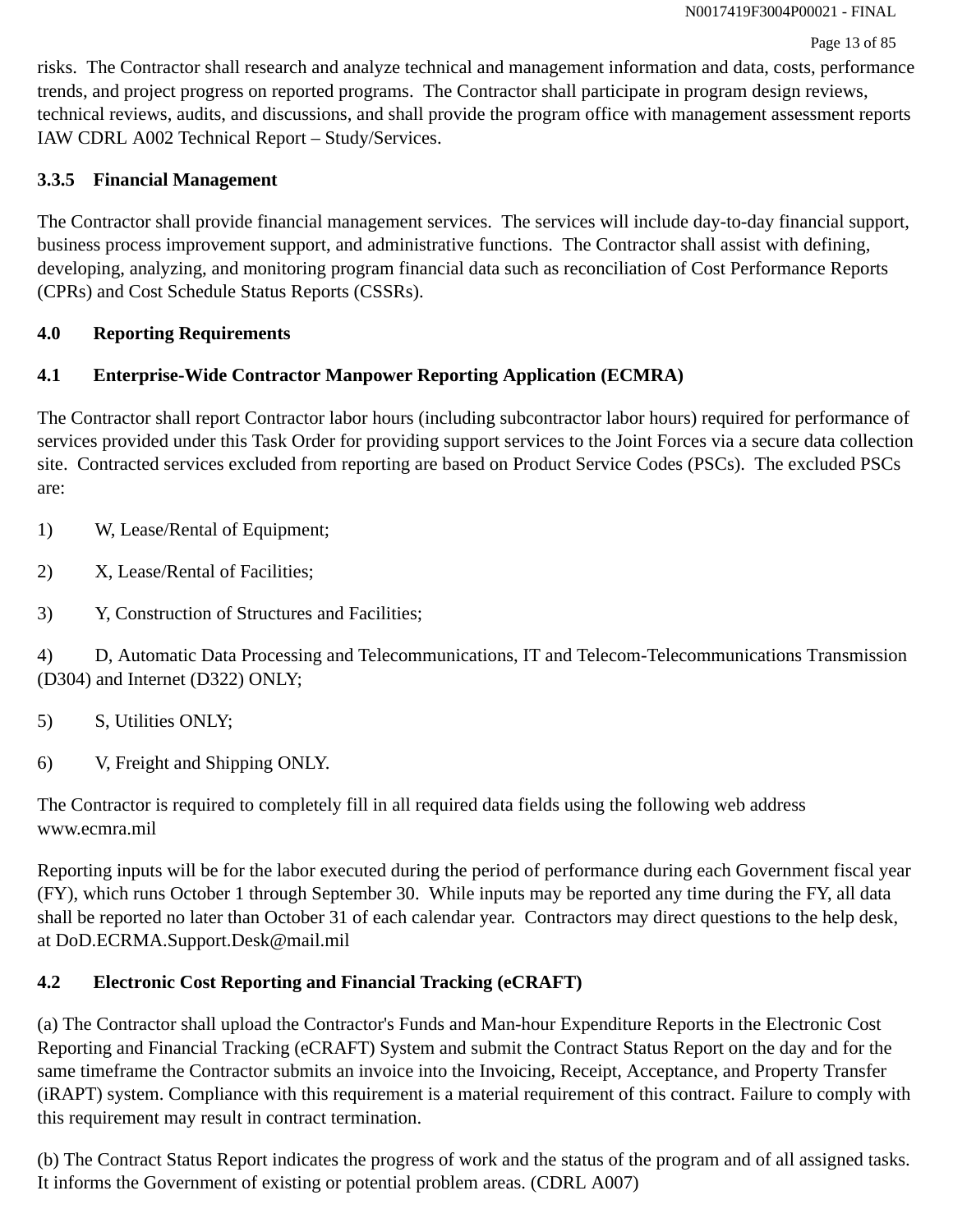risks. The Contractor shall research and analyze technical and management information and data, costs, performance trends, and project progress on reported programs. The Contractor shall participate in program design reviews, technical reviews, audits, and discussions, and shall provide the program office with management assessment reports IAW CDRL A002 Technical Report – Study/Services.

### 3.3.5 Financial Management

The Contractor shall provide financial management services. The services will include day-to-day financial support, business process improvement support, and administrative functions. The Contractor shall assist with defining, developing, analyzing, and monitoring program financial data such as reconciliation of Cost Performance Reports (CPRs) and Cost Schedule Status Reports (CSSRs).

## 4.0 Reporting Requirements

### 4.1 Enterprise-Wide Contractor Manpower Reporting Application (ECMRA)

The Contractor shall report Contractor labor hours (including subcontractor labor hours) required for performance of services provided under this Task Order for providing support services to the Joint Forces via a secure data collection site. Contracted services excluded from reporting are based on Product Service Codes (PSCs). The excluded PSCs are:

1) W, Lease/Rental of Equipment;

2) X, Lease/Rental of Facilities;

3) Y, Construction of Structures and Facilities;

4) D, Automatic Data Processing and Telecommunications, IT and Telecom-Telecommunications Transmission (D304) and Internet (D322) ONLY;

5) S, Utilities ONLY;

6) V, Freight and Shipping ONLY.

The Contractor is required to completely fill in all required data fields using the following web address www.ecmra.mil

Reporting inputs will be for the labor executed during the period of performance during each Government fiscal year (FY), which runs October 1 through September 30. While inputs may be reported any time during the FY, all data shall be reported no later than October 31 of each calendar year. Contractors may direct questions to the help desk, at DoD.ECRMA.Support.Desk@mail.mil

### 4.2 Electronic Cost Reporting and Financial Tracking (eCRAFT)

(a) The Contractor shall upload the Contractor's Funds and Man-hour Expenditure Reports in the Electronic Cost Reporting and Financial Tracking (eCRAFT) System and submit the Contract Status Report on the day and for the same timeframe the Contractor submits an invoice into the Invoicing, Receipt, Acceptance, and Property Transfer (iRAPT) system. Compliance with this requirement is a material requirement of this contract. Failure to comply with this requirement may result in contract termination.

(b) The Contract Status Report indicates the progress of work and the status of the program and of all assigned tasks. It informs the Government of existing or potential problem areas. (CDRL A007)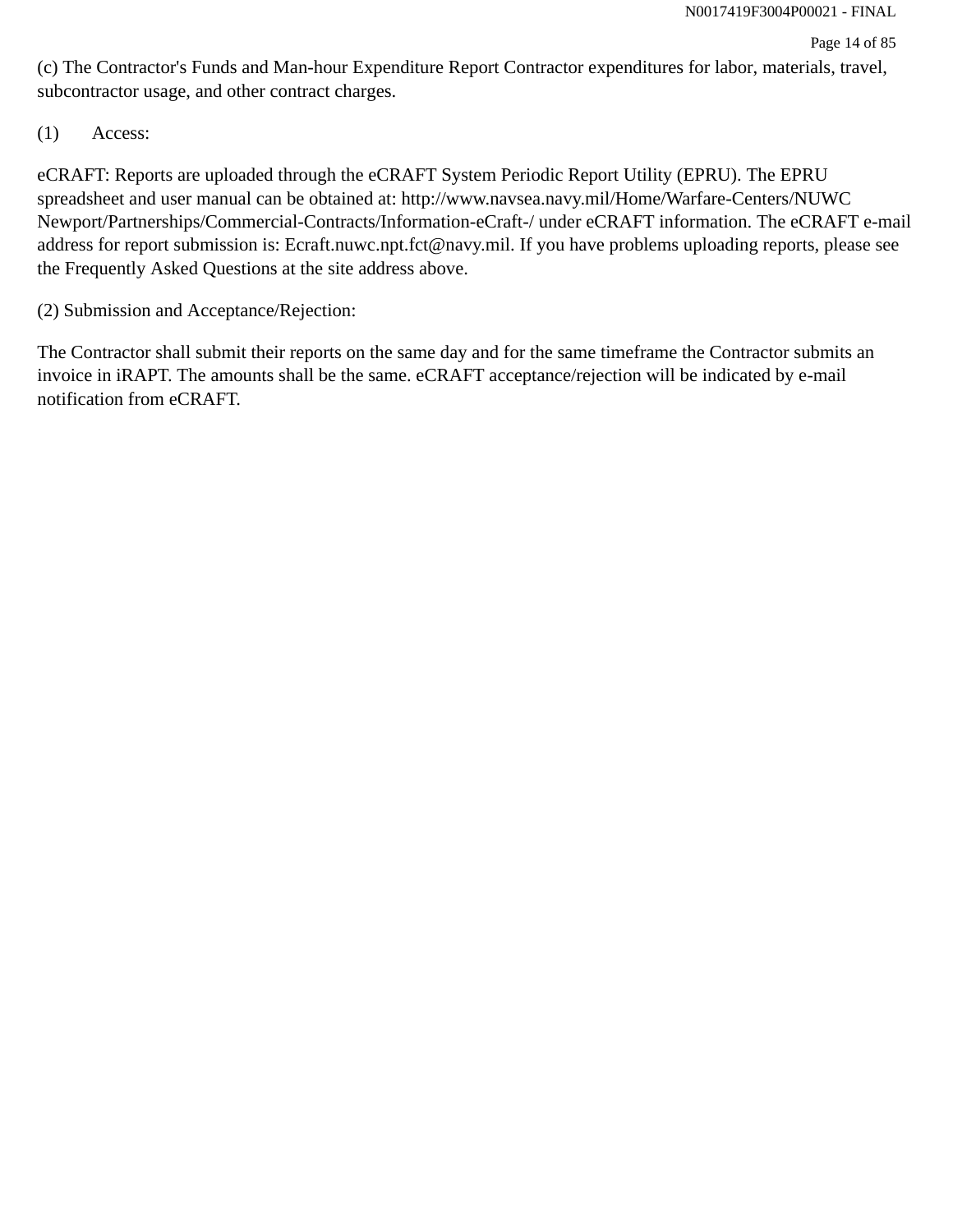(c) The Contractor's Funds and Man-hour Expenditure Report Contractor expenditures for labor, materials, travel, subcontractor usage, and other contract charges.

(1) Access:

eCRAFT: Reports are uploaded through the eCRAFT System Periodic Report Utility (EPRU). The EPRU spreadsheet and user manual can be obtained at: http://www.navsea.navy.mil/Home/Warfare-Centers/NUWC Newport/Partnerships/Commercial-Contracts/Information-eCraft-/ under eCRAFT information. The eCRAFT e-mail address for report submission is: Ecraft.nuwc.npt.fct@navy.mil. If you have problems uploading reports, please see the Frequently Asked Questions at the site address above.

(2) Submission and Acceptance/Rejection:

The Contractor shall submit their reports on the same day and for the same timeframe the Contractor submits an invoice in iRAPT. The amounts shall be the same. eCRAFT acceptance/rejection will be indicated by e-mail notification from eCRAFT.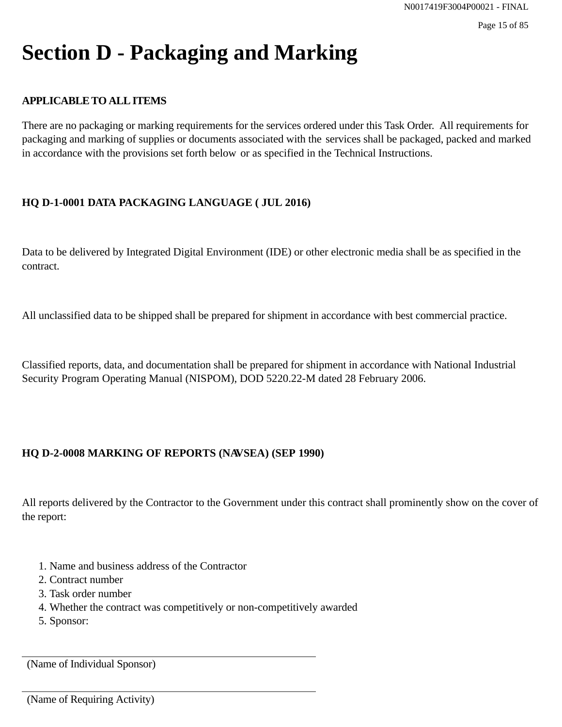# Section D - Packaging and Marking

**APPLICABLE TO ALL ITEMS**

There are no packaging or marking requirements for the services ordered under this Task Order. All requirements for packaging and marking of supplies or documents associated with the services shall be packaged, packed and marked in accordance with the provisions set forth below or as specified in the Technical Instructions.

**HQ D-1-0001 DATA PACKAGING LANGUAGE ( JUL 2016)**

Data to be delivered by Integrated Digital Environment (IDE) or other electronic media shall be as specified in the contract.

All unclassified data to be shipped shall be prepared for shipment in accordance with best commercial practice.

Classified reports, data, and documentation shall be prepared for shipment in accordance with National Industrial Security Program Operating Manual (NISPOM), DOD 5220.22-M dated 28 February 2006.

**HQ D-2-0008 MARKING OF REPORTS (NAVSEA) (SEP 1990)**

All reports delivered by the Contractor to the Government under this contract shall prominently show on the cover of the report:

1. Name and business address of the Contractor
2. Contract number
3. Task order number
4. Whether the contract was competitively or non-competitively awarded
5. Sponsor:

\_\_\_\_\_\_\_\_\_\_\_\_\_\_\_\_\_\_\_\_\_\_\_\_\_\_\_\_\_\_\_\_\_\_\_\_\_\_\_\_\_\_\_\_\_\_\_\_

(Name of Individual Sponsor)

\_\_\_\_\_\_\_\_\_\_\_\_\_\_\_\_\_\_\_\_\_\_\_\_\_\_\_\_\_\_\_\_\_\_\_\_\_\_\_\_\_\_\_\_\_\_\_\_

(Name of Requiring Activity)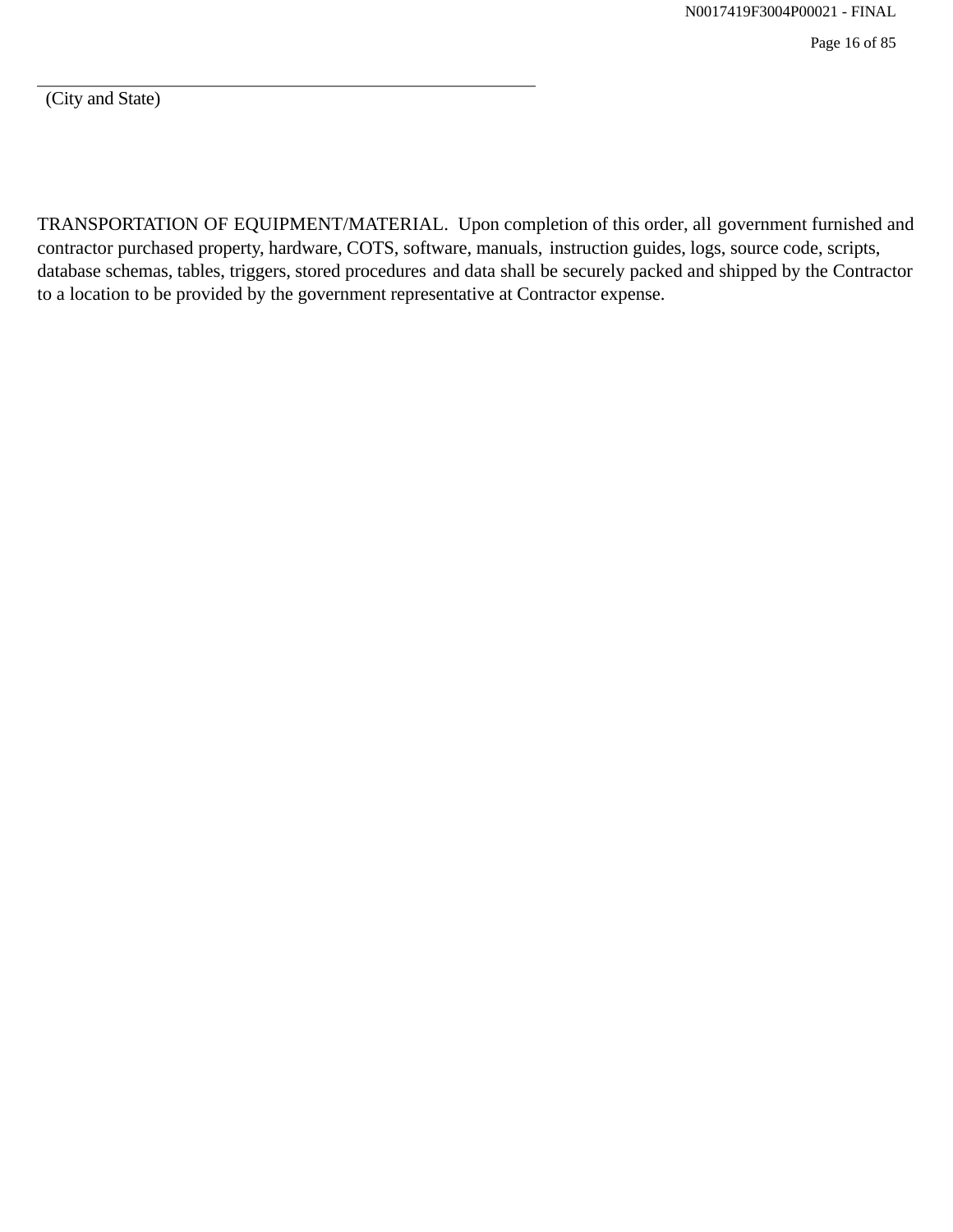\_\_\_\_\_\_\_\_\_\_\_\_\_\_\_\_\_\_\_\_\_\_\_\_\_\_\_\_\_\_\_\_\_\_\_\_\_\_\_\_\_\_\_\_\_\_\_\_\_\_\_\_

(City and State)

TRANSPORTATION OF EQUIPMENT/MATERIAL. Upon completion of this order, all government furnished and contractor purchased property, hardware, COTS, software, manuals, instruction guides, logs, source code, scripts, database schemas, tables, triggers, stored procedures and data shall be securely packed and shipped by the Contractor to a location to be provided by the government representative at Contractor expense.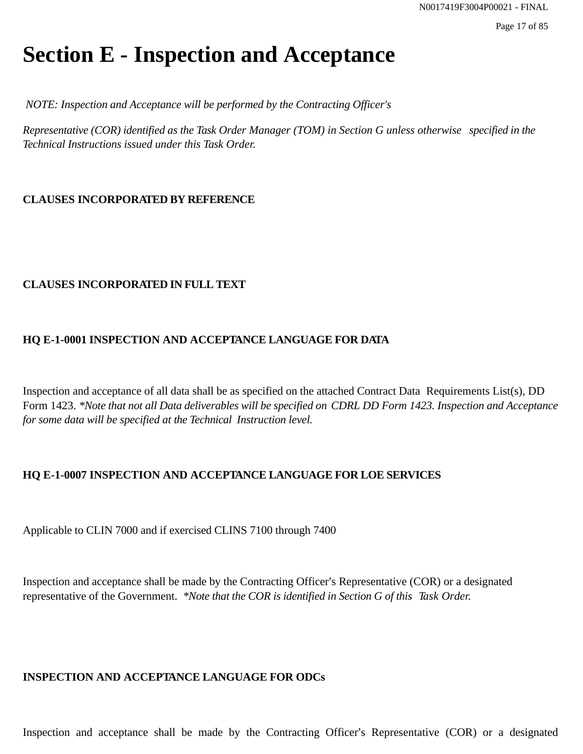# Section E - Inspection and Acceptance

*NOTE: Inspection and Acceptance will be performed by the Contracting Officer's*

*Representative (COR) identified as the Task Order Manager (TOM) in Section G unless otherwise specified in the Technical Instructions issued under this Task Order.*

**CLAUSES INCORPORATED BY REFERENCE**

**CLAUSES INCORPORATED IN FULL TEXT**

**HQ E-1-0001 INSPECTION AND ACCEPTANCE LANGUAGE FOR DATA**

Inspection and acceptance of all data shall be as specified on the attached Contract Data Requirements List(s), DD Form 1423. *\*Note that not all Data deliverables will be specified on CDRL DD Form 1423. Inspection and Acceptance for some data will be specified at the Technical Instruction level.*

**HQ E-1-0007 INSPECTION AND ACCEPTANCE LANGUAGE FOR LOE SERVICES**

Applicable to CLIN 7000 and if exercised CLINS 7100 through 7400

Inspection and acceptance shall be made by the Contracting Officer's Representative (COR) or a designated representative of the Government. *\*Note that the COR is identified in Section G of this Task Order.*

**INSPECTION AND ACCEPTANCE LANGUAGE FOR ODCs**

Inspection and acceptance shall be made by the Contracting Officer's Representative (COR) or a designated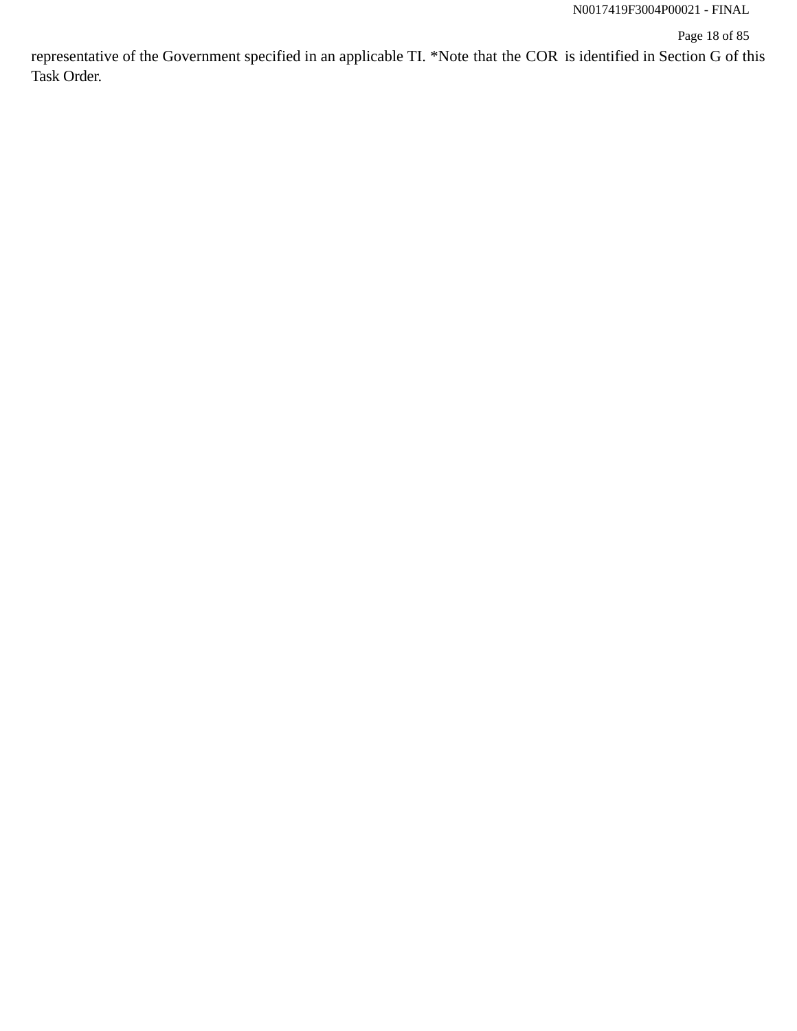representative of the Government specified in an applicable TI. *Note that the COR is identified in Section G of this Task Order.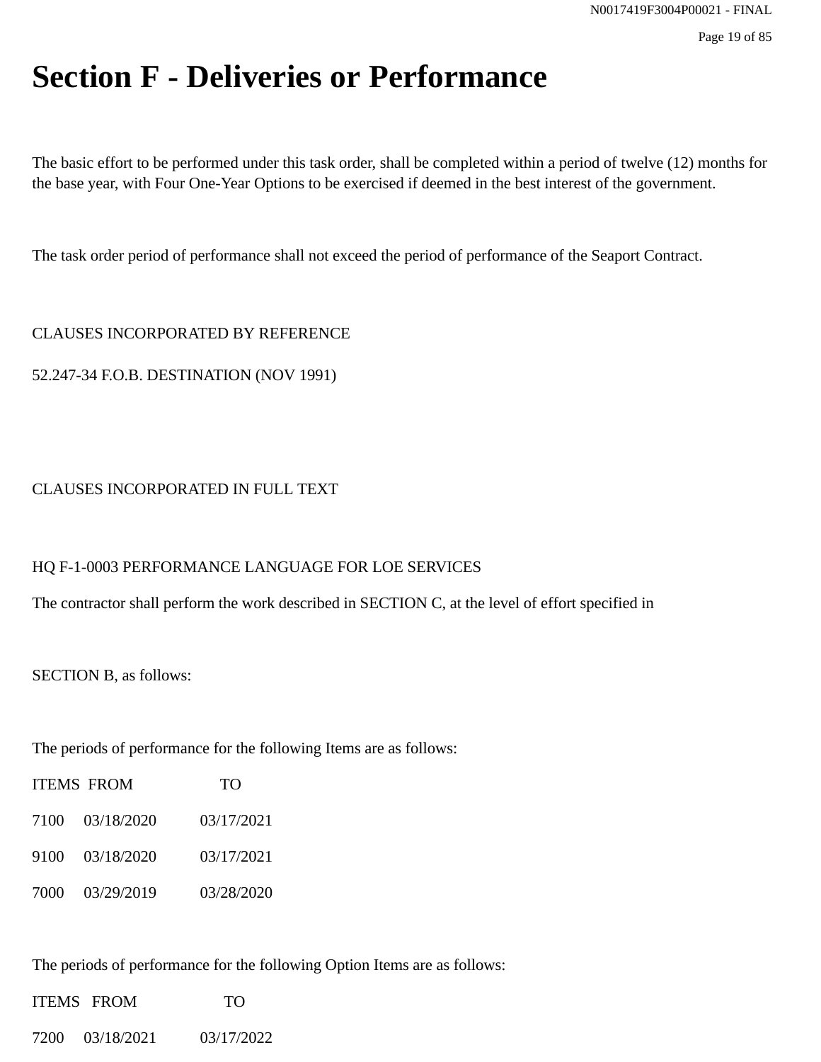# Section F - Deliveries or Performance

The basic effort to be performed under this task order, shall be completed within a period of twelve (12) months for the base year, with Four One-Year Options to be exercised if deemed in the best interest of the government.

The task order period of performance shall not exceed the period of performance of the Seaport Contract.

CLAUSES INCORPORATED BY REFERENCE

52.247-34 F.O.B. DESTINATION (NOV 1991)

CLAUSES INCORPORATED IN FULL TEXT

HQ F-1-0003 PERFORMANCE LANGUAGE FOR LOE SERVICES

The contractor shall perform the work described in SECTION C, at the level of effort specified in

SECTION B, as follows:

The periods of performance for the following Items are as follows:

| ITEMS | FROM | TO |
|---|---|---|
| 7100 | 03/18/2020 | 03/17/2021 |
| 9100 | 03/18/2020 | 03/17/2021 |
| 7000 | 03/29/2019 | 03/28/2020 |

The periods of performance for the following Option Items are as follows:

| ITEMS | FROM | TO |
|---|---|---|
| 7200 | 03/18/2021 | 03/17/2022 |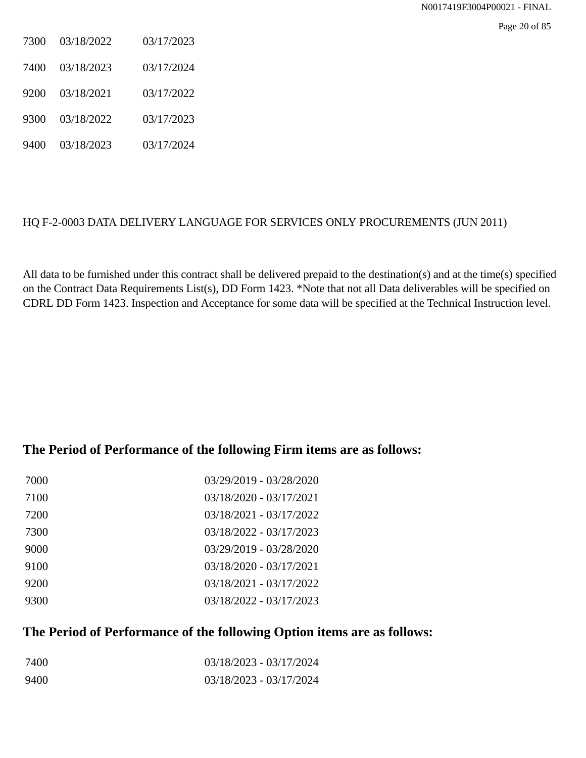| | | |
|---|---|---|
| 7300 | 03/18/2022 | 03/17/2023 |
| 7400 | 03/18/2023 | 03/17/2024 |
| 9200 | 03/18/2021 | 03/17/2022 |
| 9300 | 03/18/2022 | 03/17/2023 |
| 9400 | 03/18/2023 | 03/17/2024 |

HQ F-2-0003 DATA DELIVERY LANGUAGE FOR SERVICES ONLY PROCUREMENTS (JUN 2011)

All data to be furnished under this contract shall be delivered prepaid to the destination(s) and at the time(s) specified on the Contract Data Requirements List(s), DD Form 1423. *Note that not all Data deliverables will be specified on CDRL DD Form 1423. Inspection and Acceptance for some data will be specified at the Technical Instruction level.

## The Period of Performance of the following Firm items are as follows:

| | |
|---|---|
| 7000 | 03/29/2019 - 03/28/2020 |
| 7100 | 03/18/2020 - 03/17/2021 |
| 7200 | 03/18/2021 - 03/17/2022 |
| 7300 | 03/18/2022 - 03/17/2023 |
| 9000 | 03/29/2019 - 03/28/2020 |
| 9100 | 03/18/2020 - 03/17/2021 |
| 9200 | 03/18/2021 - 03/17/2022 |
| 9300 | 03/18/2022 - 03/17/2023 |

## The Period of Performance of the following Option items are as follows:

| | |
|---|---|
| 7400 | 03/18/2023 - 03/17/2024 |
| 9400 | 03/18/2023 - 03/17/2024 |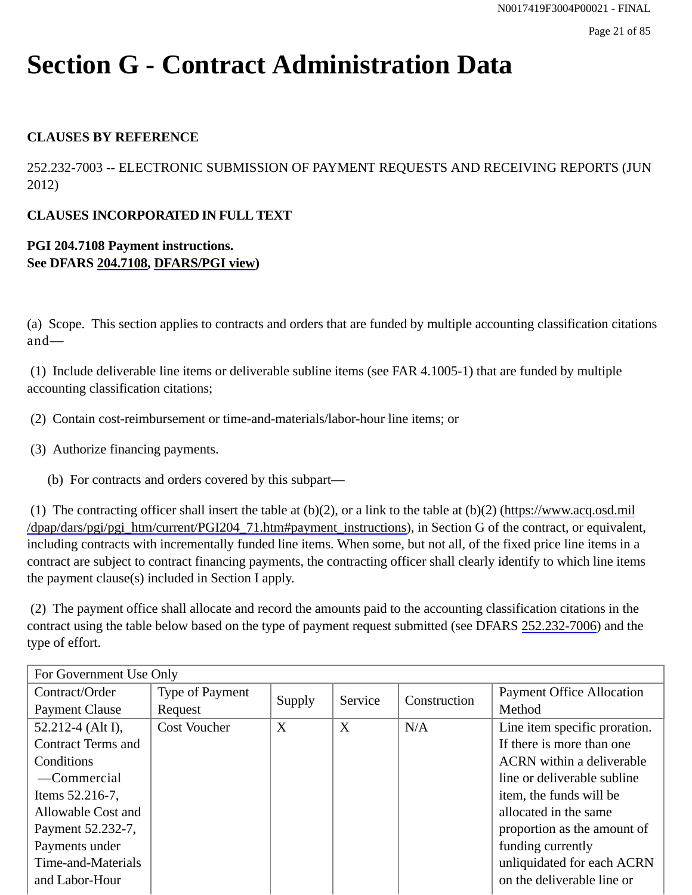# Section G - Contract Administration Data

**CLAUSES BY REFERENCE**

252.232-7003 -- ELECTRONIC SUBMISSION OF PAYMENT REQUESTS AND RECEIVING REPORTS (JUN 2012)

**CLAUSES INCORPORATED IN FULL TEXT**

**PGI 204.7108 Payment instructions.**
**See DFARS 204.7108, DFARS/PGI view)**

(a) Scope. This section applies to contracts and orders that are funded by multiple accounting classification citations and—

(1) Include deliverable line items or deliverable subline items (see FAR 4.1005-1) that are funded by multiple accounting classification citations;

(2) Contain cost-reimbursement or time-and-materials/labor-hour line items; or

(3) Authorize financing payments.

(b) For contracts and orders covered by this subpart—

(1) The contracting officer shall insert the table at (b)(2), or a link to the table at (b)(2) (https://www.acq.osd.mil/dpap/dars/pgi/pgi_htm/current/PGI204_71.htm#payment_instructions), in Section G of the contract, or equivalent, including contracts with incrementally funded line items. When some, but not all, of the fixed price line items in a contract are subject to contract financing payments, the contracting officer shall clearly identify to which line items the payment clause(s) included in Section I apply.

(2) The payment office shall allocate and record the amounts paid to the accounting classification citations in the contract using the table below based on the type of payment request submitted (see DFARS 252.232-7006) and the type of effort.

| For Government Use Only | | | | | |
|---|---|---|---|---|---|
| Contract/Order Payment Clause | Type of Payment Request | Supply | Service | Construction | Payment Office Allocation Method |
| 52.212-4 (Alt I), Contract Terms and Conditions —Commercial Items 52.216-7, Allowable Cost and Payment 52.232-7, Payments under Time-and-Materials and Labor-Hour | Cost Voucher | X | X | N/A | Line item specific proration. If there is more than one ACRN within a deliverable line or deliverable subline item, the funds will be allocated in the same proportion as the amount of funding currently unliquidated for each ACRN on the deliverable line or |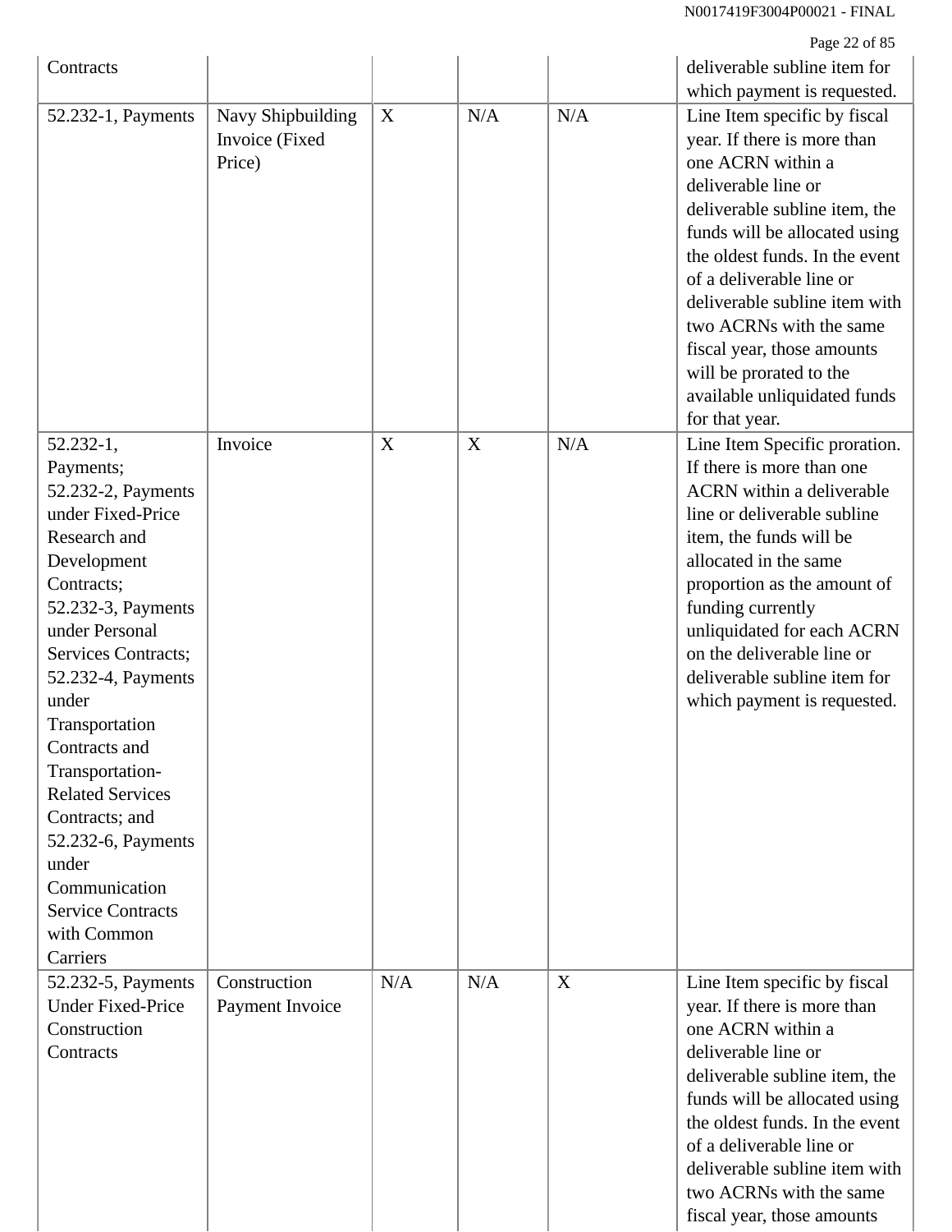| | | | | | |
|---|---|---|---|---|---|
| Contracts | | | | | deliverable subline item for which payment is requested. |
| 52.232-1, Payments | Navy Shipbuilding Invoice (Fixed Price) | X | N/A | N/A | Line Item specific by fiscal year. If there is more than one ACRN within a deliverable line or deliverable subline item, the funds will be allocated using the oldest funds. In the event of a deliverable line or deliverable subline item with two ACRNs with the same fiscal year, those amounts will be prorated to the available unliquidated funds for that year. |
| 52.232-1, Payments; 52.232-2, Payments under Fixed-Price Research and Development Contracts; 52.232-3, Payments under Personal Services Contracts; 52.232-4, Payments under Transportation Contracts and Transportation-Related Services Contracts; and 52.232-6, Payments under Communication Service Contracts with Common Carriers | Invoice | X | X | N/A | Line Item Specific proration. If there is more than one ACRN within a deliverable line or deliverable subline item, the funds will be allocated in the same proportion as the amount of funding currently unliquidated for each ACRN on the deliverable line or deliverable subline item for which payment is requested. |
| 52.232-5, Payments Under Fixed-Price Construction Contracts | Construction Payment Invoice | N/A | N/A | X | Line Item specific by fiscal year. If there is more than one ACRN within a deliverable line or deliverable subline item, the funds will be allocated using the oldest funds. In the event of a deliverable line or deliverable subline item with two ACRNs with the same fiscal year, those amounts |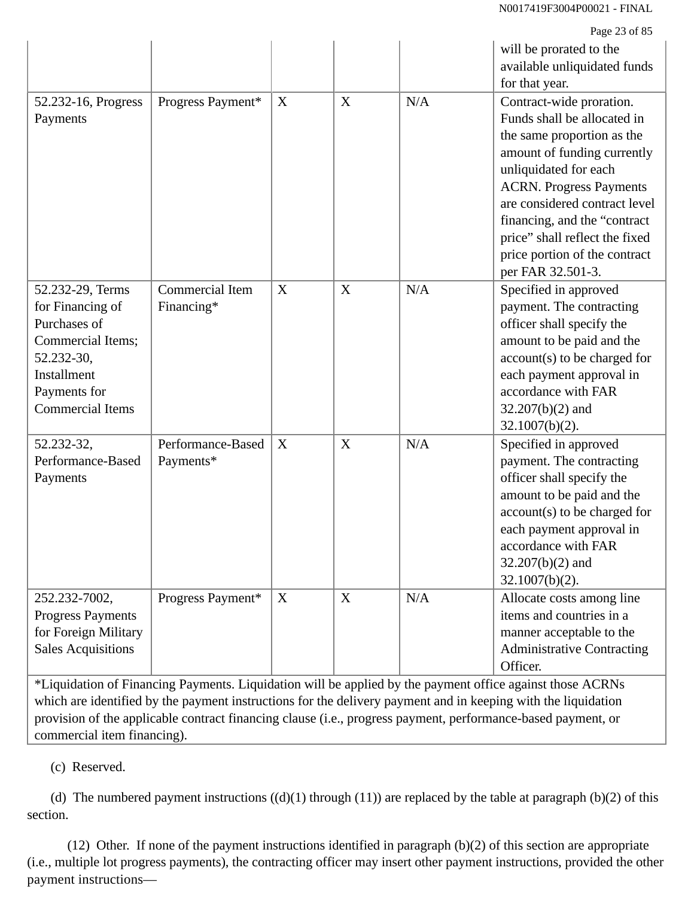| | | | | | |
|---|---|---|---|---|---|
| | | | | | will be prorated to the available unliquidated funds for that year. |
| 52.232-16, Progress Payments | Progress Payment* | X | X | N/A | Contract-wide proration. Funds shall be allocated in the same proportion as the amount of funding currently unliquidated for each ACRN. Progress Payments are considered contract level financing, and the “contract price” shall reflect the fixed price portion of the contract per FAR 32.501-3. |
| 52.232-29, Terms for Financing of Purchases of Commercial Items; 52.232-30, Installment Payments for Commercial Items | Commercial Item Financing* | X | X | N/A | Specified in approved payment. The contracting officer shall specify the amount to be paid and the account(s) to be charged for each payment approval in accordance with FAR 32.207(b)(2) and 32.1007(b)(2). |
| 52.232-32, Performance-Based Payments | Performance-Based Payments* | X | X | N/A | Specified in approved payment. The contracting officer shall specify the amount to be paid and the account(s) to be charged for each payment approval in accordance with FAR 32.207(b)(2) and 32.1007(b)(2). |
| 252.232-7002, Progress Payments for Foreign Military Sales Acquisitions | Progress Payment* | X | X | N/A | Allocate costs among line items and countries in a manner acceptable to the Administrative Contracting Officer. |
| *Liquidation of Financing Payments. Liquidation will be applied by the payment office against those ACRNs which are identified by the payment instructions for the delivery payment and in keeping with the liquidation provision of the applicable contract financing clause (i.e., progress payment, performance-based payment, or commercial item financing). | | | | | |

(c) Reserved.

(d) The numbered payment instructions ((d)(1) through (11)) are replaced by the table at paragraph (b)(2) of this section.

(12) Other. If none of the payment instructions identified in paragraph (b)(2) of this section are appropriate (i.e., multiple lot progress payments), the contracting officer may insert other payment instructions, provided the other payment instructions—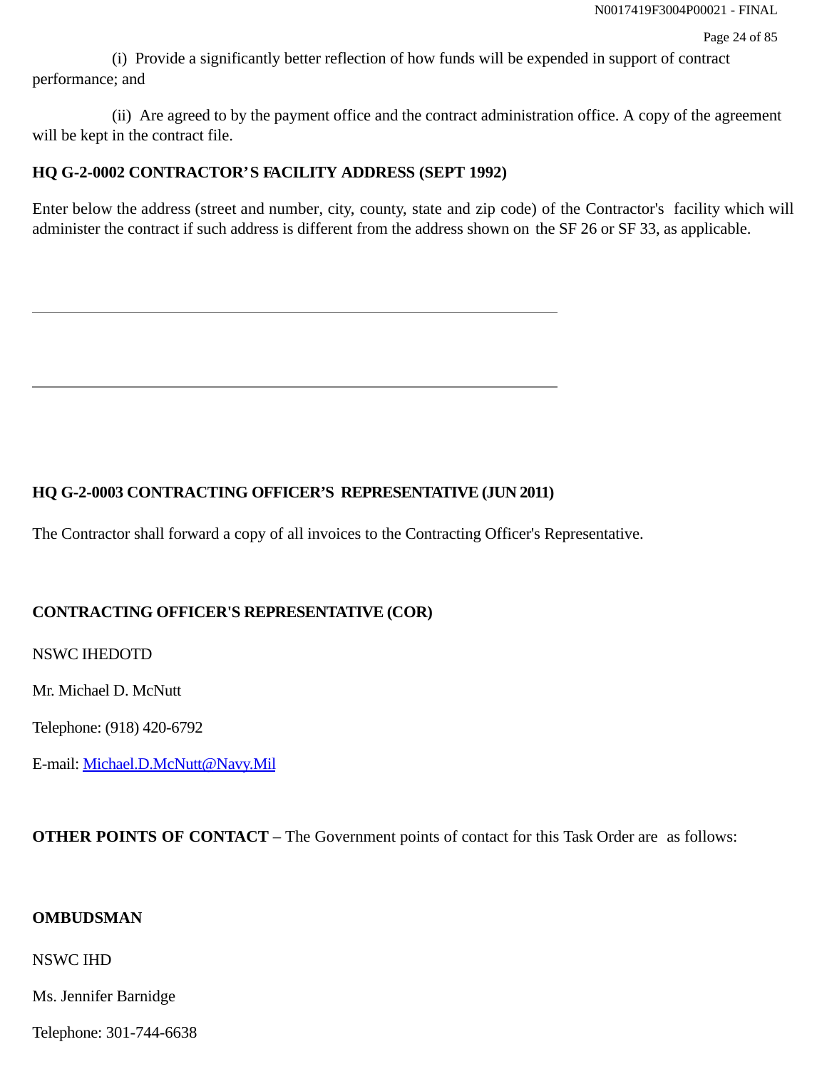(i) Provide a significantly better reflection of how funds will be expended in support of contract performance; and

(ii) Are agreed to by the payment office and the contract administration office. A copy of the agreement will be kept in the contract file.

**HQ G-2-0002 CONTRACTOR'S FACILITY ADDRESS (SEPT 1992)**

Enter below the address (street and number, city, county, state and zip code) of the Contractor's facility which will administer the contract if such address is different from the address shown on the SF 26 or SF 33, as applicable.

\_\_\_\_\_\_\_\_\_\_\_\_\_\_\_\_\_\_\_\_\_\_\_\_\_\_\_\_\_\_\_\_\_\_\_\_\_\_\_\_\_\_\_\_\_\_\_\_\_\_\_\_\_\_\_\_\_\_\_\_

\_\_\_\_\_\_\_\_\_\_\_\_\_\_\_\_\_\_\_\_\_\_\_\_\_\_\_\_\_\_\_\_\_\_\_\_\_\_\_\_\_\_\_\_\_\_\_\_\_\_\_\_\_\_\_\_\_\_\_\_

**HQ G-2-0003 CONTRACTING OFFICER'S REPRESENTATIVE (JUN 2011)**

The Contractor shall forward a copy of all invoices to the Contracting Officer's Representative.

**CONTRACTING OFFICER'S REPRESENTATIVE (COR)**

NSWC IHEDOTD

Mr. Michael D. McNutt

Telephone: (918) 420-6792

E-mail: Michael.D.McNutt@Navy.Mil

**OTHER POINTS OF CONTACT** – The Government points of contact for this Task Order are as follows:

**OMBUDSMAN**

NSWC IHD

Ms. Jennifer Barnidge

Telephone: 301-744-6638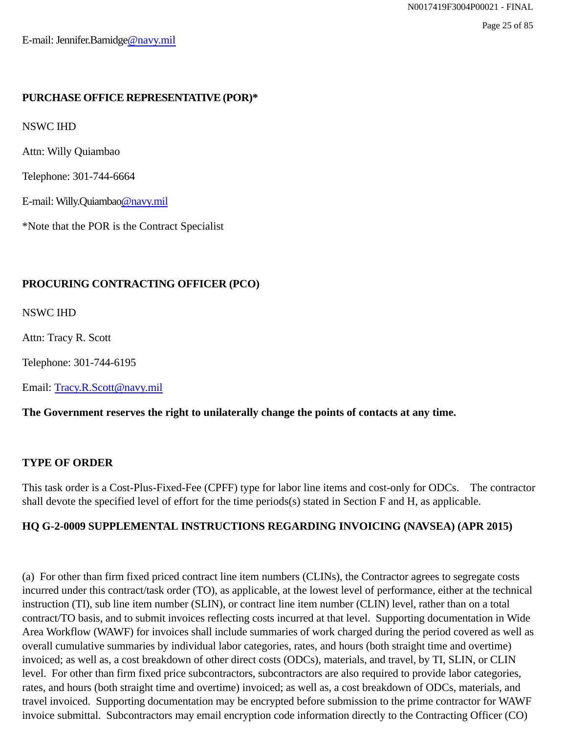E-mail: Jennifer.Barnidge@navy.mil

**PURCHASE OFFICE REPRESENTATIVE (POR)***

NSWC IHD

Attn: Willy Quiambao

Telephone: 301-744-6664

E-mail: Willy.Quiambao@navy.mil

*Note that the POR is the Contract Specialist

**PROCURING CONTRACTING OFFICER (PCO)**

NSWC IHD

Attn: Tracy R. Scott

Telephone: 301-744-6195

Email: Tracy.R.Scott@navy.mil

**The Government reserves the right to unilaterally change the points of contacts at any time.**

**TYPE OF ORDER**

This task order is a Cost-Plus-Fixed-Fee (CPFF) type for labor line items and cost-only for ODCs. The contractor shall devote the specified level of effort for the time periods(s) stated in Section F and H, as applicable.

**HQ G-2-0009 SUPPLEMENTAL INSTRUCTIONS REGARDING INVOICING (NAVSEA) (APR 2015)**

(a) For other than firm fixed priced contract line item numbers (CLINs), the Contractor agrees to segregate costs incurred under this contract/task order (TO), as applicable, at the lowest level of performance, either at the technical instruction (TI), sub line item number (SLIN), or contract line item number (CLIN) level, rather than on a total contract/TO basis, and to submit invoices reflecting costs incurred at that level. Supporting documentation in Wide Area Workflow (WAWF) for invoices shall include summaries of work charged during the period covered as well as overall cumulative summaries by individual labor categories, rates, and hours (both straight time and overtime) invoiced; as well as, a cost breakdown of other direct costs (ODCs), materials, and travel, by TI, SLIN, or CLIN level. For other than firm fixed price subcontractors, subcontractors are also required to provide labor categories, rates, and hours (both straight time and overtime) invoiced; as well as, a cost breakdown of ODCs, materials, and travel invoiced. Supporting documentation may be encrypted before submission to the prime contractor for WAWF invoice submittal. Subcontractors may email encryption code information directly to the Contracting Officer (CO)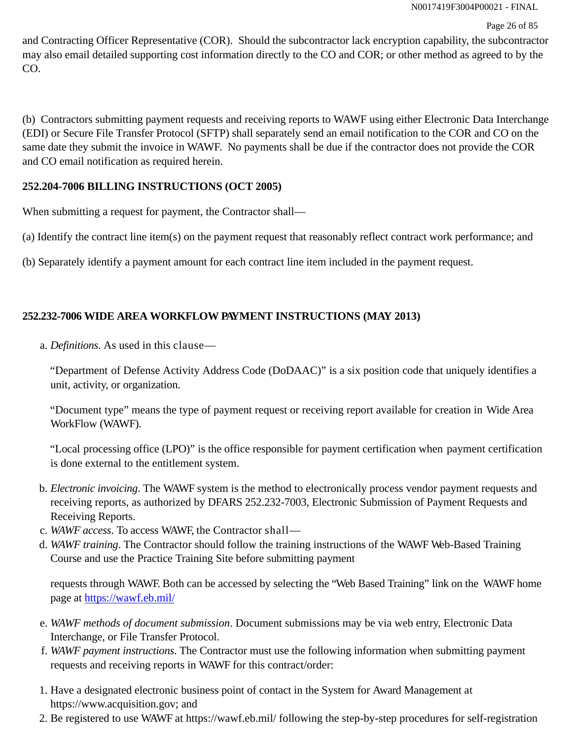and Contracting Officer Representative (COR). Should the subcontractor lack encryption capability, the subcontractor may also email detailed supporting cost information directly to the CO and COR; or other method as agreed to by the CO.

(b) Contractors submitting payment requests and receiving reports to WAWF using either Electronic Data Interchange (EDI) or Secure File Transfer Protocol (SFTP) shall separately send an email notification to the COR and CO on the same date they submit the invoice in WAWF. No payments shall be due if the contractor does not provide the COR and CO email notification as required herein.

**252.204-7006 BILLING INSTRUCTIONS (OCT 2005)**

When submitting a request for payment, the Contractor shall—

(a) Identify the contract line item(s) on the payment request that reasonably reflect contract work performance; and

(b) Separately identify a payment amount for each contract line item included in the payment request.

**252.232-7006 WIDE AREA WORKFLOW PAYMENT INSTRUCTIONS (MAY 2013)**

a. *Definitions*. As used in this clause—

   "Department of Defense Activity Address Code (DoDAAC)" is a six position code that uniquely identifies a unit, activity, or organization.

   "Document type" means the type of payment request or receiving report available for creation in Wide Area WorkFlow (WAWF).

   "Local processing office (LPO)" is the office responsible for payment certification when payment certification is done external to the entitlement system.

b. *Electronic invoicing*. The WAWF system is the method to electronically process vendor payment requests and receiving reports, as authorized by DFARS 252.232-7003, Electronic Submission of Payment Requests and Receiving Reports.
c. *WAWF access*. To access WAWF, the Contractor shall—
d. *WAWF training*. The Contractor should follow the training instructions of the WAWF Web-Based Training Course and use the Practice Training Site before submitting payment

   requests through WAWF. Both can be accessed by selecting the "Web Based Training" link on the WAWF home page at https://wawf.eb.mil/

e. *WAWF methods of document submission*. Document submissions may be via web entry, Electronic Data Interchange, or File Transfer Protocol.
f. *WAWF payment instructions*. The Contractor must use the following information when submitting payment requests and receiving reports in WAWF for this contract/order:

1. Have a designated electronic business point of contact in the System for Award Management at https://www.acquisition.gov; and
2. Be registered to use WAWF at https://wawf.eb.mil/ following the step-by-step procedures for self-registration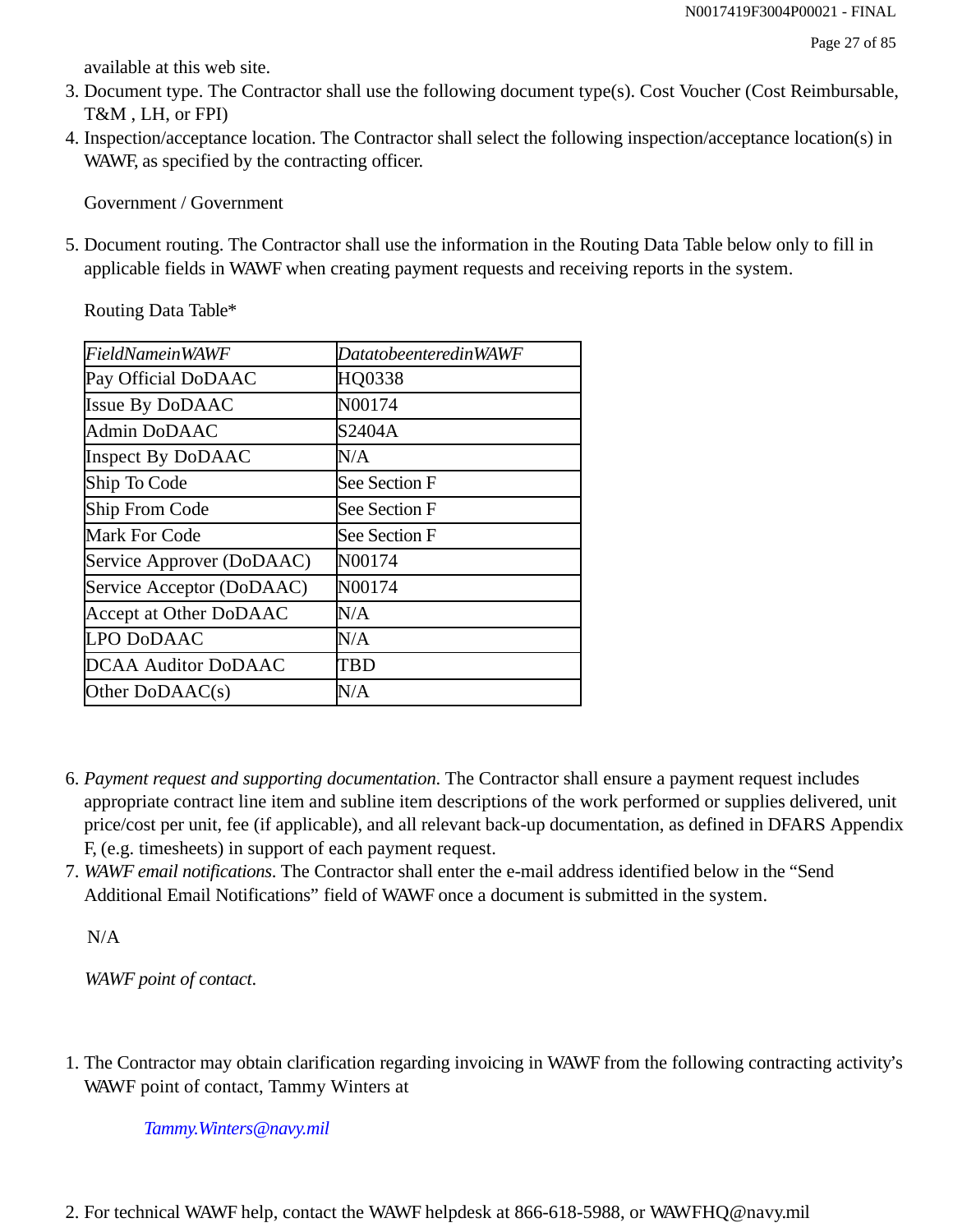available at this web site.

3. Document type. The Contractor shall use the following document type(s). Cost Voucher (Cost Reimbursable, T&M , LH, or FPI)
4. Inspection/acceptance location. The Contractor shall select the following inspection/acceptance location(s) in WAWF, as specified by the contracting officer.

   Government / Government

5. Document routing. The Contractor shall use the information in the Routing Data Table below only to fill in applicable fields in WAWF when creating payment requests and receiving reports in the system.

   Routing Data Table*

| *FieldNameinWAWF* | *DatatobeenteredinWAWF* |
|---|---|
| Pay Official DoDAAC | HQ0338 |
| Issue By DoDAAC | N00174 |
| Admin DoDAAC | S2404A |
| Inspect By DoDAAC | N/A |
| Ship To Code | See Section F |
| Ship From Code | See Section F |
| Mark For Code | See Section F |
| Service Approver (DoDAAC) | N00174 |
| Service Acceptor (DoDAAC) | N00174 |
| Accept at Other DoDAAC | N/A |
| LPO DoDAAC | N/A |
| DCAA Auditor DoDAAC | TBD |
| Other DoDAAC(s) | N/A |

6. *Payment request and supporting documentation.* The Contractor shall ensure a payment request includes appropriate contract line item and subline item descriptions of the work performed or supplies delivered, unit price/cost per unit, fee (if applicable), and all relevant back-up documentation, as defined in DFARS Appendix F, (e.g. timesheets) in support of each payment request.
7. *WAWF email notifications*. The Contractor shall enter the e-mail address identified below in the “Send Additional Email Notifications” field of WAWF once a document is submitted in the system.

   N/A

   *WAWF point of contact*.

1. The Contractor may obtain clarification regarding invoicing in WAWF from the following contracting activity’s WAWF point of contact, Tammy Winters at

   *Tammy.Winters@navy.mil*

2. For technical WAWF help, contact the WAWF helpdesk at 866-618-5988, or WAWFHQ@navy.mil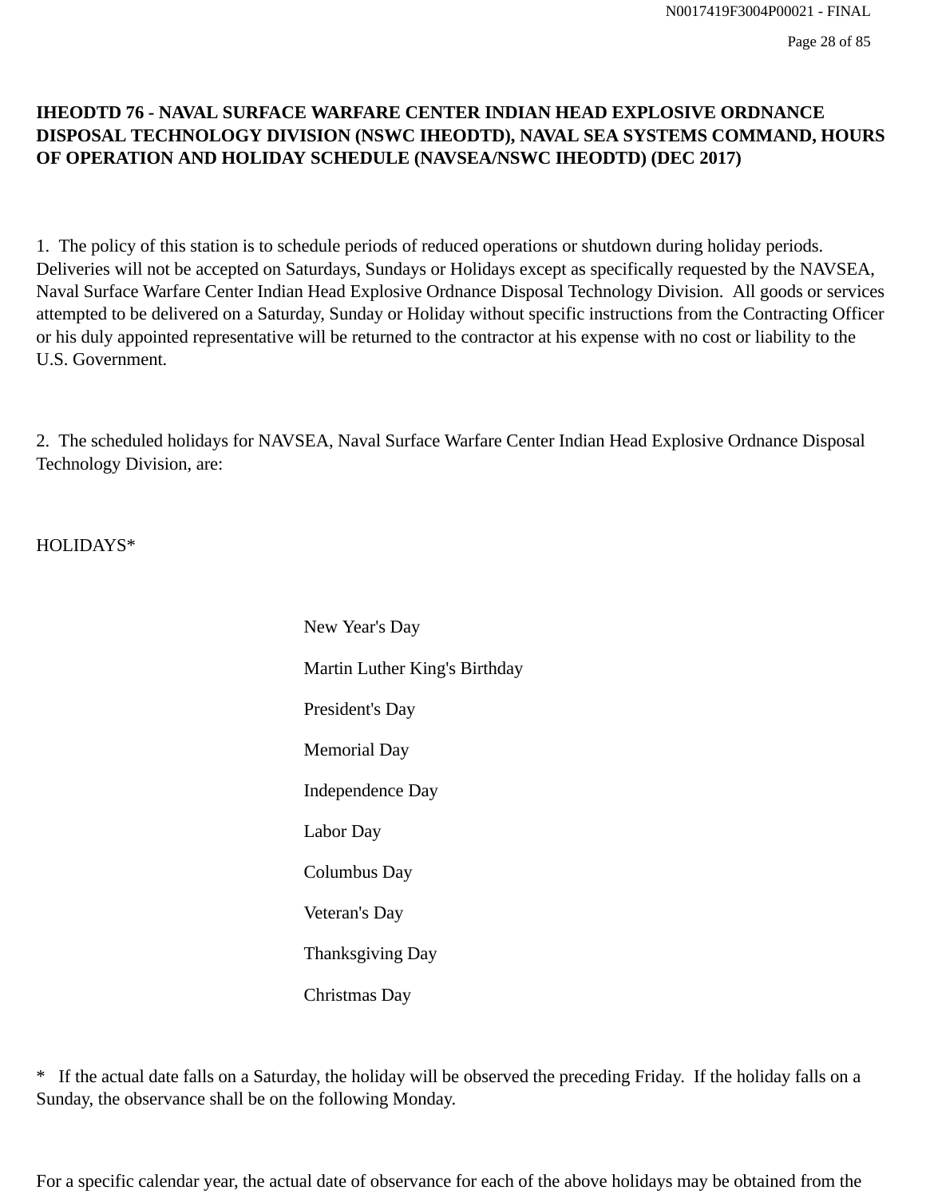**IHEODTD 76 - NAVAL SURFACE WARFARE CENTER INDIAN HEAD EXPLOSIVE ORDNANCE DISPOSAL TECHNOLOGY DIVISION (NSWC IHEODTD), NAVAL SEA SYSTEMS COMMAND, HOURS OF OPERATION AND HOLIDAY SCHEDULE (NAVSEA/NSWC IHEODTD) (DEC 2017)**

1. The policy of this station is to schedule periods of reduced operations or shutdown during holiday periods. Deliveries will not be accepted on Saturdays, Sundays or Holidays except as specifically requested by the NAVSEA, Naval Surface Warfare Center Indian Head Explosive Ordnance Disposal Technology Division. All goods or services attempted to be delivered on a Saturday, Sunday or Holiday without specific instructions from the Contracting Officer or his duly appointed representative will be returned to the contractor at his expense with no cost or liability to the U.S. Government.

2. The scheduled holidays for NAVSEA, Naval Surface Warfare Center Indian Head Explosive Ordnance Disposal Technology Division, are:

HOLIDAYS*

New Year's Day

Martin Luther King's Birthday

President's Day

Memorial Day

Independence Day

Labor Day

Columbus Day

Veteran's Day

Thanksgiving Day

Christmas Day

* If the actual date falls on a Saturday, the holiday will be observed the preceding Friday. If the holiday falls on a Sunday, the observance shall be on the following Monday.

For a specific calendar year, the actual date of observance for each of the above holidays may be obtained from the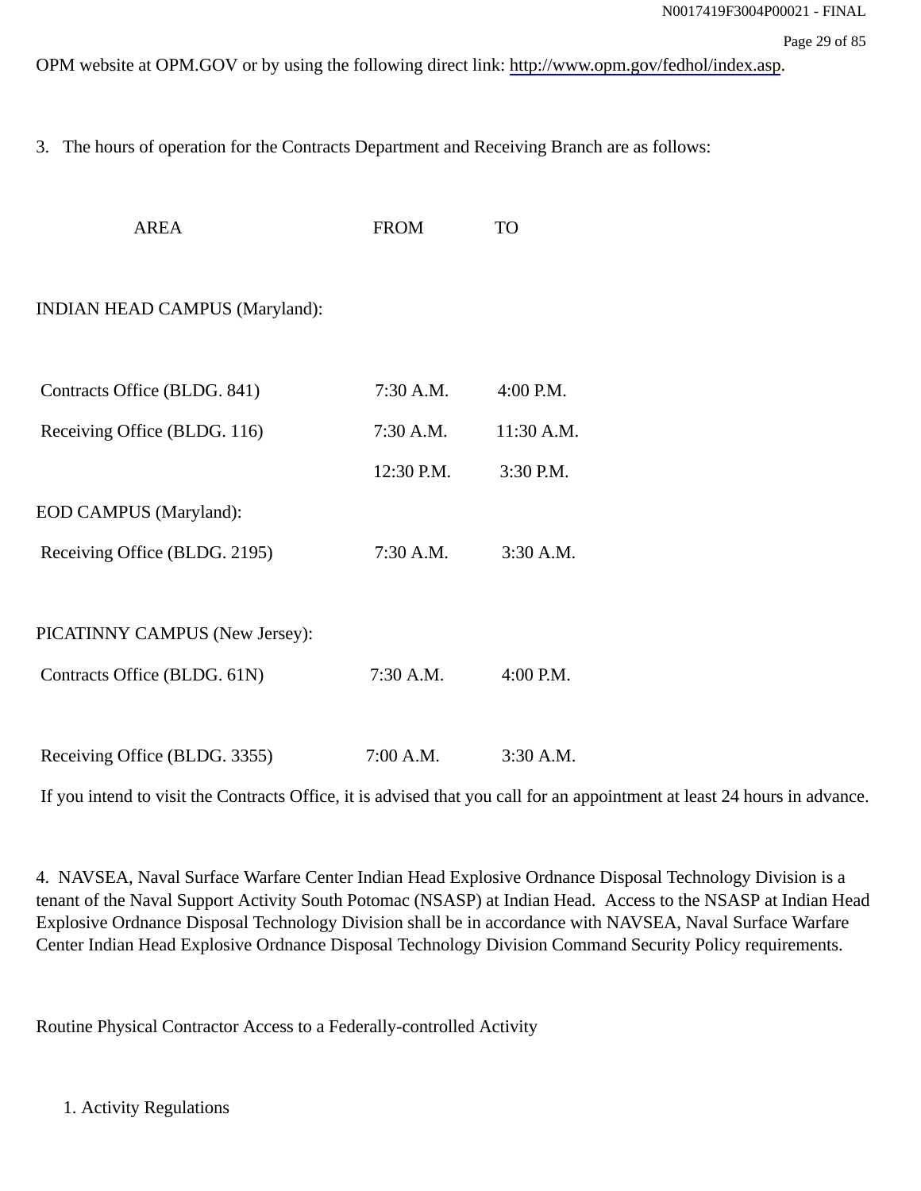OPM website at OPM.GOV or by using the following direct link: http://www.opm.gov/fedhol/index.asp.

3. The hours of operation for the Contracts Department and Receiving Branch are as follows:

| AREA | FROM | TO |
|---|---|---|
| INDIAN HEAD CAMPUS (Maryland): | | |
| Contracts Office (BLDG. 841) | 7:30 A.M. | 4:00 P.M. |
| Receiving Office (BLDG. 116) | 7:30 A.M. | 11:30 A.M. |
| | 12:30 P.M. | 3:30 P.M. |
| EOD CAMPUS (Maryland): | | |
| Receiving Office (BLDG. 2195) | 7:30 A.M. | 3:30 A.M. |
| PICATINNY CAMPUS (New Jersey): | | |
| Contracts Office (BLDG. 61N) | 7:30 A.M. | 4:00 P.M. |
| Receiving Office (BLDG. 3355) | 7:00 A.M. | 3:30 A.M. |

If you intend to visit the Contracts Office, it is advised that you call for an appointment at least 24 hours in advance.

4. NAVSEA, Naval Surface Warfare Center Indian Head Explosive Ordnance Disposal Technology Division is a tenant of the Naval Support Activity South Potomac (NSASP) at Indian Head. Access to the NSASP at Indian Head Explosive Ordnance Disposal Technology Division shall be in accordance with NAVSEA, Naval Surface Warfare Center Indian Head Explosive Ordnance Disposal Technology Division Command Security Policy requirements.

Routine Physical Contractor Access to a Federally-controlled Activity

1. Activity Regulations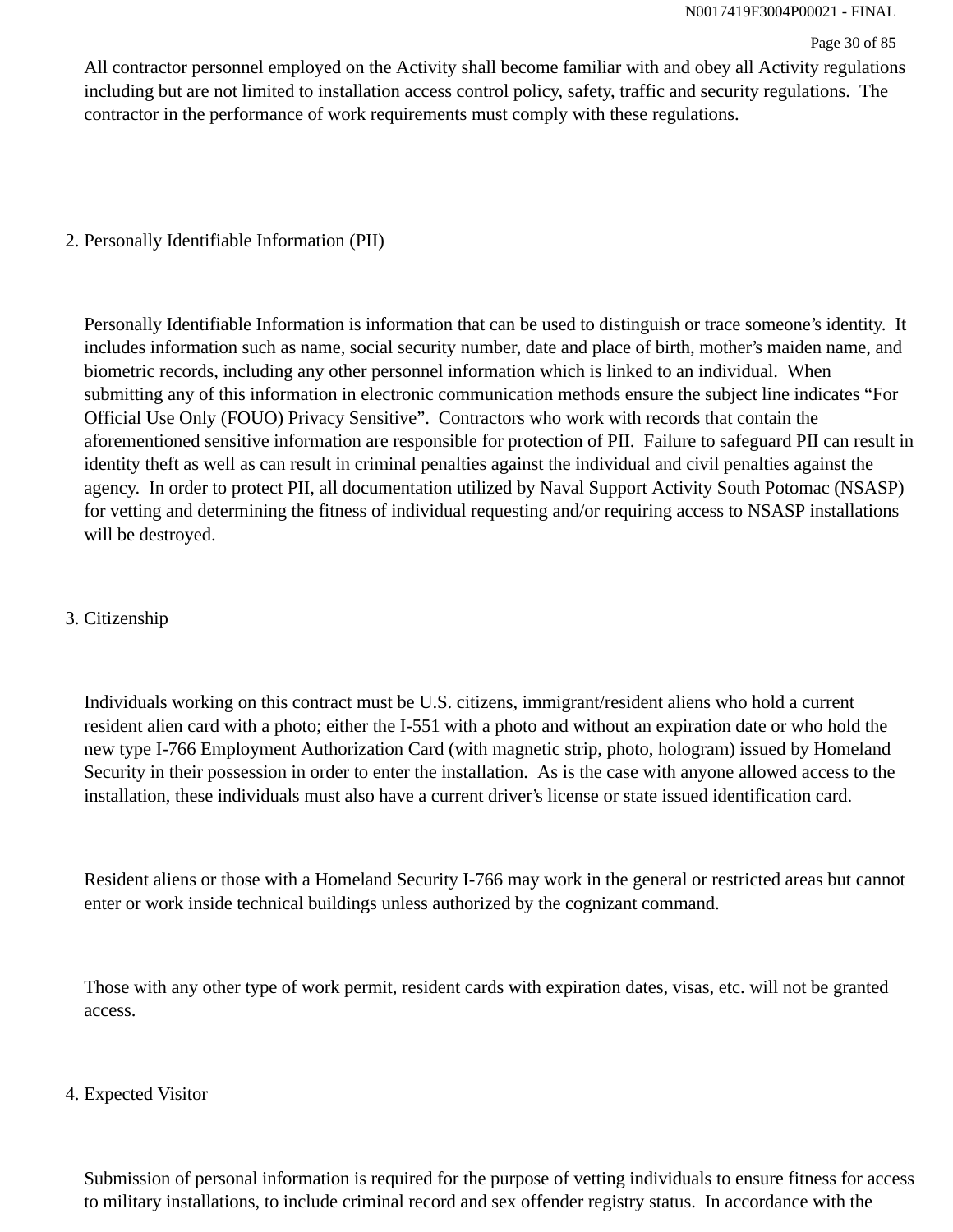All contractor personnel employed on the Activity shall become familiar with and obey all Activity regulations including but are not limited to installation access control policy, safety, traffic and security regulations. The contractor in the performance of work requirements must comply with these regulations.

2. Personally Identifiable Information (PII)

Personally Identifiable Information is information that can be used to distinguish or trace someone's identity. It includes information such as name, social security number, date and place of birth, mother's maiden name, and biometric records, including any other personnel information which is linked to an individual. When submitting any of this information in electronic communication methods ensure the subject line indicates "For Official Use Only (FOUO) Privacy Sensitive". Contractors who work with records that contain the aforementioned sensitive information are responsible for protection of PII. Failure to safeguard PII can result in identity theft as well as can result in criminal penalties against the individual and civil penalties against the agency. In order to protect PII, all documentation utilized by Naval Support Activity South Potomac (NSASP) for vetting and determining the fitness of individual requesting and/or requiring access to NSASP installations will be destroyed.

3. Citizenship

Individuals working on this contract must be U.S. citizens, immigrant/resident aliens who hold a current resident alien card with a photo; either the I-551 with a photo and without an expiration date or who hold the new type I-766 Employment Authorization Card (with magnetic strip, photo, hologram) issued by Homeland Security in their possession in order to enter the installation. As is the case with anyone allowed access to the installation, these individuals must also have a current driver's license or state issued identification card.

Resident aliens or those with a Homeland Security I-766 may work in the general or restricted areas but cannot enter or work inside technical buildings unless authorized by the cognizant command.

Those with any other type of work permit, resident cards with expiration dates, visas, etc. will not be granted access.

4. Expected Visitor

Submission of personal information is required for the purpose of vetting individuals to ensure fitness for access to military installations, to include criminal record and sex offender registry status. In accordance with the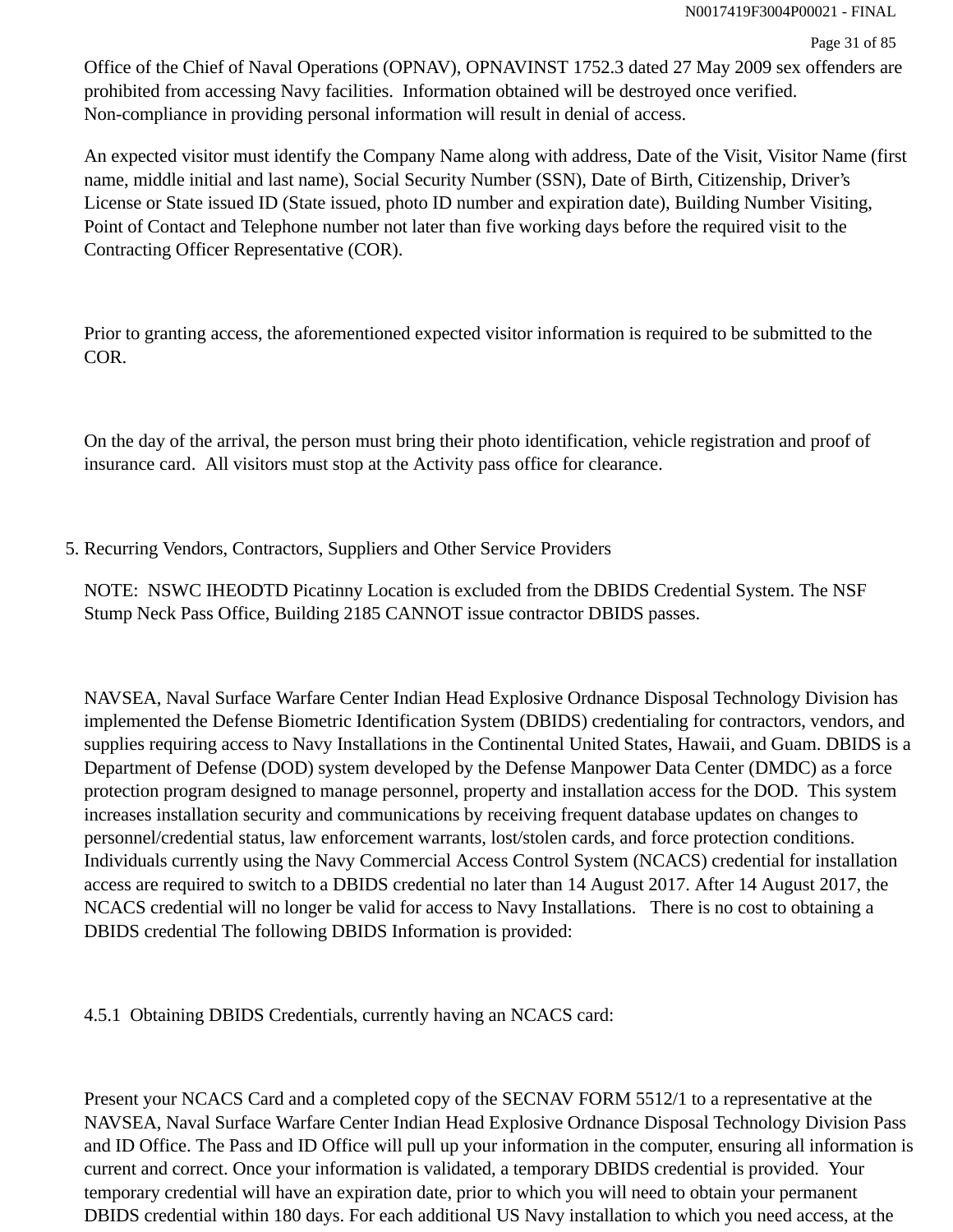Office of the Chief of Naval Operations (OPNAV), OPNAVINST 1752.3 dated 27 May 2009 sex offenders are prohibited from accessing Navy facilities. Information obtained will be destroyed once verified. Non-compliance in providing personal information will result in denial of access.

An expected visitor must identify the Company Name along with address, Date of the Visit, Visitor Name (first name, middle initial and last name), Social Security Number (SSN), Date of Birth, Citizenship, Driver's License or State issued ID (State issued, photo ID number and expiration date), Building Number Visiting, Point of Contact and Telephone number not later than five working days before the required visit to the Contracting Officer Representative (COR).

Prior to granting access, the aforementioned expected visitor information is required to be submitted to the COR.

On the day of the arrival, the person must bring their photo identification, vehicle registration and proof of insurance card. All visitors must stop at the Activity pass office for clearance.

5. Recurring Vendors, Contractors, Suppliers and Other Service Providers

NOTE: NSWC IHEODTD Picatinny Location is excluded from the DBIDS Credential System. The NSF Stump Neck Pass Office, Building 2185 CANNOT issue contractor DBIDS passes.

NAVSEA, Naval Surface Warfare Center Indian Head Explosive Ordnance Disposal Technology Division has implemented the Defense Biometric Identification System (DBIDS) credentialing for contractors, vendors, and supplies requiring access to Navy Installations in the Continental United States, Hawaii, and Guam. DBIDS is a Department of Defense (DOD) system developed by the Defense Manpower Data Center (DMDC) as a force protection program designed to manage personnel, property and installation access for the DOD. This system increases installation security and communications by receiving frequent database updates on changes to personnel/credential status, law enforcement warrants, lost/stolen cards, and force protection conditions. Individuals currently using the Navy Commercial Access Control System (NCACS) credential for installation access are required to switch to a DBIDS credential no later than 14 August 2017. After 14 August 2017, the NCACS credential will no longer be valid for access to Navy Installations. There is no cost to obtaining a DBIDS credential The following DBIDS Information is provided:

4.5.1 Obtaining DBIDS Credentials, currently having an NCACS card:

Present your NCACS Card and a completed copy of the SECNAV FORM 5512/1 to a representative at the NAVSEA, Naval Surface Warfare Center Indian Head Explosive Ordnance Disposal Technology Division Pass and ID Office. The Pass and ID Office will pull up your information in the computer, ensuring all information is current and correct. Once your information is validated, a temporary DBIDS credential is provided. Your temporary credential will have an expiration date, prior to which you will need to obtain your permanent DBIDS credential within 180 days. For each additional US Navy installation to which you need access, at the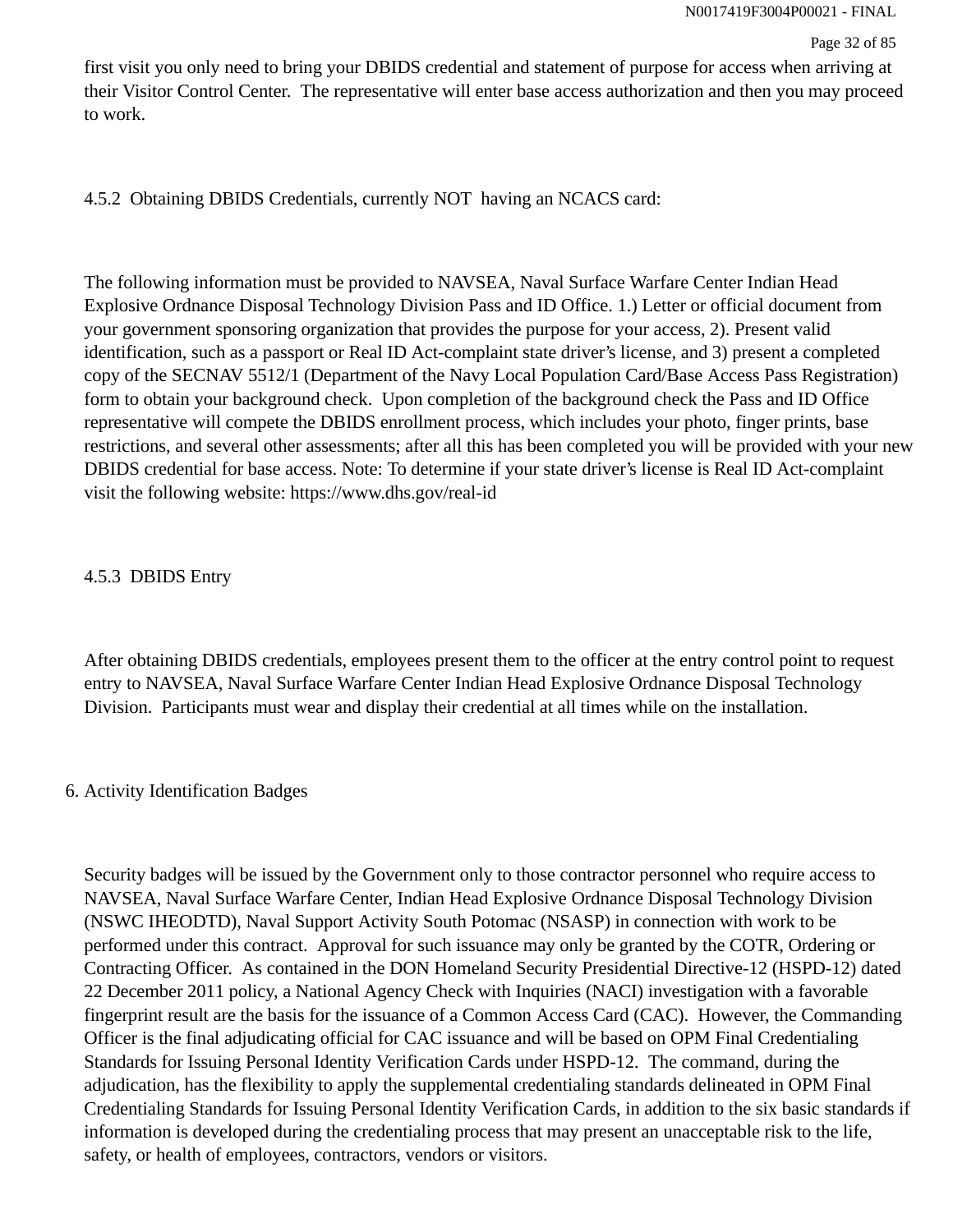first visit you only need to bring your DBIDS credential and statement of purpose for access when arriving at their Visitor Control Center. The representative will enter base access authorization and then you may proceed to work.

4.5.2 Obtaining DBIDS Credentials, currently NOT having an NCACS card:

The following information must be provided to NAVSEA, Naval Surface Warfare Center Indian Head Explosive Ordnance Disposal Technology Division Pass and ID Office. 1.) Letter or official document from your government sponsoring organization that provides the purpose for your access, 2). Present valid identification, such as a passport or Real ID Act-complaint state driver's license, and 3) present a completed copy of the SECNAV 5512/1 (Department of the Navy Local Population Card/Base Access Pass Registration) form to obtain your background check. Upon completion of the background check the Pass and ID Office representative will compete the DBIDS enrollment process, which includes your photo, finger prints, base restrictions, and several other assessments; after all this has been completed you will be provided with your new DBIDS credential for base access. Note: To determine if your state driver's license is Real ID Act-complaint visit the following website: https://www.dhs.gov/real-id

4.5.3 DBIDS Entry

After obtaining DBIDS credentials, employees present them to the officer at the entry control point to request entry to NAVSEA, Naval Surface Warfare Center Indian Head Explosive Ordnance Disposal Technology Division. Participants must wear and display their credential at all times while on the installation.

6. Activity Identification Badges

Security badges will be issued by the Government only to those contractor personnel who require access to NAVSEA, Naval Surface Warfare Center, Indian Head Explosive Ordnance Disposal Technology Division (NSWC IHEODTD), Naval Support Activity South Potomac (NSASP) in connection with work to be performed under this contract. Approval for such issuance may only be granted by the COTR, Ordering or Contracting Officer. As contained in the DON Homeland Security Presidential Directive-12 (HSPD-12) dated 22 December 2011 policy, a National Agency Check with Inquiries (NACI) investigation with a favorable fingerprint result are the basis for the issuance of a Common Access Card (CAC). However, the Commanding Officer is the final adjudicating official for CAC issuance and will be based on OPM Final Credentialing Standards for Issuing Personal Identity Verification Cards under HSPD-12. The command, during the adjudication, has the flexibility to apply the supplemental credentialing standards delineated in OPM Final Credentialing Standards for Issuing Personal Identity Verification Cards, in addition to the six basic standards if information is developed during the credentialing process that may present an unacceptable risk to the life, safety, or health of employees, contractors, vendors or visitors.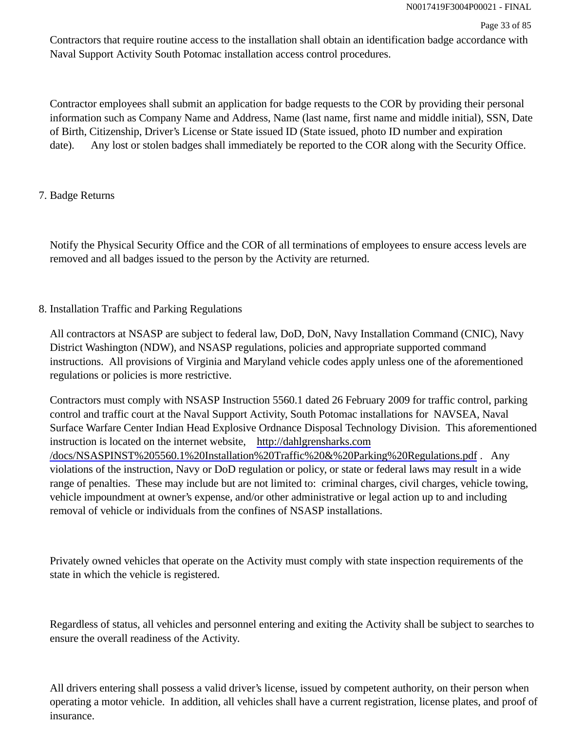Contractors that require routine access to the installation shall obtain an identification badge accordance with Naval Support Activity South Potomac installation access control procedures.

Contractor employees shall submit an application for badge requests to the COR by providing their personal information such as Company Name and Address, Name (last name, first name and middle initial), SSN, Date of Birth, Citizenship, Driver's License or State issued ID (State issued, photo ID number and expiration date). Any lost or stolen badges shall immediately be reported to the COR along with the Security Office.

7. Badge Returns

Notify the Physical Security Office and the COR of all terminations of employees to ensure access levels are removed and all badges issued to the person by the Activity are returned.

8. Installation Traffic and Parking Regulations

All contractors at NSASP are subject to federal law, DoD, DoN, Navy Installation Command (CNIC), Navy District Washington (NDW), and NSASP regulations, policies and appropriate supported command instructions. All provisions of Virginia and Maryland vehicle codes apply unless one of the aforementioned regulations or policies is more restrictive.

Contractors must comply with NSASP Instruction 5560.1 dated 26 February 2009 for traffic control, parking control and traffic court at the Naval Support Activity, South Potomac installations for NAVSEA, Naval Surface Warfare Center Indian Head Explosive Ordnance Disposal Technology Division. This aforementioned instruction is located on the internet website, http://dahlgrensharks.com/docs/NSASPINST%205560.1%20Installation%20Traffic%20&%20Parking%20Regulations.pdf . Any violations of the instruction, Navy or DoD regulation or policy, or state or federal laws may result in a wide range of penalties. These may include but are not limited to: criminal charges, civil charges, vehicle towing, vehicle impoundment at owner's expense, and/or other administrative or legal action up to and including removal of vehicle or individuals from the confines of NSASP installations.

Privately owned vehicles that operate on the Activity must comply with state inspection requirements of the state in which the vehicle is registered.

Regardless of status, all vehicles and personnel entering and exiting the Activity shall be subject to searches to ensure the overall readiness of the Activity.

All drivers entering shall possess a valid driver's license, issued by competent authority, on their person when operating a motor vehicle. In addition, all vehicles shall have a current registration, license plates, and proof of insurance.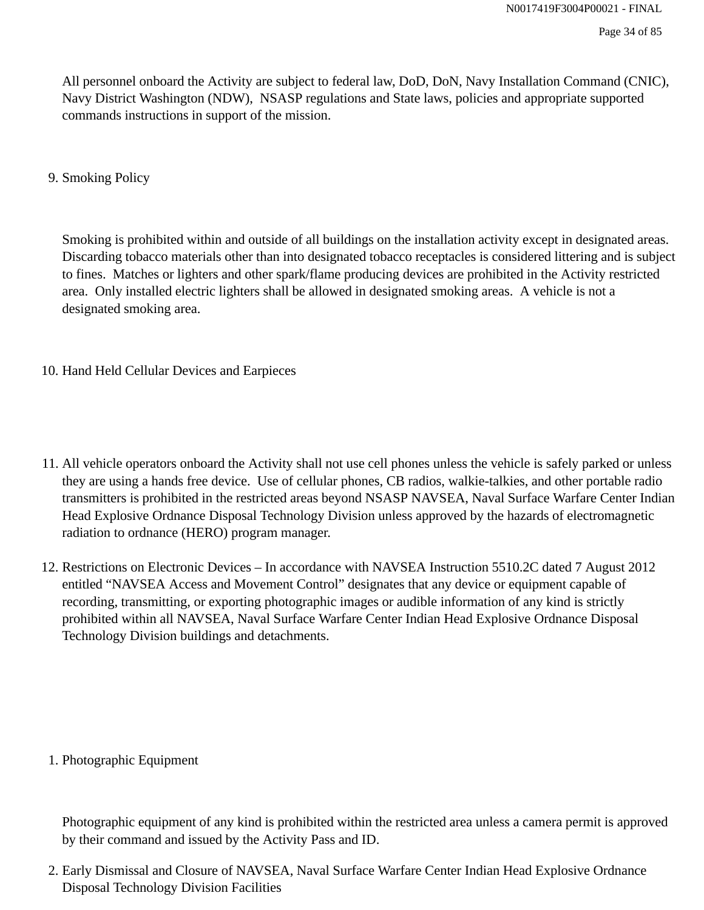All personnel onboard the Activity are subject to federal law, DoD, DoN, Navy Installation Command (CNIC), Navy District Washington (NDW), NSASP regulations and State laws, policies and appropriate supported commands instructions in support of the mission.

9. Smoking Policy

Smoking is prohibited within and outside of all buildings on the installation activity except in designated areas. Discarding tobacco materials other than into designated tobacco receptacles is considered littering and is subject to fines. Matches or lighters and other spark/flame producing devices are prohibited in the Activity restricted area. Only installed electric lighters shall be allowed in designated smoking areas. A vehicle is not a designated smoking area.

10. Hand Held Cellular Devices and Earpieces

11. All vehicle operators onboard the Activity shall not use cell phones unless the vehicle is safely parked or unless they are using a hands free device. Use of cellular phones, CB radios, walkie-talkies, and other portable radio transmitters is prohibited in the restricted areas beyond NSASP NAVSEA, Naval Surface Warfare Center Indian Head Explosive Ordnance Disposal Technology Division unless approved by the hazards of electromagnetic radiation to ordnance (HERO) program manager.

12. Restrictions on Electronic Devices – In accordance with NAVSEA Instruction 5510.2C dated 7 August 2012 entitled “NAVSEA Access and Movement Control” designates that any device or equipment capable of recording, transmitting, or exporting photographic images or audible information of any kind is strictly prohibited within all NAVSEA, Naval Surface Warfare Center Indian Head Explosive Ordnance Disposal Technology Division buildings and detachments.

1. Photographic Equipment

Photographic equipment of any kind is prohibited within the restricted area unless a camera permit is approved by their command and issued by the Activity Pass and ID.

2. Early Dismissal and Closure of NAVSEA, Naval Surface Warfare Center Indian Head Explosive Ordnance Disposal Technology Division Facilities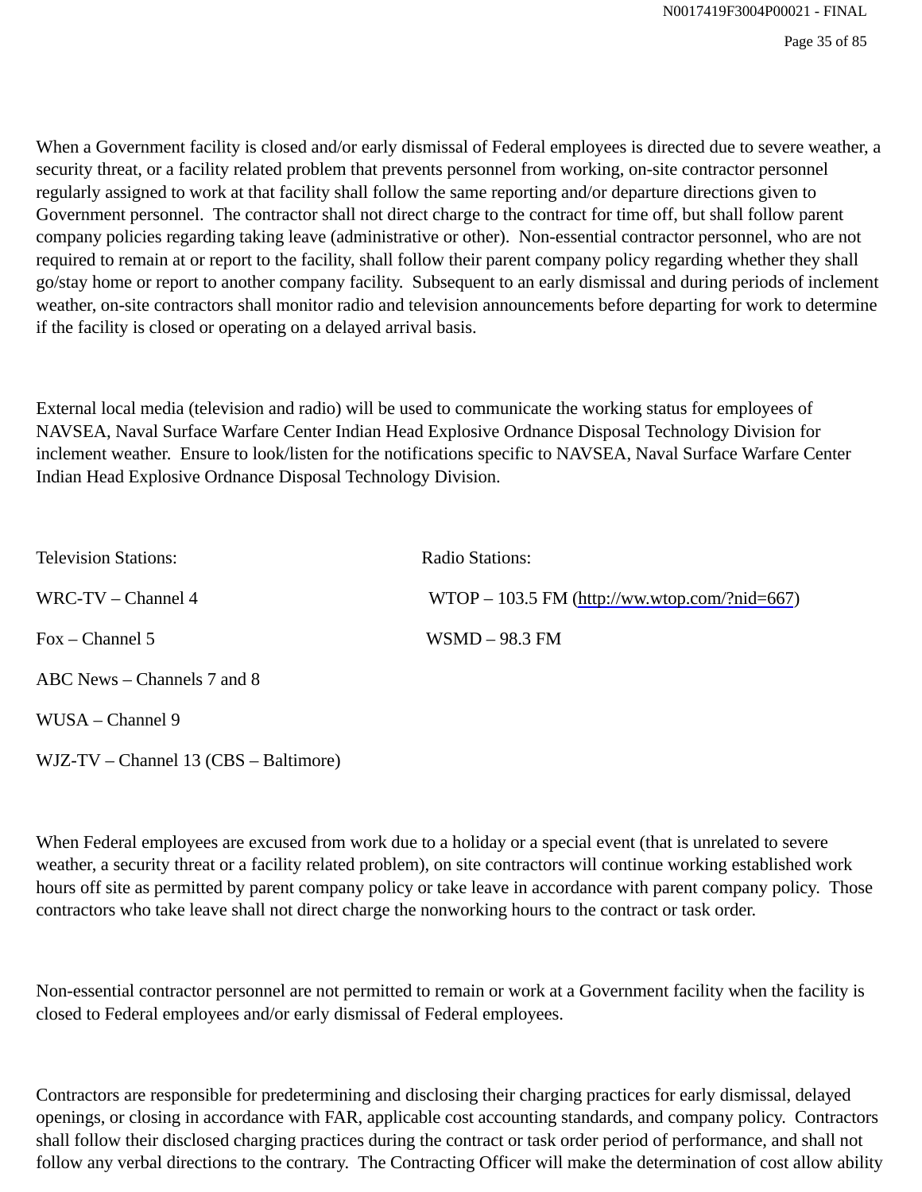When a Government facility is closed and/or early dismissal of Federal employees is directed due to severe weather, a security threat, or a facility related problem that prevents personnel from working, on-site contractor personnel regularly assigned to work at that facility shall follow the same reporting and/or departure directions given to Government personnel. The contractor shall not direct charge to the contract for time off, but shall follow parent company policies regarding taking leave (administrative or other). Non-essential contractor personnel, who are not required to remain at or report to the facility, shall follow their parent company policy regarding whether they shall go/stay home or report to another company facility. Subsequent to an early dismissal and during periods of inclement weather, on-site contractors shall monitor radio and television announcements before departing for work to determine if the facility is closed or operating on a delayed arrival basis.

External local media (television and radio) will be used to communicate the working status for employees of NAVSEA, Naval Surface Warfare Center Indian Head Explosive Ordnance Disposal Technology Division for inclement weather. Ensure to look/listen for the notifications specific to NAVSEA, Naval Surface Warfare Center Indian Head Explosive Ordnance Disposal Technology Division.

| Television Stations: | Radio Stations: |
|---|---|
| WRC-TV – Channel 4 | WTOP – 103.5 FM (http://ww.wtop.com/?nid=667) |
| Fox – Channel 5 | WSMD – 98.3 FM |
| ABC News – Channels 7 and 8 | |
| WUSA – Channel 9 | |
| WJZ-TV – Channel 13 (CBS – Baltimore) | |

When Federal employees are excused from work due to a holiday or a special event (that is unrelated to severe weather, a security threat or a facility related problem), on site contractors will continue working established work hours off site as permitted by parent company policy or take leave in accordance with parent company policy. Those contractors who take leave shall not direct charge the nonworking hours to the contract or task order.

Non-essential contractor personnel are not permitted to remain or work at a Government facility when the facility is closed to Federal employees and/or early dismissal of Federal employees.

Contractors are responsible for predetermining and disclosing their charging practices for early dismissal, delayed openings, or closing in accordance with FAR, applicable cost accounting standards, and company policy. Contractors shall follow their disclosed charging practices during the contract or task order period of performance, and shall not follow any verbal directions to the contrary. The Contracting Officer will make the determination of cost allow ability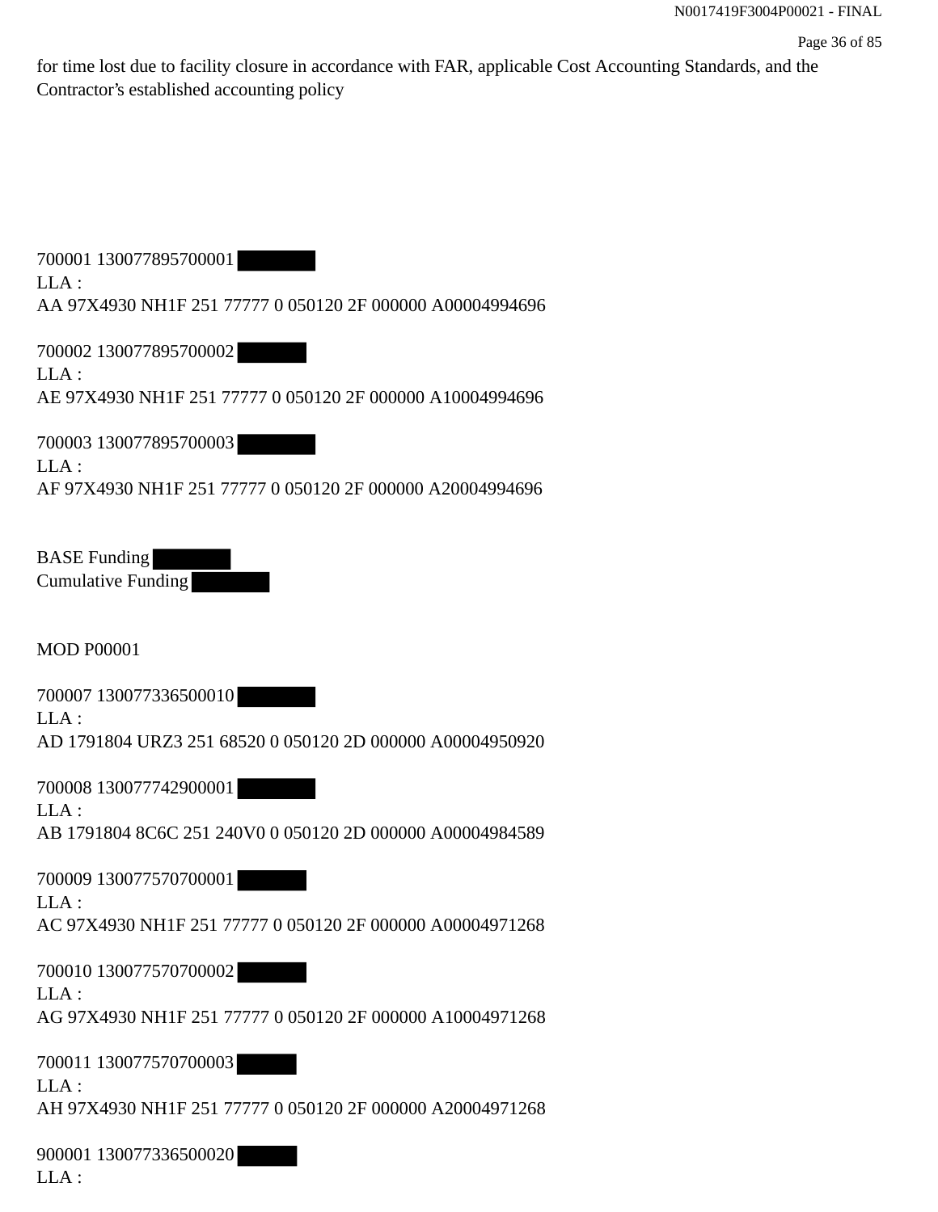for time lost due to facility closure in accordance with FAR, applicable Cost Accounting Standards, and the Contractor's established accounting policy

700001 130077895700001
LLA :
AA 97X4930 NH1F 251 77777 0 050120 2F 000000 A00004994696

700002 130077895700002
LLA :
AE 97X4930 NH1F 251 77777 0 050120 2F 000000 A10004994696

700003 130077895700003
LLA :
AF 97X4930 NH1F 251 77777 0 050120 2F 000000 A20004994696

BASE Funding
Cumulative Funding

MOD P00001

700007 130077336500010
LLA :
AD 1791804 URZ3 251 68520 0 050120 2D 000000 A00004950920

700008 130077742900001
LLA :
AB 1791804 8C6C 251 240V0 0 050120 2D 000000 A00004984589

700009 130077570700001
LLA :
AC 97X4930 NH1F 251 77777 0 050120 2F 000000 A00004971268

700010 130077570700002
LLA :
AG 97X4930 NH1F 251 77777 0 050120 2F 000000 A10004971268

700011 130077570700003
LLA :
AH 97X4930 NH1F 251 77777 0 050120 2F 000000 A20004971268

900001 130077336500020
LLA :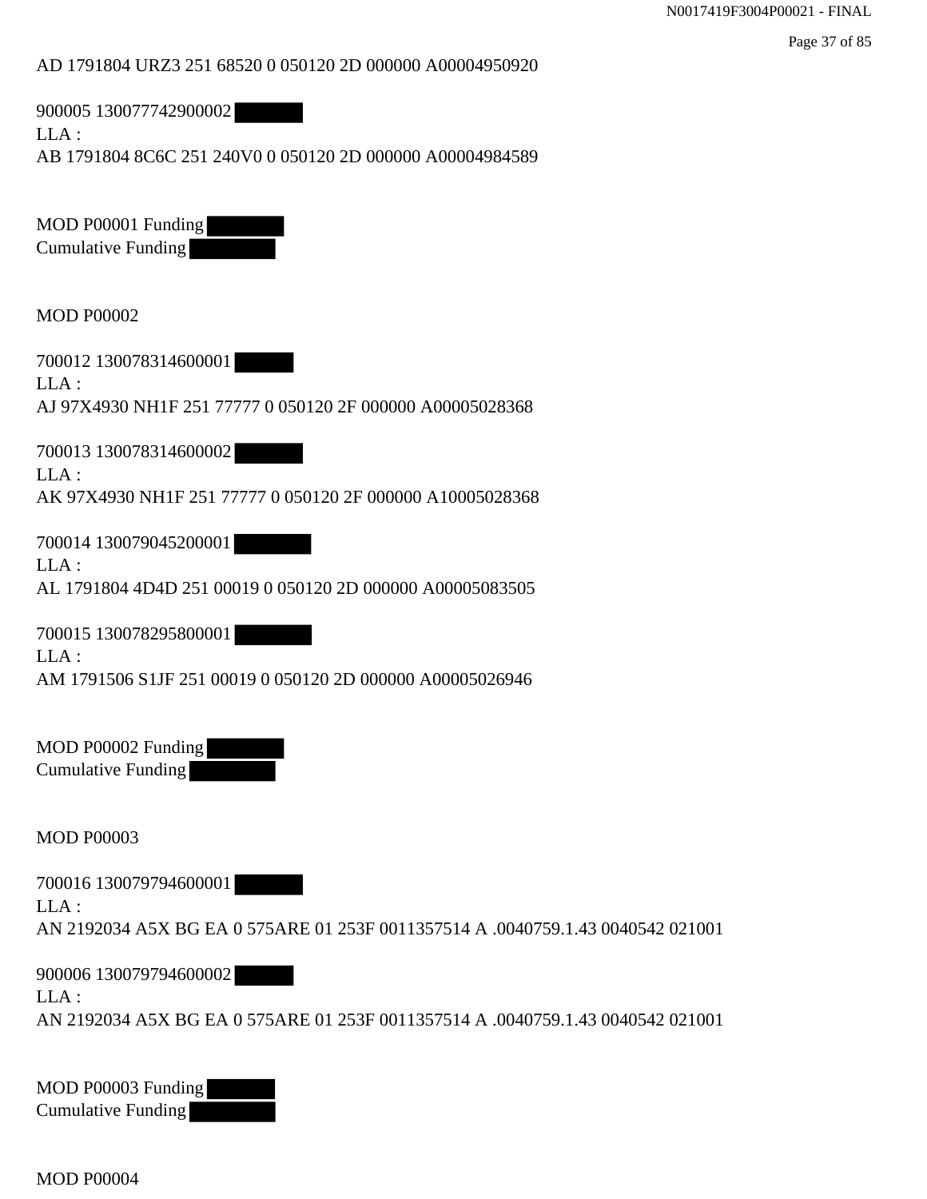AD 1791804 URZ3 251 68520 0 050120 2D 000000 A00004950920

900005 130077742900002
LLA :
AB 1791804 8C6C 251 240V0 0 050120 2D 000000 A00004984589

MOD P00001 Funding
Cumulative Funding

MOD P00002

700012 130078314600001
LLA :
AJ 97X4930 NH1F 251 77777 0 050120 2F 000000 A00005028368

700013 130078314600002
LLA :
AK 97X4930 NH1F 251 77777 0 050120 2F 000000 A10005028368

700014 130079045200001
LLA :
AL 1791804 4D4D 251 00019 0 050120 2D 000000 A00005083505

700015 130078295800001
LLA :
AM 1791506 S1JF 251 00019 0 050120 2D 000000 A00005026946

MOD P00002 Funding
Cumulative Funding

MOD P00003

700016 130079794600001
LLA :
AN 2192034 A5X BG EA 0 575ARE 01 253F 0011357514 A .0040759.1.43 0040542 021001

900006 130079794600002
LLA :
AN 2192034 A5X BG EA 0 575ARE 01 253F 0011357514 A .0040759.1.43 0040542 021001

MOD P00003 Funding
Cumulative Funding

MOD P00004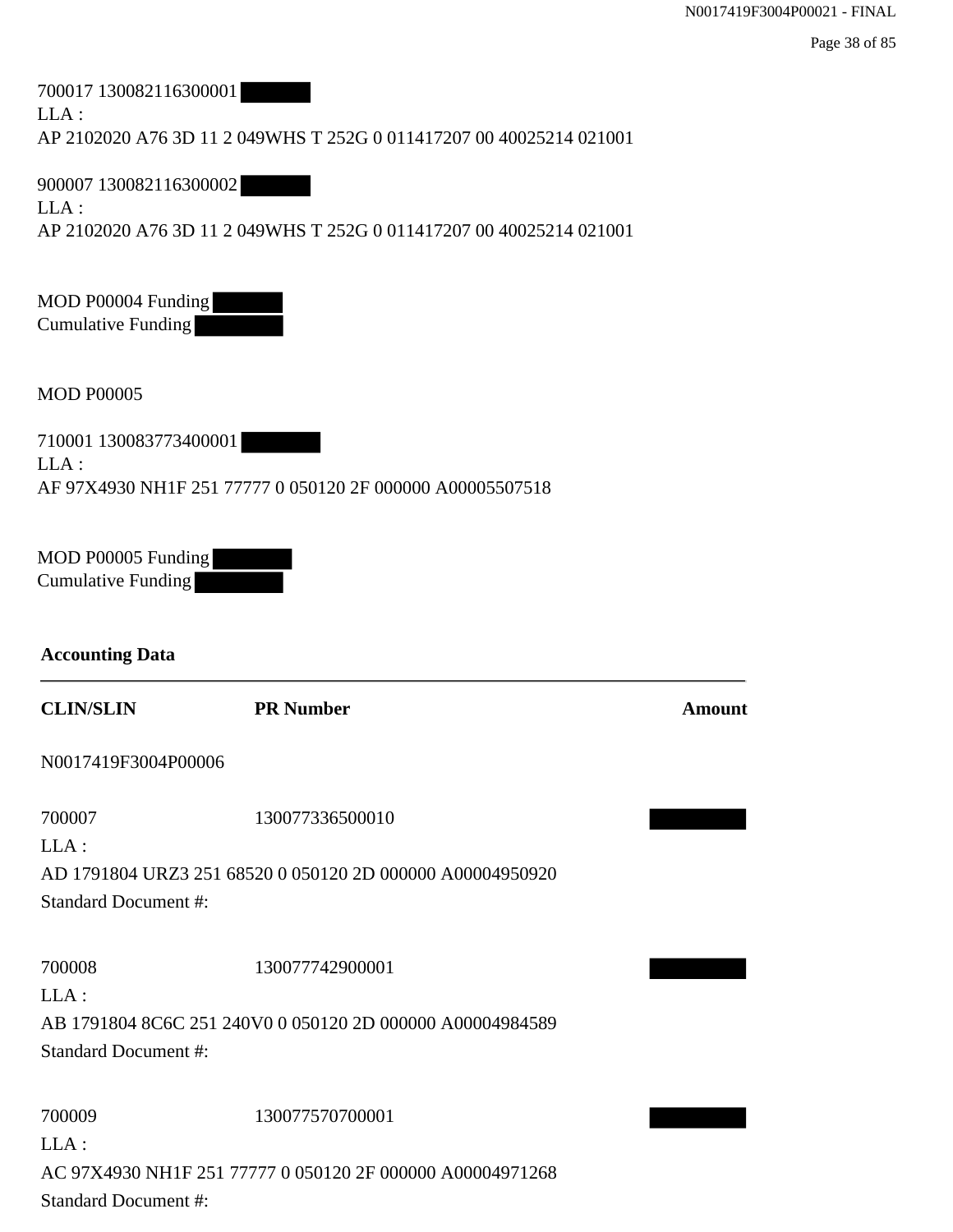700017 130082116300001 ████
LLA :
AP 2102020 A76 3D 11 2 049WHS T 252G 0 011417207 00 40025214 021001

900007 130082116300002 ████
LLA :
AP 2102020 A76 3D 11 2 049WHS T 252G 0 011417207 00 40025214 021001

MOD P00004 Funding ████
Cumulative Funding ████

MOD P00005

710001 130083773400001 ████
LLA :
AF 97X4930 NH1F 251 77777 0 050120 2F 000000 A00005507518

MOD P00005 Funding ████
Cumulative Funding ████

**Accounting Data**

| CLIN/SLIN | PR Number | Amount |
|---|---|---|
| N0017419F3004P00006 | | |
| 700007 | 130077336500010 | ████ |
| LLA : | | |
| AD 1791804 URZ3 251 68520 0 050120 2D 000000 A00004950920 | | |
| Standard Document #: | | |
| 700008 | 130077742900001 | ████ |
| LLA : | | |
| AB 1791804 8C6C 251 240V0 0 050120 2D 000000 A00004984589 | | |
| Standard Document #: | | |
| 700009 | 130077570700001 | ████ |
| LLA : | | |
| AC 97X4930 NH1F 251 77777 0 050120 2F 000000 A00004971268 | | |
| Standard Document #: | | |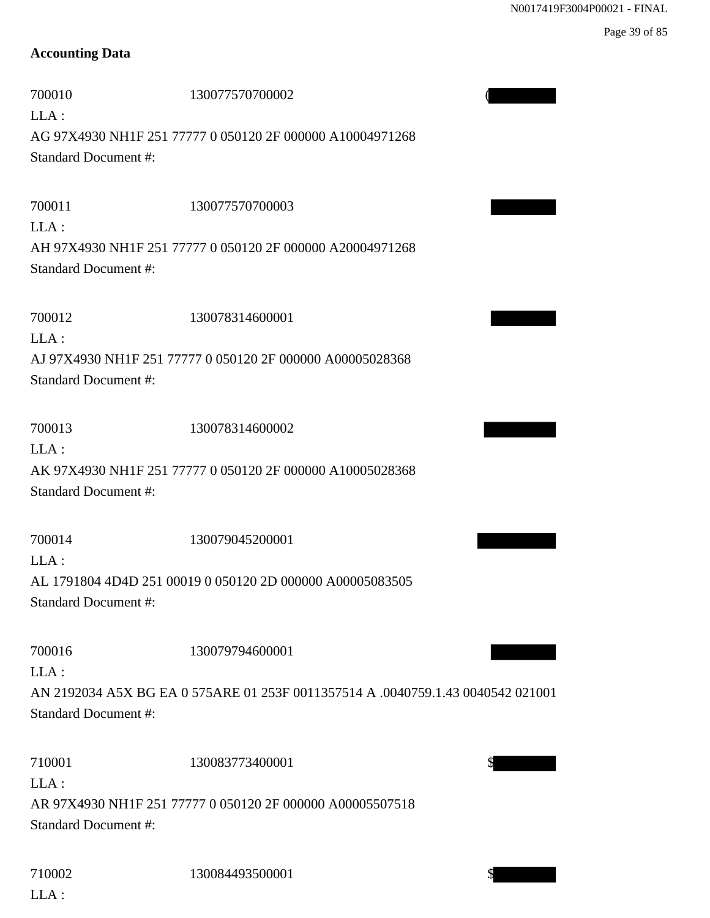## Accounting Data

700010 130077570700002 (
LLA :
AG 97X4930 NH1F 251 77777 0 050120 2F 000000 A10004971268
Standard Document #:

700011 130077570700003
LLA :
AH 97X4930 NH1F 251 77777 0 050120 2F 000000 A20004971268
Standard Document #:

700012 130078314600001
LLA :
AJ 97X4930 NH1F 251 77777 0 050120 2F 000000 A00005028368
Standard Document #:

700013 130078314600002
LLA :
AK 97X4930 NH1F 251 77777 0 050120 2F 000000 A10005028368
Standard Document #:

700014 130079045200001
LLA :
AL 1791804 4D4D 251 00019 0 050120 2D 000000 A00005083505
Standard Document #:

700016 130079794600001
LLA :
AN 2192034 A5X BG EA 0 575ARE 01 253F 0011357514 A .0040759.1.43 0040542 021001
Standard Document #:

710001 130083773400001 $
LLA :
AR 97X4930 NH1F 251 77777 0 050120 2F 000000 A00005507518
Standard Document #:

710002 130084493500001 $
LLA :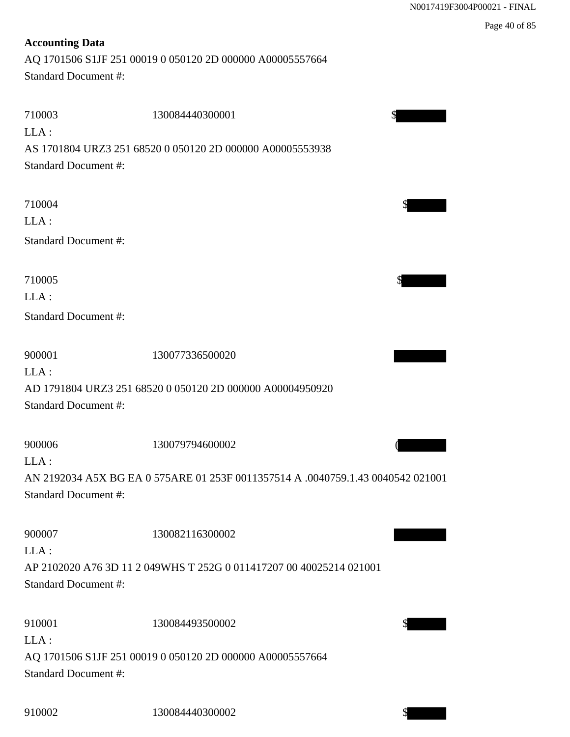**Accounting Data**

AQ 1701506 S1JF 251 00019 0 050120 2D 000000 A00005557664

Standard Document #:

710003 130084440300001 $

LLA :

AS 1701804 URZ3 251 68520 0 050120 2D 000000 A00005553938

Standard Document #:

710004 $

LLA :

Standard Document #:

710005 $

LLA :

Standard Document #:

900001 130077336500020

LLA :

AD 1791804 URZ3 251 68520 0 050120 2D 000000 A00004950920

Standard Document #:

900006 130079794600002 (

LLA :

AN 2192034 A5X BG EA 0 575ARE 01 253F 0011357514 A .0040759.1.43 0040542 021001

Standard Document #:

900007 130082116300002

LLA :

AP 2102020 A76 3D 11 2 049WHS T 252G 0 011417207 00 40025214 021001

Standard Document #:

910001 130084493500002 $

LLA :

AQ 1701506 S1JF 251 00019 0 050120 2D 000000 A00005557664

Standard Document #:

910002 130084440300002 $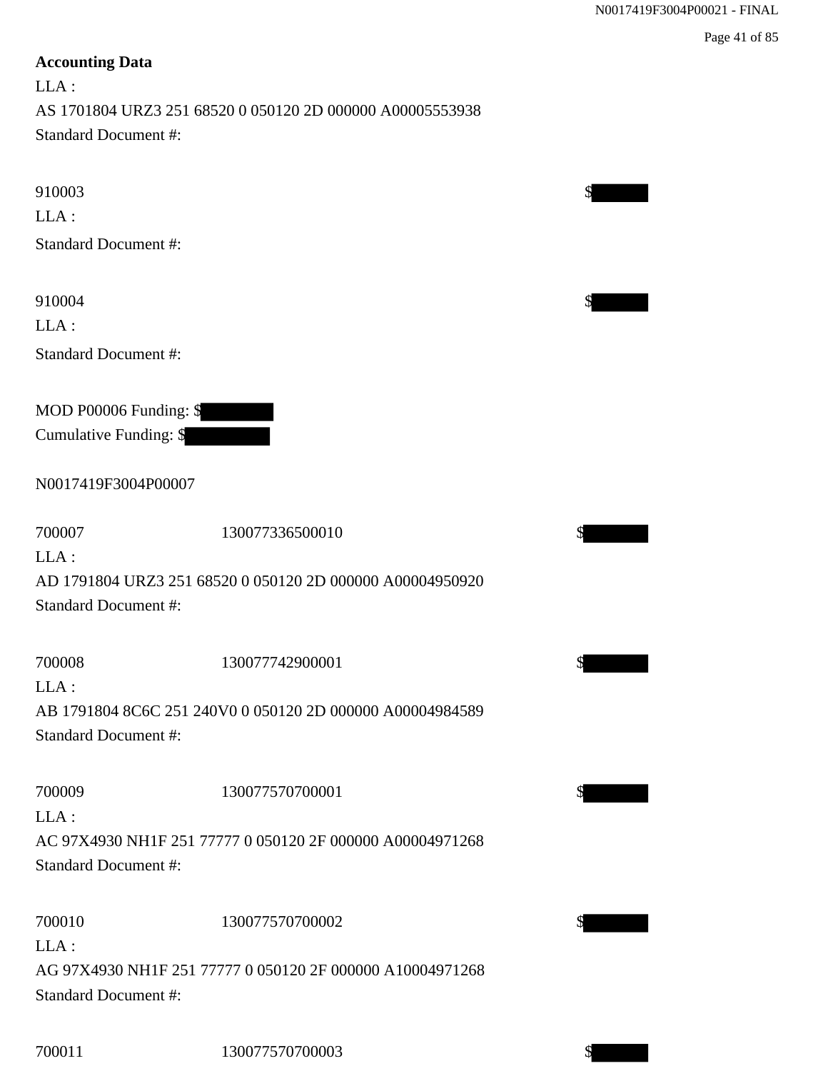**Accounting Data**

LLA :

AS 1701804 URZ3 251 68520 0 050120 2D 000000 A00005553938

Standard Document #:

910003 $

LLA :

Standard Document #:

910004 $

LLA :

Standard Document #:

MOD P00006 Funding: $

Cumulative Funding: $

N0017419F3004P00007

700007 130077336500010 $

LLA :

AD 1791804 URZ3 251 68520 0 050120 2D 000000 A00004950920

Standard Document #:

700008 130077742900001 $

LLA :

AB 1791804 8C6C 251 240V0 0 050120 2D 000000 A00004984589

Standard Document #:

700009 130077570700001 $

LLA :

AC 97X4930 NH1F 251 77777 0 050120 2F 000000 A00004971268

Standard Document #:

700010 130077570700002 $

LLA :

AG 97X4930 NH1F 251 77777 0 050120 2F 000000 A10004971268

Standard Document #:

700011 130077570700003 $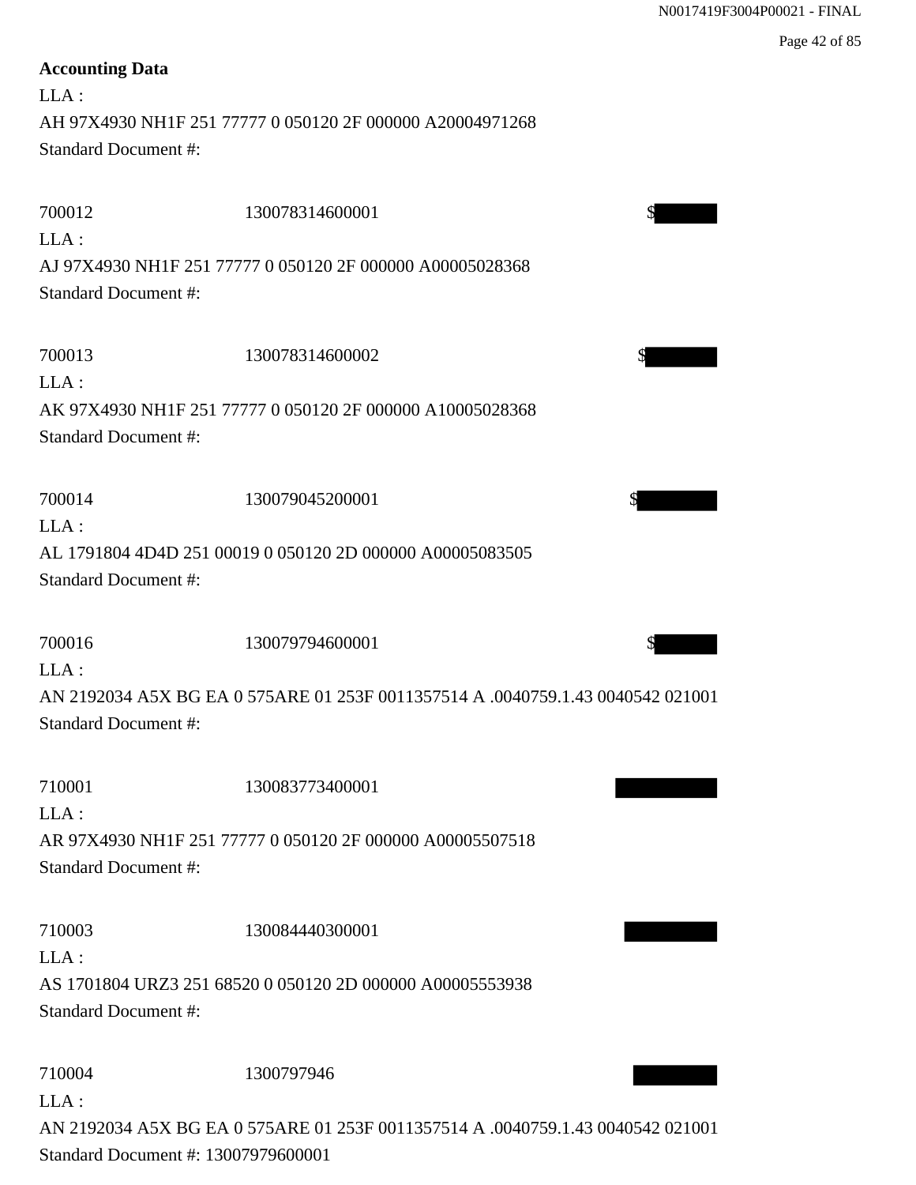**Accounting Data**

LLA :
AH 97X4930 NH1F 251 77777 0 050120 2F 000000 A20004971268
Standard Document #:

700012 130078314600001 $[REDACTED]
LLA :
AJ 97X4930 NH1F 251 77777 0 050120 2F 000000 A00005028368
Standard Document #:

700013 130078314600002 $[REDACTED]
LLA :
AK 97X4930 NH1F 251 77777 0 050120 2F 000000 A10005028368
Standard Document #:

700014 130079045200001 $[REDACTED]
LLA :
AL 1791804 4D4D 251 00019 0 050120 2D 000000 A00005083505
Standard Document #:

700016 130079794600001 $[REDACTED]
LLA :
AN 2192034 A5X BG EA 0 575ARE 01 253F 0011357514 A .0040759.1.43 0040542 021001
Standard Document #:

710001 130083773400001 [REDACTED]
LLA :
AR 97X4930 NH1F 251 77777 0 050120 2F 000000 A00005507518
Standard Document #:

710003 130084440300001 [REDACTED]
LLA :
AS 1701804 URZ3 251 68520 0 050120 2D 000000 A00005553938
Standard Document #:

710004 1300797946 [REDACTED]
LLA :
AN 2192034 A5X BG EA 0 575ARE 01 253F 0011357514 A .0040759.1.43 0040542 021001
Standard Document #: 13007979600001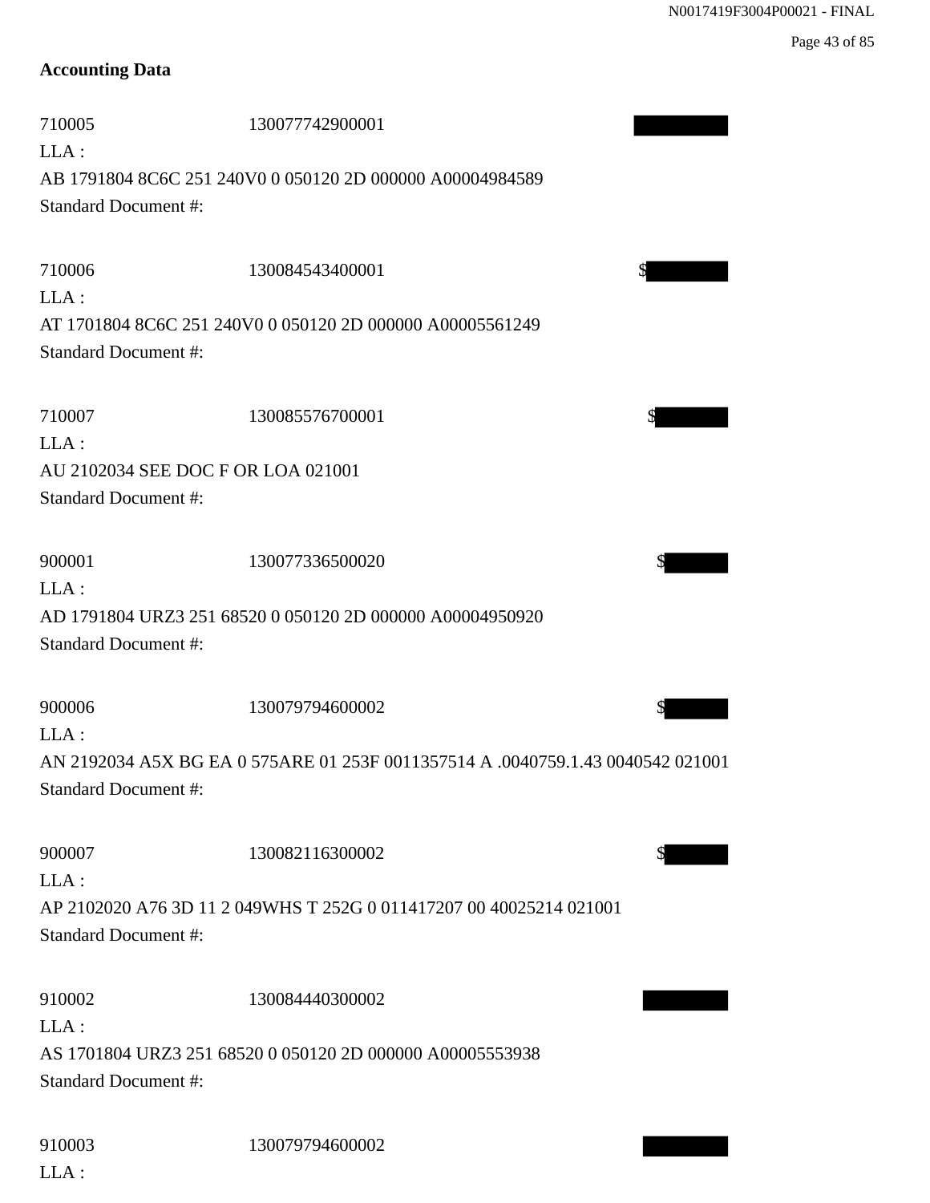## Accounting Data

710005 130077742900001

LLA :

AB 1791804 8C6C 251 240V0 0 050120 2D 000000 A00004984589

Standard Document #:

710006 130084543400001 $

LLA :

AT 1701804 8C6C 251 240V0 0 050120 2D 000000 A00005561249

Standard Document #:

710007 130085576700001 $

LLA :

AU 2102034 SEE DOC F OR LOA 021001

Standard Document #:

900001 130077336500020 $

LLA :

AD 1791804 URZ3 251 68520 0 050120 2D 000000 A00004950920

Standard Document #:

900006 130079794600002 $

LLA :

AN 2192034 A5X BG EA 0 575ARE 01 253F 0011357514 A .0040759.1.43 0040542 021001

Standard Document #:

900007 130082116300002 $

LLA :

AP 2102020 A76 3D 11 2 049WHS T 252G 0 011417207 00 40025214 021001

Standard Document #:

910002 130084440300002

LLA :

AS 1701804 URZ3 251 68520 0 050120 2D 000000 A00005553938

Standard Document #:

910003 130079794600002

LLA :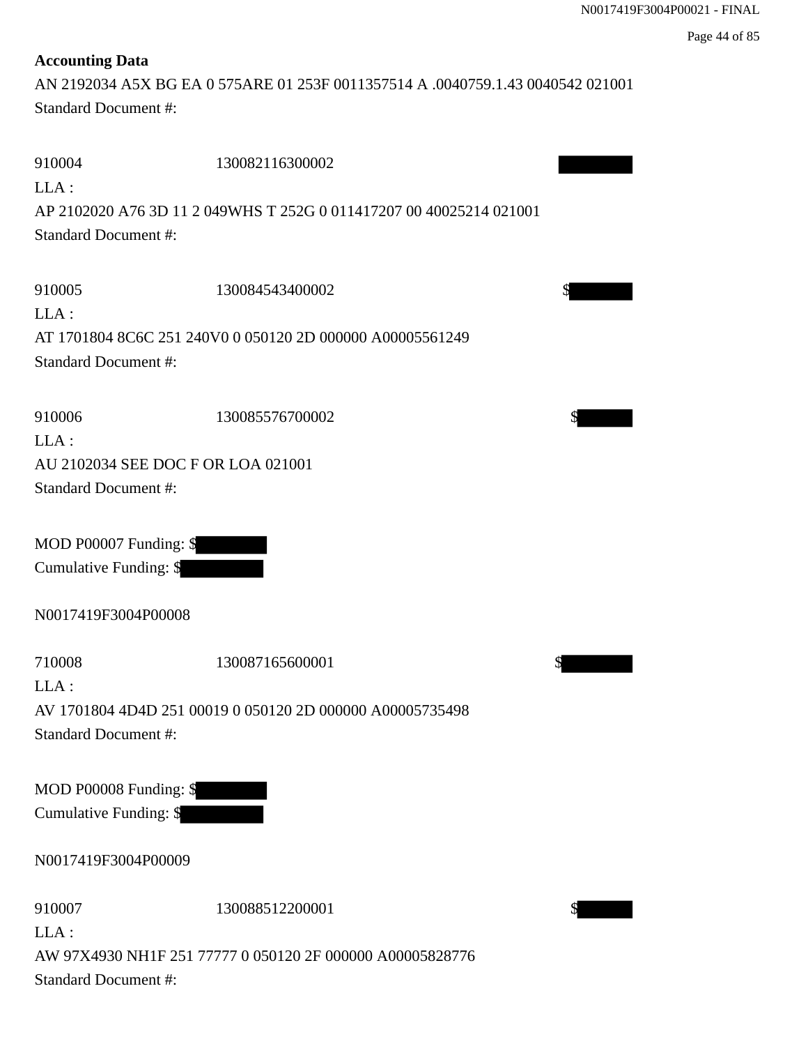**Accounting Data**

AN 2192034 A5X BG EA 0 575ARE 01 253F 0011357514 A .0040759.1.43 0040542 021001

Standard Document #:

910004 130082116300002 [REDACTED]

LLA :

AP 2102020 A76 3D 11 2 049WHS T 252G 0 011417207 00 40025214 021001

Standard Document #:

910005 130084543400002 $[REDACTED]

LLA :

AT 1701804 8C6C 251 240V0 0 050120 2D 000000 A00005561249

Standard Document #:

910006 130085576700002 $[REDACTED]

LLA :

AU 2102034 SEE DOC F OR LOA 021001

Standard Document #:

MOD P00007 Funding: $[REDACTED]

Cumulative Funding: $[REDACTED]

N0017419F3004P00008

710008 130087165600001 $[REDACTED]

LLA :

AV 1701804 4D4D 251 00019 0 050120 2D 000000 A00005735498

Standard Document #:

MOD P00008 Funding: $[REDACTED]

Cumulative Funding: $[REDACTED]

N0017419F3004P00009

910007 130088512200001 $[REDACTED]

LLA :

AW 97X4930 NH1F 251 77777 0 050120 2F 000000 A00005828776

Standard Document #: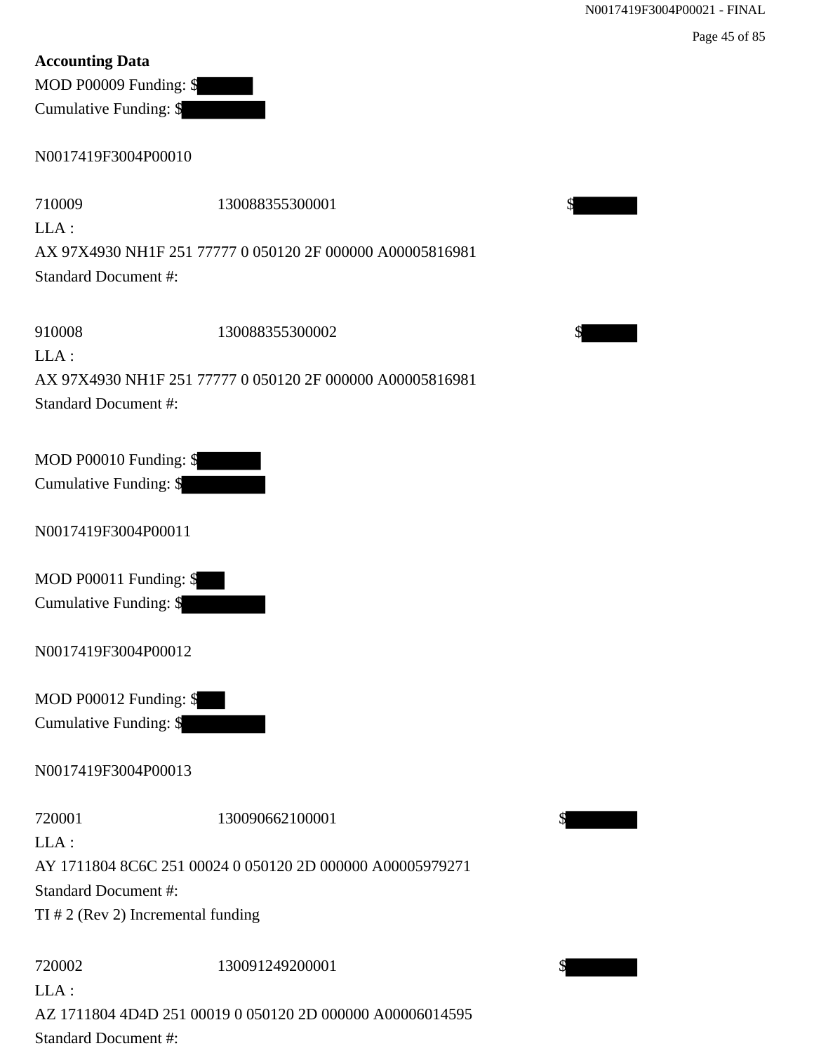**Accounting Data**

MOD P00009 Funding: $[REDACTED]
Cumulative Funding: $[REDACTED]

N0017419F3004P00010

| | | |
|---|---|---|
| 710009 | 130088355300001 | $[REDACTED] |

LLA :
AX 97X4930 NH1F 251 77777 0 050120 2F 000000 A00005816981
Standard Document #:

| | | |
|---|---|---|
| 910008 | 130088355300002 | $[REDACTED] |

LLA :
AX 97X4930 NH1F 251 77777 0 050120 2F 000000 A00005816981
Standard Document #:

MOD P00010 Funding: $[REDACTED]
Cumulative Funding: $[REDACTED]

N0017419F3004P00011

MOD P00011 Funding: $[REDACTED]
Cumulative Funding: $[REDACTED]

N0017419F3004P00012

MOD P00012 Funding: $[REDACTED]
Cumulative Funding: $[REDACTED]

N0017419F3004P00013

| | | |
|---|---|---|
| 720001 | 130090662100001 | $[REDACTED] |

LLA :
AY 1711804 8C6C 251 00024 0 050120 2D 000000 A00005979271
Standard Document #:
TI # 2 (Rev 2) Incremental funding

| | | |
|---|---|---|
| 720002 | 130091249200001 | $[REDACTED] |

LLA :
AZ 1711804 4D4D 251 00019 0 050120 2D 000000 A00006014595
Standard Document #: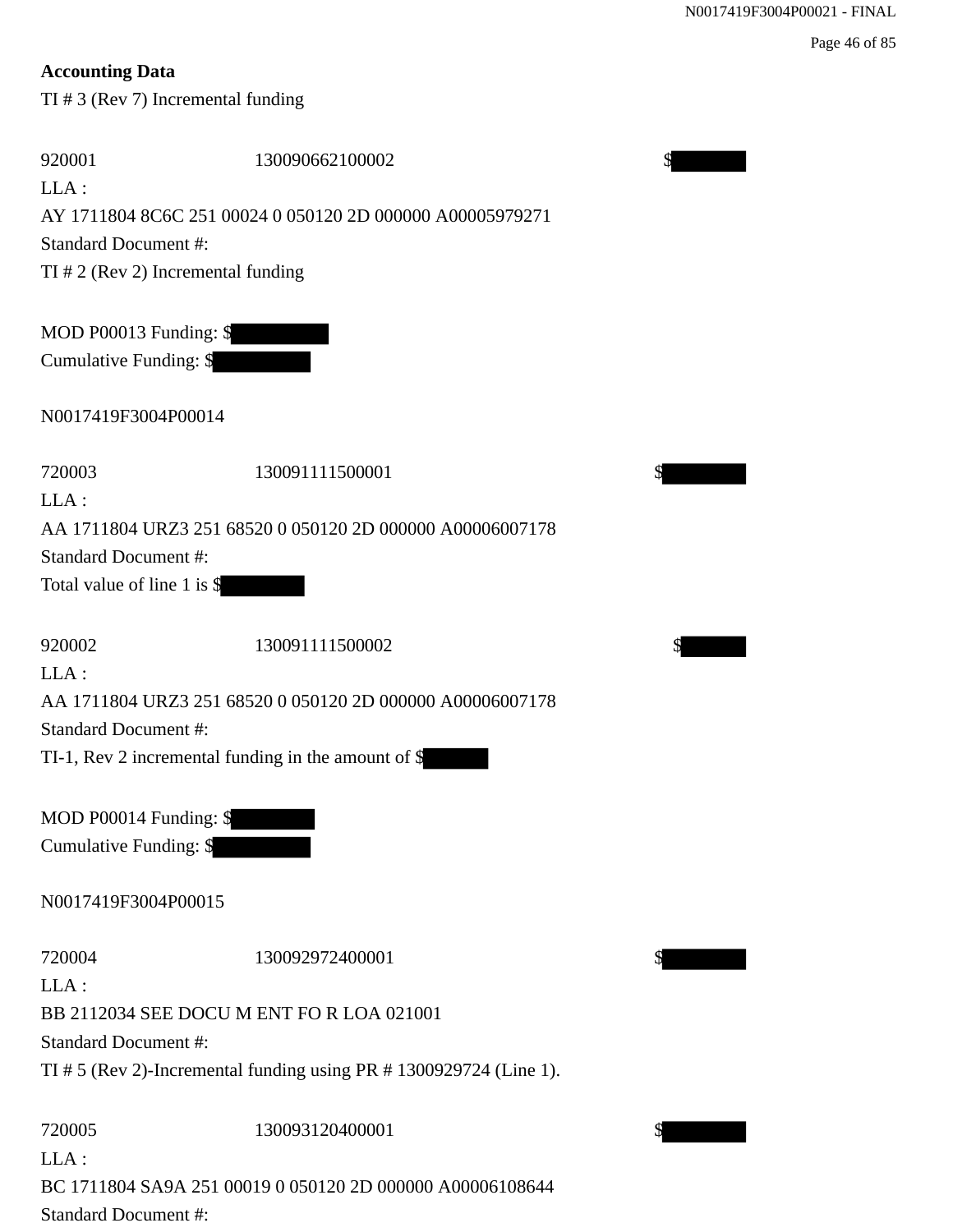**Accounting Data**

TI # 3 (Rev 7) Incremental funding

| | | |
|---|---|---|
| 920001 | 130090662100002 | $[REDACTED] |

LLA :
AY 1711804 8C6C 251 00024 0 050120 2D 000000 A00005979271
Standard Document #:
TI # 2 (Rev 2) Incremental funding

MOD P00013 Funding: $[REDACTED]
Cumulative Funding: $[REDACTED]

N0017419F3004P00014

| | | |
|---|---|---|
| 720003 | 130091111500001 | $[REDACTED] |

LLA :
AA 1711804 URZ3 251 68520 0 050120 2D 000000 A00006007178
Standard Document #:
Total value of line 1 is $[REDACTED]

| | | |
|---|---|---|
| 920002 | 130091111500002 | $[REDACTED] |

LLA :
AA 1711804 URZ3 251 68520 0 050120 2D 000000 A00006007178
Standard Document #:
TI-1, Rev 2 incremental funding in the amount of $[REDACTED]

MOD P00014 Funding: $[REDACTED]
Cumulative Funding: $[REDACTED]

N0017419F3004P00015

| | | |
|---|---|---|
| 720004 | 130092972400001 | $[REDACTED] |

LLA :
BB 2112034 SEE DOCU M ENT FO R LOA 021001
Standard Document #:
TI # 5 (Rev 2)-Incremental funding using PR # 1300929724 (Line 1).

| | | |
|---|---|---|
| 720005 | 130093120400001 | $[REDACTED] |

LLA :
BC 1711804 SA9A 251 00019 0 050120 2D 000000 A00006108644
Standard Document #: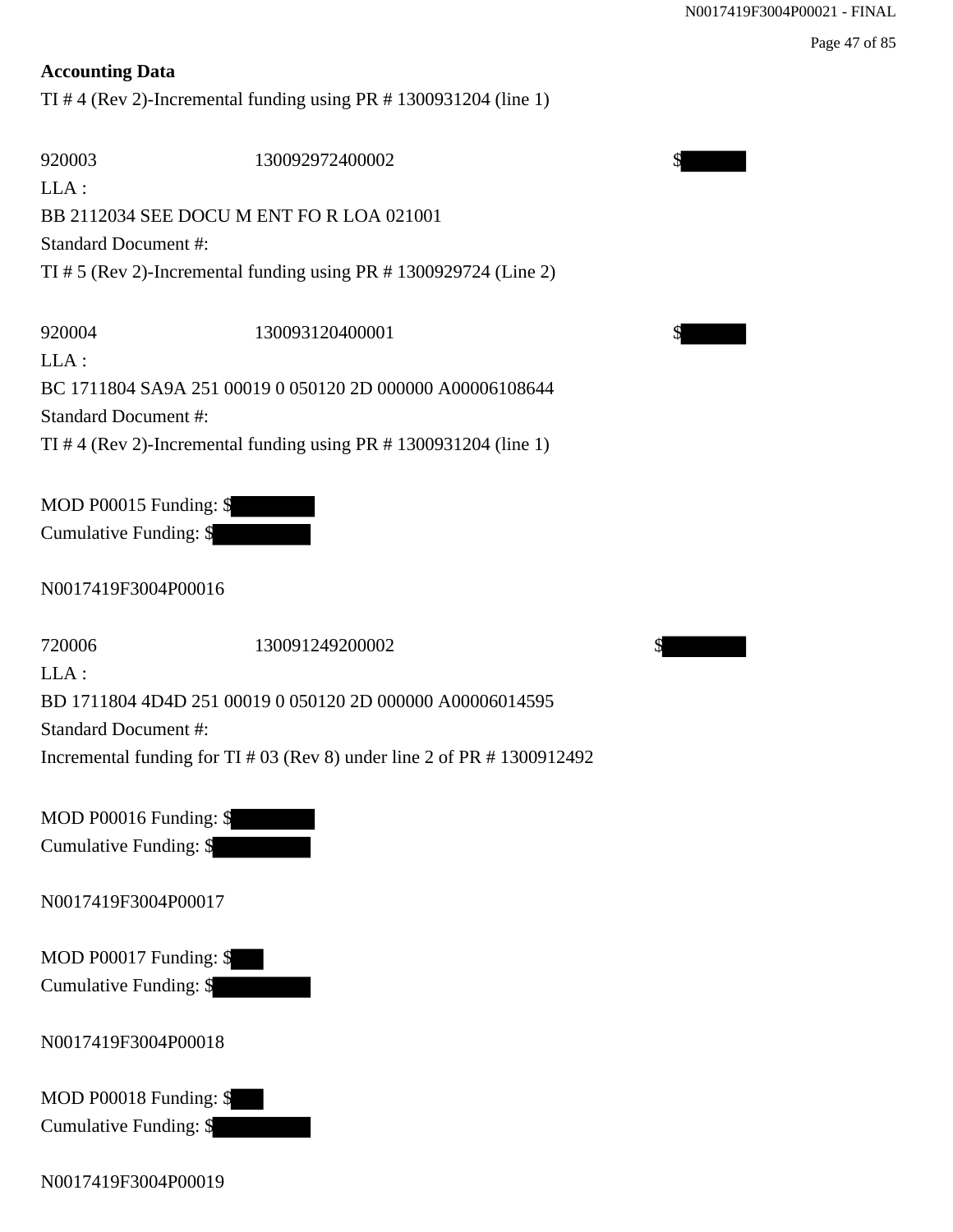**Accounting Data**

TI # 4 (Rev 2)-Incremental funding using PR # 1300931204 (line 1)

920003 130092972400002 $[redacted]

LLA :

BB 2112034 SEE DOCU M ENT FO R LOA 021001

Standard Document #:

TI # 5 (Rev 2)-Incremental funding using PR # 1300929724 (Line 2)

920004 130093120400001 $[redacted]

LLA :

BC 1711804 SA9A 251 00019 0 050120 2D 000000 A00006108644

Standard Document #:

TI # 4 (Rev 2)-Incremental funding using PR # 1300931204 (line 1)

MOD P00015 Funding: $[redacted]

Cumulative Funding: $[redacted]

N0017419F3004P00016

720006 130091249200002 $[redacted]

LLA :

BD 1711804 4D4D 251 00019 0 050120 2D 000000 A00006014595

Standard Document #:

Incremental funding for TI # 03 (Rev 8) under line 2 of PR # 1300912492

MOD P00016 Funding: $[redacted]

Cumulative Funding: $[redacted]

N0017419F3004P00017

MOD P00017 Funding: $[redacted]

Cumulative Funding: $[redacted]

N0017419F3004P00018

MOD P00018 Funding: $[redacted]

Cumulative Funding: $[redacted]

N0017419F3004P00019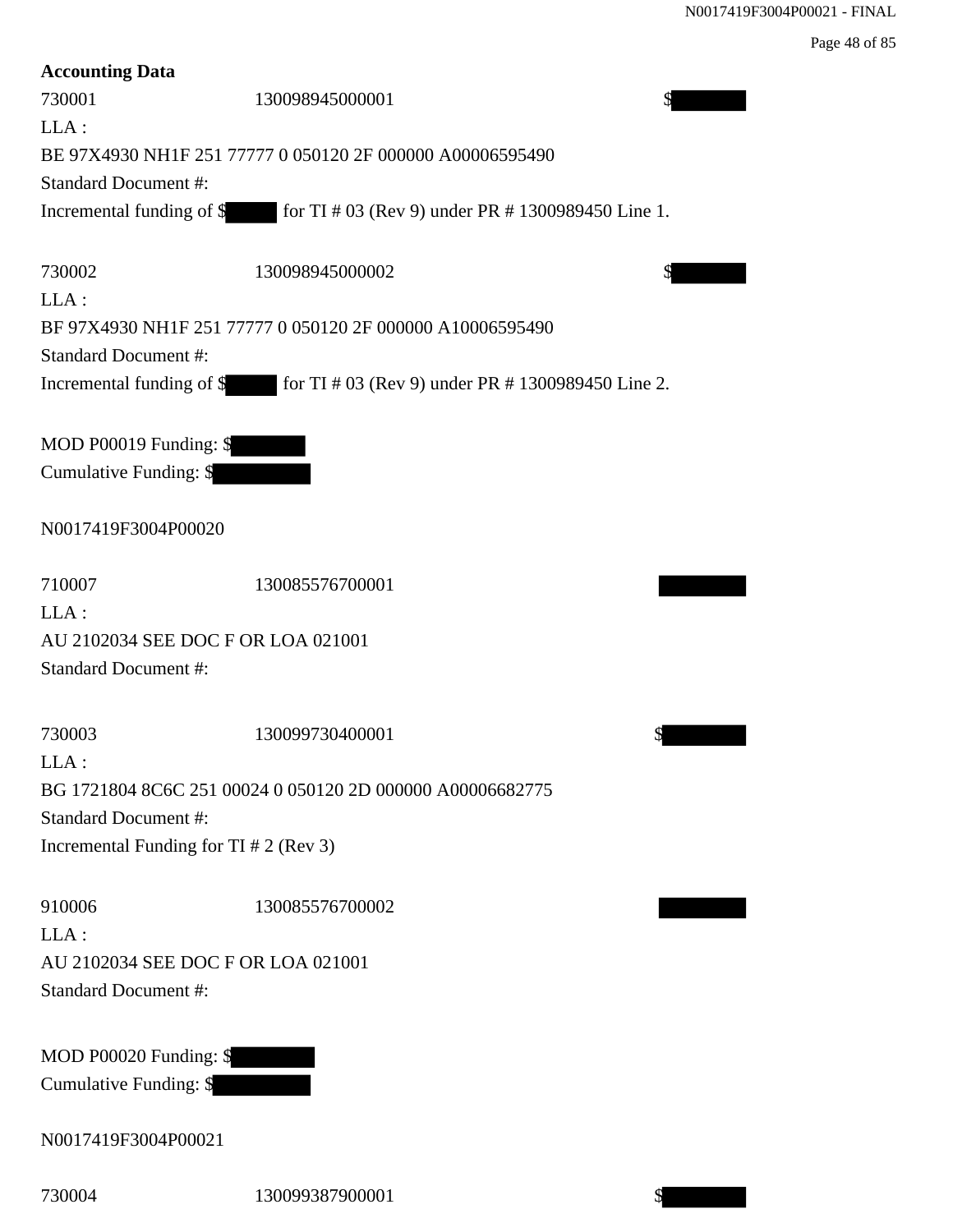**Accounting Data**

730001 130098945000001 $

LLA :

BE 97X4930 NH1F 251 77777 0 050120 2F 000000 A00006595490

Standard Document #:

Incremental funding of $ for TI # 03 (Rev 9) under PR # 1300989450 Line 1.

730002 130098945000002 $

LLA :

BF 97X4930 NH1F 251 77777 0 050120 2F 000000 A10006595490

Standard Document #:

Incremental funding of $ for TI # 03 (Rev 9) under PR # 1300989450 Line 2.

MOD P00019 Funding: $

Cumulative Funding: $

N0017419F3004P00020

710007 130085576700001

LLA :

AU 2102034 SEE DOC F OR LOA 021001

Standard Document #:

730003 130099730400001 $

LLA :

BG 1721804 8C6C 251 00024 0 050120 2D 000000 A00006682775

Standard Document #:

Incremental Funding for TI # 2 (Rev 3)

910006 130085576700002

LLA :

AU 2102034 SEE DOC F OR LOA 021001

Standard Document #:

MOD P00020 Funding: $

Cumulative Funding: $

N0017419F3004P00021

730004 130099387900001 $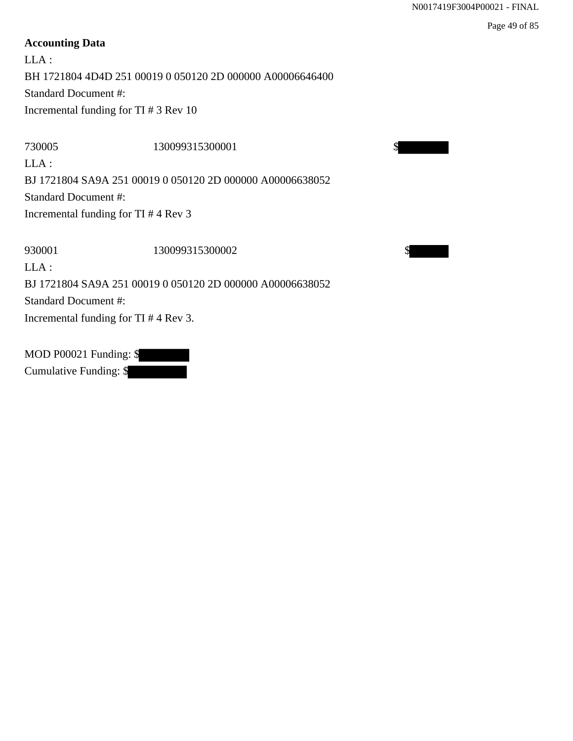**Accounting Data**

LLA :
BH 1721804 4D4D 251 00019 0 050120 2D 000000 A00006646400
Standard Document #:
Incremental funding for TI # 3 Rev 10

| | | |
|---|---|---|
| 730005 | 130099315300001 | $[REDACTED] |

LLA :
BJ 1721804 SA9A 251 00019 0 050120 2D 000000 A00006638052
Standard Document #:
Incremental funding for TI # 4 Rev 3

| | | |
|---|---|---|
| 930001 | 130099315300002 | $[REDACTED] |

LLA :
BJ 1721804 SA9A 251 00019 0 050120 2D 000000 A00006638052
Standard Document #:
Incremental funding for TI # 4 Rev 3.

MOD P00021 Funding: $[REDACTED]
Cumulative Funding: $[REDACTED]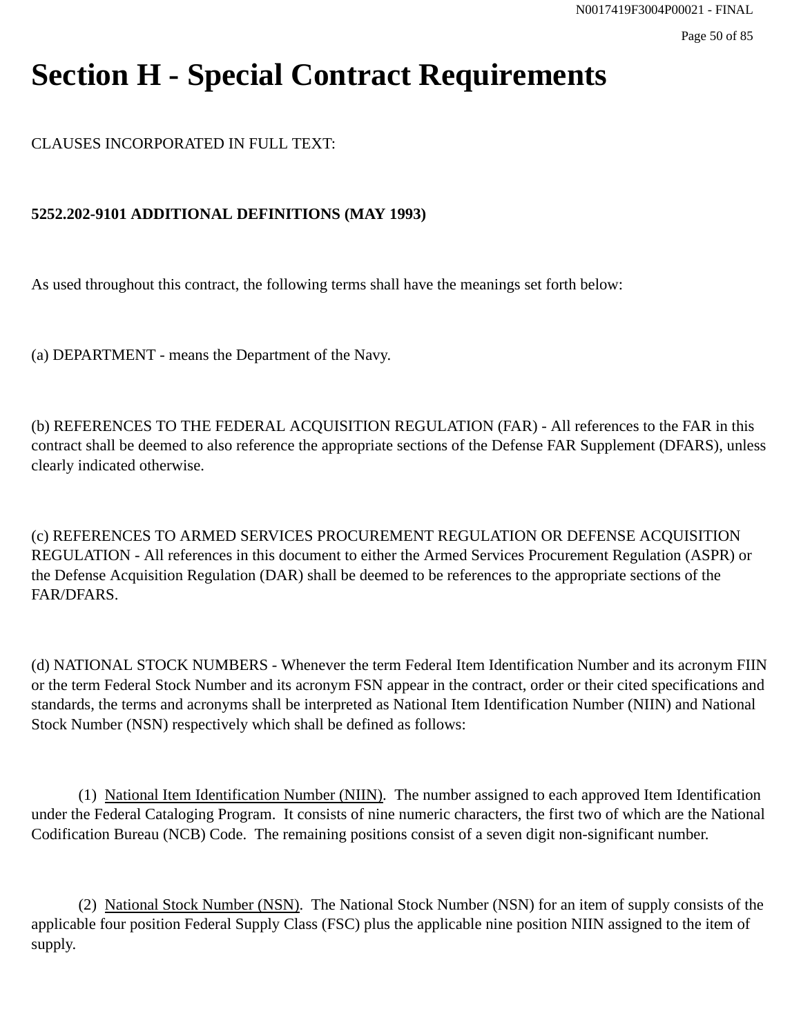# Section H - Special Contract Requirements

CLAUSES INCORPORATED IN FULL TEXT:

**5252.202-9101 ADDITIONAL DEFINITIONS (MAY 1993)**

As used throughout this contract, the following terms shall have the meanings set forth below:

(a) DEPARTMENT - means the Department of the Navy.

(b) REFERENCES TO THE FEDERAL ACQUISITION REGULATION (FAR) - All references to the FAR in this contract shall be deemed to also reference the appropriate sections of the Defense FAR Supplement (DFARS), unless clearly indicated otherwise.

(c) REFERENCES TO ARMED SERVICES PROCUREMENT REGULATION OR DEFENSE ACQUISITION REGULATION - All references in this document to either the Armed Services Procurement Regulation (ASPR) or the Defense Acquisition Regulation (DAR) shall be deemed to be references to the appropriate sections of the FAR/DFARS.

(d) NATIONAL STOCK NUMBERS - Whenever the term Federal Item Identification Number and its acronym FIIN or the term Federal Stock Number and its acronym FSN appear in the contract, order or their cited specifications and standards, the terms and acronyms shall be interpreted as National Item Identification Number (NIIN) and National Stock Number (NSN) respectively which shall be defined as follows:

(1) National Item Identification Number (NIIN). The number assigned to each approved Item Identification under the Federal Cataloging Program. It consists of nine numeric characters, the first two of which are the National Codification Bureau (NCB) Code. The remaining positions consist of a seven digit non-significant number.

(2) National Stock Number (NSN). The National Stock Number (NSN) for an item of supply consists of the applicable four position Federal Supply Class (FSC) plus the applicable nine position NIIN assigned to the item of supply.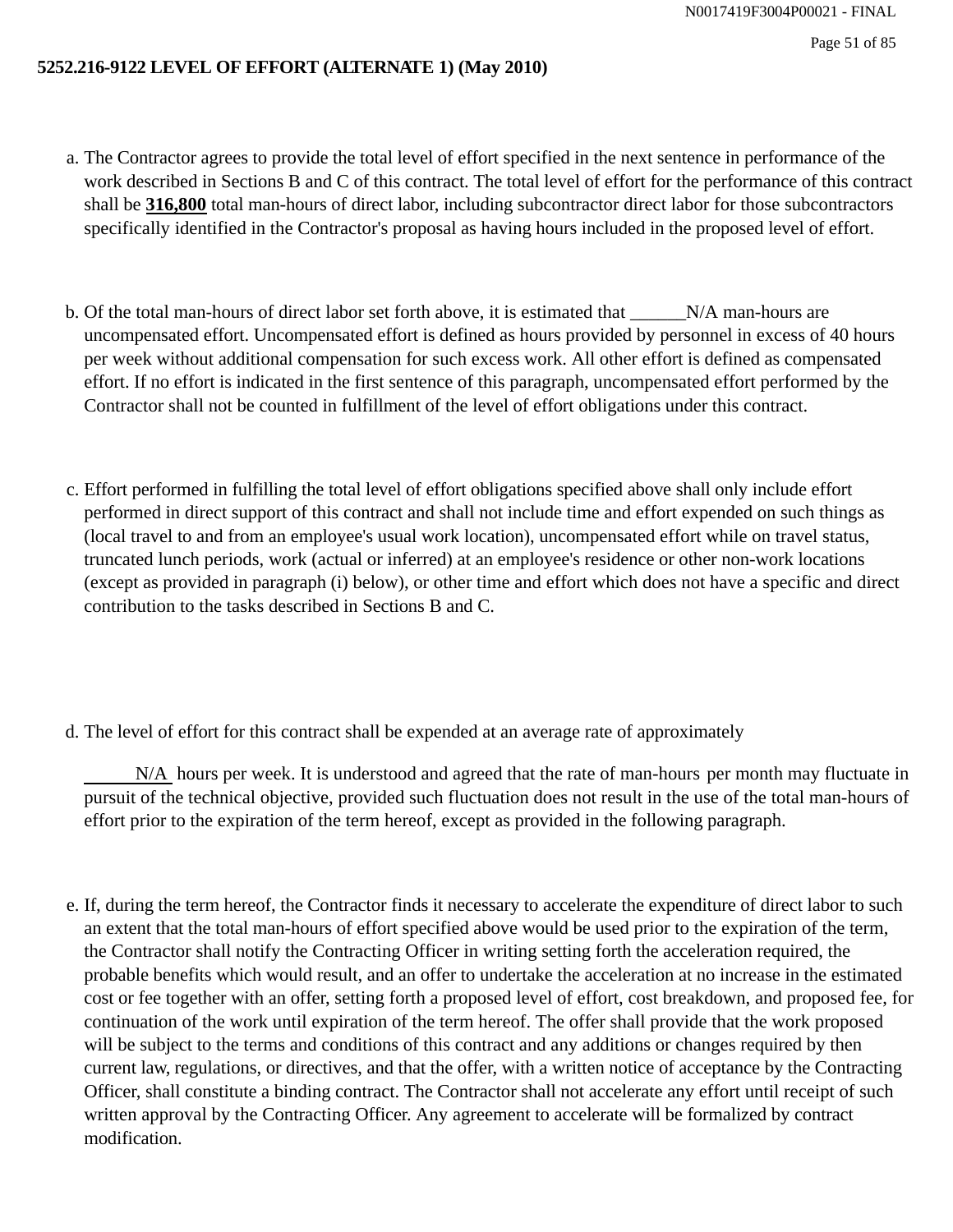**5252.216-9122 LEVEL OF EFFORT (ALTERNATE 1) (May 2010)**

a. The Contractor agrees to provide the total level of effort specified in the next sentence in performance of the work described in Sections B and C of this contract. The total level of effort for the performance of this contract shall be **316,800** total man-hours of direct labor, including subcontractor direct labor for those subcontractors specifically identified in the Contractor's proposal as having hours included in the proposed level of effort.

b. Of the total man-hours of direct labor set forth above, it is estimated that ______N/A man-hours are uncompensated effort. Uncompensated effort is defined as hours provided by personnel in excess of 40 hours per week without additional compensation for such excess work. All other effort is defined as compensated effort. If no effort is indicated in the first sentence of this paragraph, uncompensated effort performed by the Contractor shall not be counted in fulfillment of the level of effort obligations under this contract.

c. Effort performed in fulfilling the total level of effort obligations specified above shall only include effort performed in direct support of this contract and shall not include time and effort expended on such things as (local travel to and from an employee's usual work location), uncompensated effort while on travel status, truncated lunch periods, work (actual or inferred) at an employee's residence or other non-work locations (except as provided in paragraph (i) below), or other time and effort which does not have a specific and direct contribution to the tasks described in Sections B and C.

d. The level of effort for this contract shall be expended at an average rate of approximately

______N/A hours per week. It is understood and agreed that the rate of man-hours per month may fluctuate in pursuit of the technical objective, provided such fluctuation does not result in the use of the total man-hours of effort prior to the expiration of the term hereof, except as provided in the following paragraph.

e. If, during the term hereof, the Contractor finds it necessary to accelerate the expenditure of direct labor to such an extent that the total man-hours of effort specified above would be used prior to the expiration of the term, the Contractor shall notify the Contracting Officer in writing setting forth the acceleration required, the probable benefits which would result, and an offer to undertake the acceleration at no increase in the estimated cost or fee together with an offer, setting forth a proposed level of effort, cost breakdown, and proposed fee, for continuation of the work until expiration of the term hereof. The offer shall provide that the work proposed will be subject to the terms and conditions of this contract and any additions or changes required by then current law, regulations, or directives, and that the offer, with a written notice of acceptance by the Contracting Officer, shall constitute a binding contract. The Contractor shall not accelerate any effort until receipt of such written approval by the Contracting Officer. Any agreement to accelerate will be formalized by contract modification.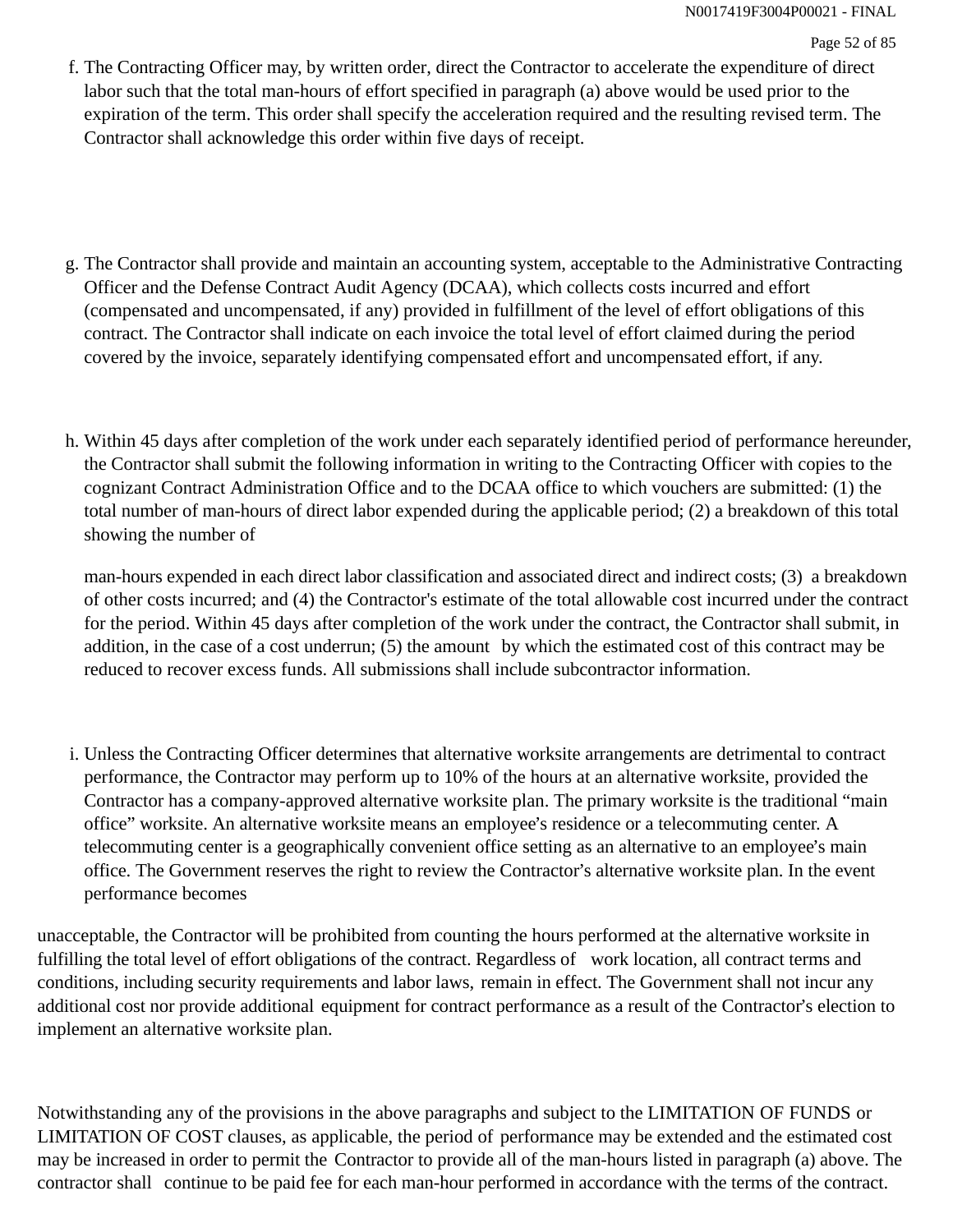f. The Contracting Officer may, by written order, direct the Contractor to accelerate the expenditure of direct labor such that the total man-hours of effort specified in paragraph (a) above would be used prior to the expiration of the term. This order shall specify the acceleration required and the resulting revised term. The Contractor shall acknowledge this order within five days of receipt.

g. The Contractor shall provide and maintain an accounting system, acceptable to the Administrative Contracting Officer and the Defense Contract Audit Agency (DCAA), which collects costs incurred and effort (compensated and uncompensated, if any) provided in fulfillment of the level of effort obligations of this contract. The Contractor shall indicate on each invoice the total level of effort claimed during the period covered by the invoice, separately identifying compensated effort and uncompensated effort, if any.

h. Within 45 days after completion of the work under each separately identified period of performance hereunder, the Contractor shall submit the following information in writing to the Contracting Officer with copies to the cognizant Contract Administration Office and to the DCAA office to which vouchers are submitted: (1) the total number of man-hours of direct labor expended during the applicable period; (2) a breakdown of this total showing the number of man-hours expended in each direct labor classification and associated direct and indirect costs; (3) a breakdown of other costs incurred; and (4) the Contractor's estimate of the total allowable cost incurred under the contract for the period. Within 45 days after completion of the work under the contract, the Contractor shall submit, in addition, in the case of a cost underrun; (5) the amount by which the estimated cost of this contract may be reduced to recover excess funds. All submissions shall include subcontractor information.

i. Unless the Contracting Officer determines that alternative worksite arrangements are detrimental to contract performance, the Contractor may perform up to 10% of the hours at an alternative worksite, provided the Contractor has a company-approved alternative worksite plan. The primary worksite is the traditional “main office” worksite. An alternative worksite means an employee’s residence or a telecommuting center. A telecommuting center is a geographically convenient office setting as an alternative to an employee’s main office. The Government reserves the right to review the Contractor’s alternative worksite plan. In the event performance becomes unacceptable, the Contractor will be prohibited from counting the hours performed at the alternative worksite in fulfilling the total level of effort obligations of the contract. Regardless of work location, all contract terms and conditions, including security requirements and labor laws, remain in effect. The Government shall not incur any additional cost nor provide additional equipment for contract performance as a result of the Contractor’s election to implement an alternative worksite plan.

Notwithstanding any of the provisions in the above paragraphs and subject to the LIMITATION OF FUNDS or LIMITATION OF COST clauses, as applicable, the period of performance may be extended and the estimated cost may be increased in order to permit the Contractor to provide all of the man-hours listed in paragraph (a) above. The contractor shall continue to be paid fee for each man-hour performed in accordance with the terms of the contract.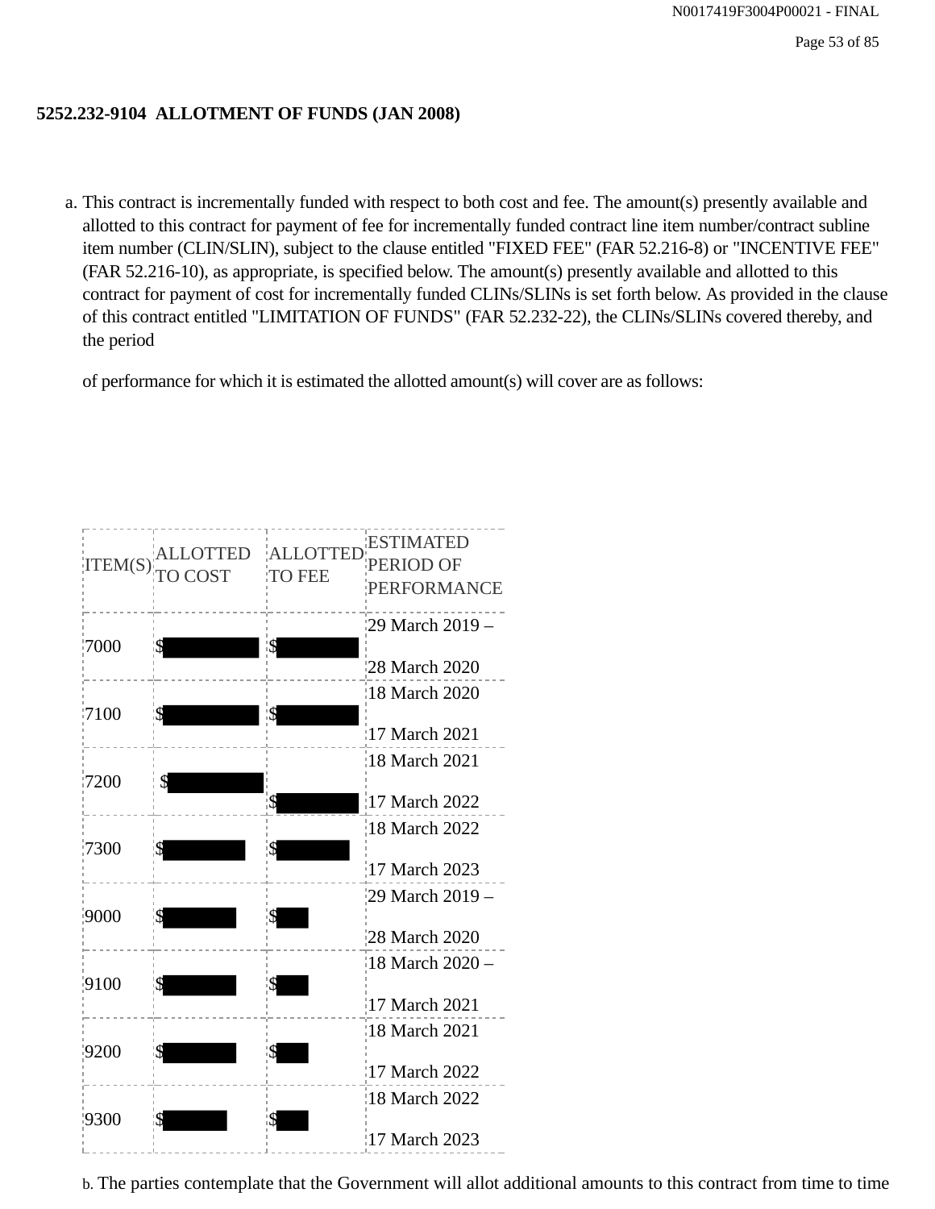## 5252.232-9104 ALLOTMENT OF FUNDS (JAN 2008)

a. This contract is incrementally funded with respect to both cost and fee. The amount(s) presently available and allotted to this contract for payment of fee for incrementally funded contract line item number/contract subline item number (CLIN/SLIN), subject to the clause entitled "FIXED FEE" (FAR 52.216-8) or "INCENTIVE FEE" (FAR 52.216-10), as appropriate, is specified below. The amount(s) presently available and allotted to this contract for payment of cost for incrementally funded CLINs/SLINs is set forth below. As provided in the clause of this contract entitled "LIMITATION OF FUNDS" (FAR 52.232-22), the CLINs/SLINs covered thereby, and the period

of performance for which it is estimated the allotted amount(s) will cover are as follows:

| ITEM(S) | ALLOTTED TO COST | ALLOTTED TO FEE | ESTIMATED PERIOD OF PERFORMANCE |
|---|---|---|---|
| 7000 | $ | $ | 29 March 2019 – 28 March 2020 |
| 7100 | $ | $ | 18 March 2020 17 March 2021 |
| 7200 | $ | $ | 18 March 2021 17 March 2022 |
| 7300 | $ | $ | 18 March 2022 17 March 2023 |
| 9000 | $ | $ | 29 March 2019 – 28 March 2020 |
| 9100 | $ | $ | 18 March 2020 – 17 March 2021 |
| 9200 | $ | $ | 18 March 2021 17 March 2022 |
| 9300 | $ | $ | 18 March 2022 17 March 2023 |

b. The parties contemplate that the Government will allot additional amounts to this contract from time to time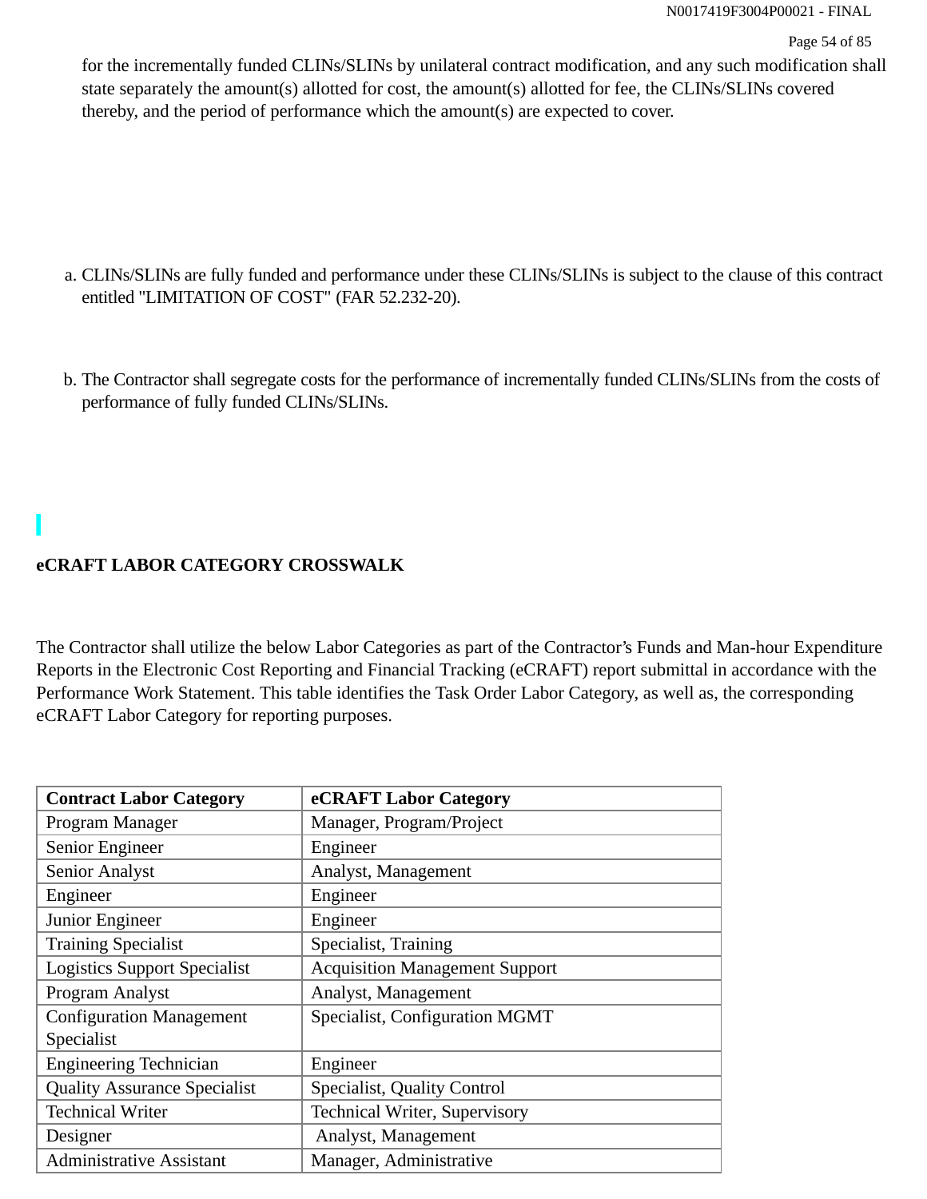for the incrementally funded CLINs/SLINs by unilateral contract modification, and any such modification shall state separately the amount(s) allotted for cost, the amount(s) allotted for fee, the CLINs/SLINs covered thereby, and the period of performance which the amount(s) are expected to cover.

a. CLINs/SLINs are fully funded and performance under these CLINs/SLINs is subject to the clause of this contract entitled "LIMITATION OF COST" (FAR 52.232-20).

b. The Contractor shall segregate costs for the performance of incrementally funded CLINs/SLINs from the costs of performance of fully funded CLINs/SLINs.

**eCRAFT LABOR CATEGORY CROSSWALK**

The Contractor shall utilize the below Labor Categories as part of the Contractor's Funds and Man-hour Expenditure Reports in the Electronic Cost Reporting and Financial Tracking (eCRAFT) report submittal in accordance with the Performance Work Statement. This table identifies the Task Order Labor Category, as well as, the corresponding eCRAFT Labor Category for reporting purposes.

| Contract Labor Category | eCRAFT Labor Category |
|---|---|
| Program Manager | Manager, Program/Project |
| Senior Engineer | Engineer |
| Senior Analyst | Analyst, Management |
| Engineer | Engineer |
| Junior Engineer | Engineer |
| Training Specialist | Specialist, Training |
| Logistics Support Specialist | Acquisition Management Support |
| Program Analyst | Analyst, Management |
| Configuration Management Specialist | Specialist, Configuration MGMT |
| Engineering Technician | Engineer |
| Quality Assurance Specialist | Specialist, Quality Control |
| Technical Writer | Technical Writer, Supervisory |
| Designer | Analyst, Management |
| Administrative Assistant | Manager, Administrative |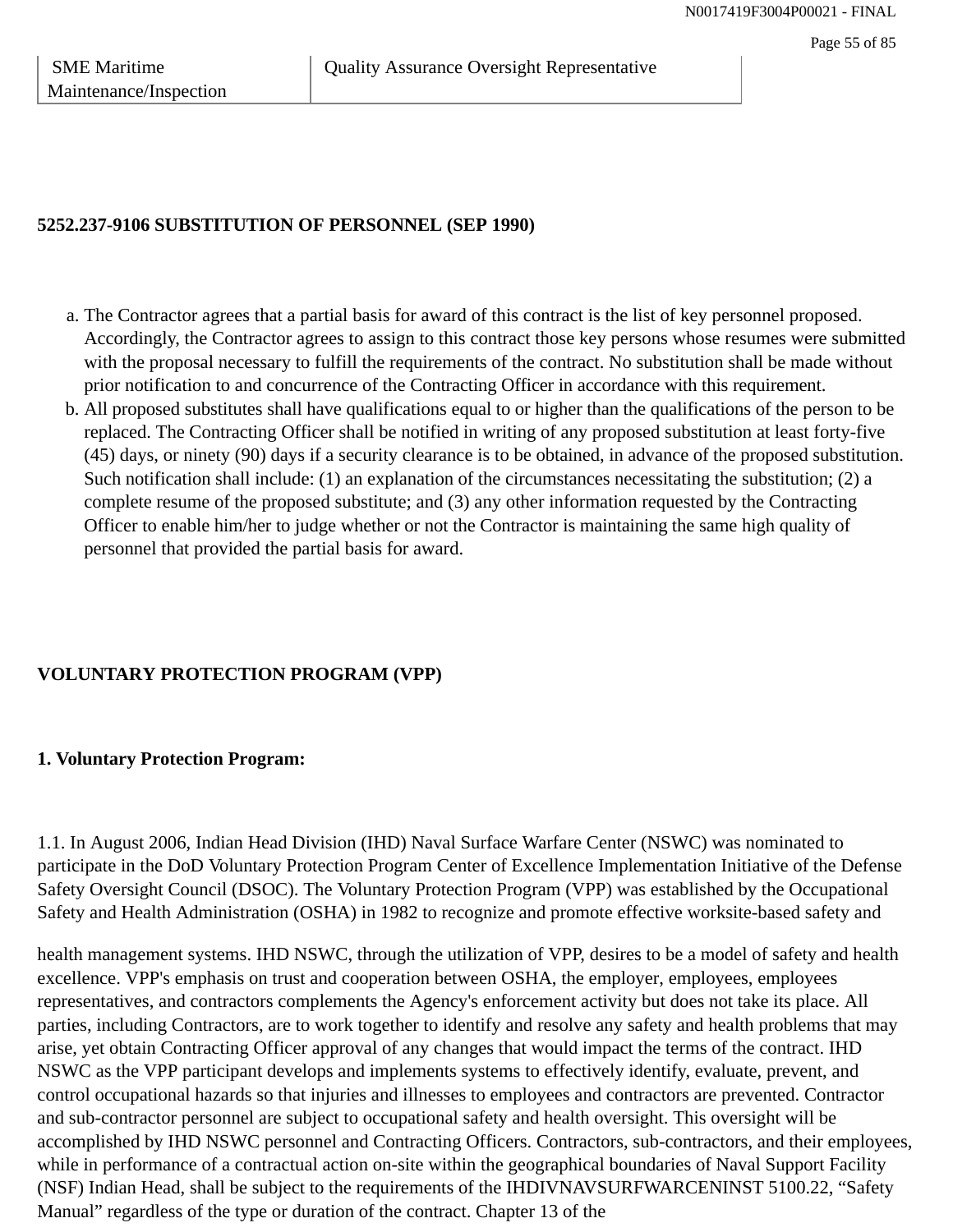| SME Maritime Maintenance/Inspection | Quality Assurance Oversight Representative |
|---|---|

**5252.237-9106 SUBSTITUTION OF PERSONNEL (SEP 1990)**

a. The Contractor agrees that a partial basis for award of this contract is the list of key personnel proposed. Accordingly, the Contractor agrees to assign to this contract those key persons whose resumes were submitted with the proposal necessary to fulfill the requirements of the contract. No substitution shall be made without prior notification to and concurrence of the Contracting Officer in accordance with this requirement.

b. All proposed substitutes shall have qualifications equal to or higher than the qualifications of the person to be replaced. The Contracting Officer shall be notified in writing of any proposed substitution at least forty-five (45) days, or ninety (90) days if a security clearance is to be obtained, in advance of the proposed substitution. Such notification shall include: (1) an explanation of the circumstances necessitating the substitution; (2) a complete resume of the proposed substitute; and (3) any other information requested by the Contracting Officer to enable him/her to judge whether or not the Contractor is maintaining the same high quality of personnel that provided the partial basis for award.

**VOLUNTARY PROTECTION PROGRAM (VPP)**

**1. Voluntary Protection Program:**

1.1. In August 2006, Indian Head Division (IHD) Naval Surface Warfare Center (NSWC) was nominated to participate in the DoD Voluntary Protection Program Center of Excellence Implementation Initiative of the Defense Safety Oversight Council (DSOC). The Voluntary Protection Program (VPP) was established by the Occupational Safety and Health Administration (OSHA) in 1982 to recognize and promote effective worksite-based safety and health management systems. IHD NSWC, through the utilization of VPP, desires to be a model of safety and health excellence. VPP's emphasis on trust and cooperation between OSHA, the employer, employees, employees representatives, and contractors complements the Agency's enforcement activity but does not take its place. All parties, including Contractors, are to work together to identify and resolve any safety and health problems that may arise, yet obtain Contracting Officer approval of any changes that would impact the terms of the contract. IHD NSWC as the VPP participant develops and implements systems to effectively identify, evaluate, prevent, and control occupational hazards so that injuries and illnesses to employees and contractors are prevented. Contractor and sub-contractor personnel are subject to occupational safety and health oversight. This oversight will be accomplished by IHD NSWC personnel and Contracting Officers. Contractors, sub-contractors, and their employees, while in performance of a contractual action on-site within the geographical boundaries of Naval Support Facility (NSF) Indian Head, shall be subject to the requirements of the IHDIVNAVSURFWARCENINST 5100.22, “Safety Manual” regardless of the type or duration of the contract. Chapter 13 of the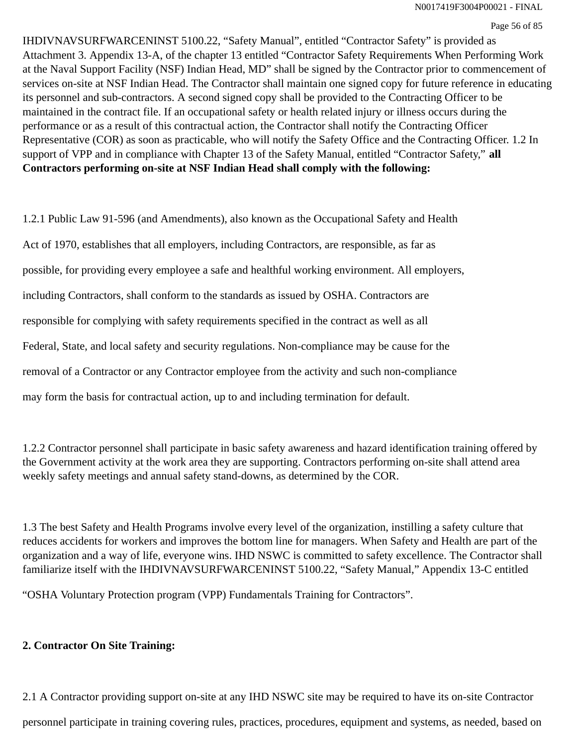IHDIVNAVSURFWARCENINST 5100.22, "Safety Manual", entitled "Contractor Safety" is provided as Attachment 3. Appendix 13-A, of the chapter 13 entitled "Contractor Safety Requirements When Performing Work at the Naval Support Facility (NSF) Indian Head, MD" shall be signed by the Contractor prior to commencement of services on-site at NSF Indian Head. The Contractor shall maintain one signed copy for future reference in educating its personnel and sub-contractors. A second signed copy shall be provided to the Contracting Officer to be maintained in the contract file. If an occupational safety or health related injury or illness occurs during the performance or as a result of this contractual action, the Contractor shall notify the Contracting Officer Representative (COR) as soon as practicable, who will notify the Safety Office and the Contracting Officer. 1.2 In support of VPP and in compliance with Chapter 13 of the Safety Manual, entitled "Contractor Safety," **all Contractors performing on-site at NSF Indian Head shall comply with the following:**

1.2.1 Public Law 91-596 (and Amendments), also known as the Occupational Safety and Health Act of 1970, establishes that all employers, including Contractors, are responsible, as far as possible, for providing every employee a safe and healthful working environment. All employers, including Contractors, shall conform to the standards as issued by OSHA. Contractors are responsible for complying with safety requirements specified in the contract as well as all Federal, State, and local safety and security regulations. Non-compliance may be cause for the removal of a Contractor or any Contractor employee from the activity and such non-compliance may form the basis for contractual action, up to and including termination for default.

1.2.2 Contractor personnel shall participate in basic safety awareness and hazard identification training offered by the Government activity at the work area they are supporting. Contractors performing on-site shall attend area weekly safety meetings and annual safety stand-downs, as determined by the COR.

1.3 The best Safety and Health Programs involve every level of the organization, instilling a safety culture that reduces accidents for workers and improves the bottom line for managers. When Safety and Health are part of the organization and a way of life, everyone wins. IHD NSWC is committed to safety excellence. The Contractor shall familiarize itself with the IHDIVNAVSURFWARCENINST 5100.22, "Safety Manual," Appendix 13-C entitled "OSHA Voluntary Protection program (VPP) Fundamentals Training for Contractors".

**2. Contractor On Site Training:**

2.1 A Contractor providing support on-site at any IHD NSWC site may be required to have its on-site Contractor personnel participate in training covering rules, practices, procedures, equipment and systems, as needed, based on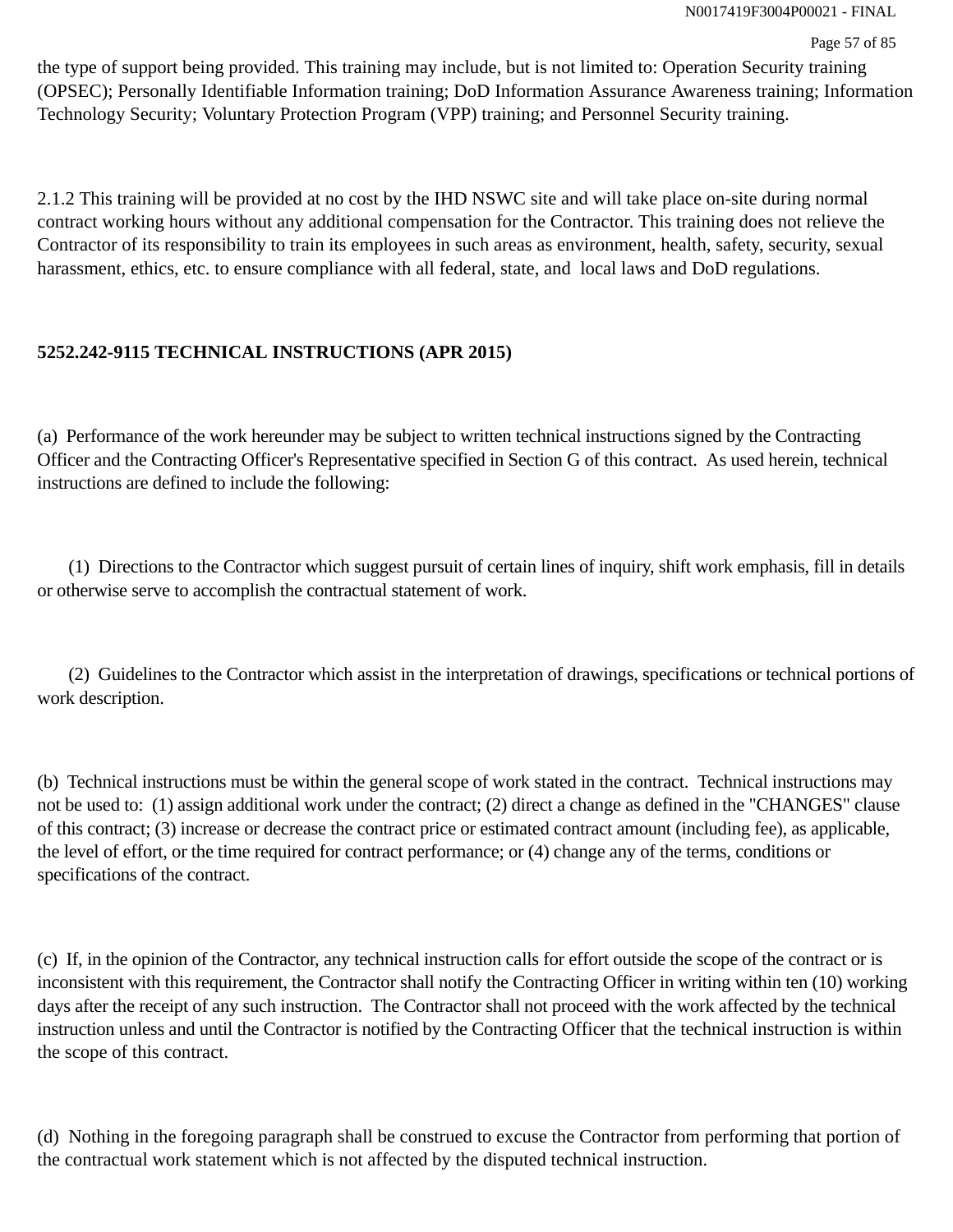the type of support being provided. This training may include, but is not limited to: Operation Security training (OPSEC); Personally Identifiable Information training; DoD Information Assurance Awareness training; Information Technology Security; Voluntary Protection Program (VPP) training; and Personnel Security training.

2.1.2 This training will be provided at no cost by the IHD NSWC site and will take place on-site during normal contract working hours without any additional compensation for the Contractor. This training does not relieve the Contractor of its responsibility to train its employees in such areas as environment, health, safety, security, sexual harassment, ethics, etc. to ensure compliance with all federal, state, and local laws and DoD regulations.

**5252.242-9115 TECHNICAL INSTRUCTIONS (APR 2015)**

(a) Performance of the work hereunder may be subject to written technical instructions signed by the Contracting Officer and the Contracting Officer's Representative specified in Section G of this contract. As used herein, technical instructions are defined to include the following:

(1) Directions to the Contractor which suggest pursuit of certain lines of inquiry, shift work emphasis, fill in details or otherwise serve to accomplish the contractual statement of work.

(2) Guidelines to the Contractor which assist in the interpretation of drawings, specifications or technical portions of work description.

(b) Technical instructions must be within the general scope of work stated in the contract. Technical instructions may not be used to: (1) assign additional work under the contract; (2) direct a change as defined in the "CHANGES" clause of this contract; (3) increase or decrease the contract price or estimated contract amount (including fee), as applicable, the level of effort, or the time required for contract performance; or (4) change any of the terms, conditions or specifications of the contract.

(c) If, in the opinion of the Contractor, any technical instruction calls for effort outside the scope of the contract or is inconsistent with this requirement, the Contractor shall notify the Contracting Officer in writing within ten (10) working days after the receipt of any such instruction. The Contractor shall not proceed with the work affected by the technical instruction unless and until the Contractor is notified by the Contracting Officer that the technical instruction is within the scope of this contract.

(d) Nothing in the foregoing paragraph shall be construed to excuse the Contractor from performing that portion of the contractual work statement which is not affected by the disputed technical instruction.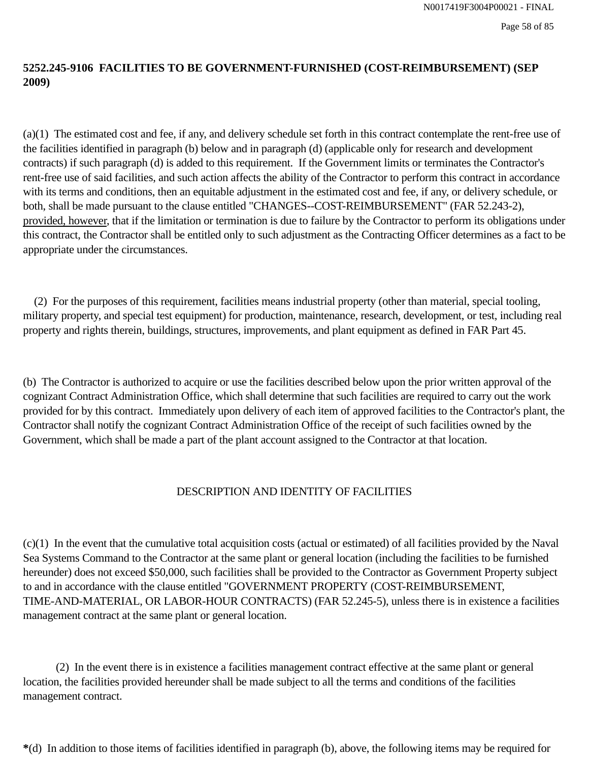**5252.245-9106 FACILITIES TO BE GOVERNMENT-FURNISHED (COST-REIMBURSEMENT) (SEP 2009)**

(a)(1) The estimated cost and fee, if any, and delivery schedule set forth in this contract contemplate the rent-free use of the facilities identified in paragraph (b) below and in paragraph (d) (applicable only for research and development contracts) if such paragraph (d) is added to this requirement. If the Government limits or terminates the Contractor's rent-free use of said facilities, and such action affects the ability of the Contractor to perform this contract in accordance with its terms and conditions, then an equitable adjustment in the estimated cost and fee, if any, or delivery schedule, or both, shall be made pursuant to the clause entitled "CHANGES--COST-REIMBURSEMENT" (FAR 52.243-2), provided, however, that if the limitation or termination is due to failure by the Contractor to perform its obligations under this contract, the Contractor shall be entitled only to such adjustment as the Contracting Officer determines as a fact to be appropriate under the circumstances.

(2) For the purposes of this requirement, facilities means industrial property (other than material, special tooling, military property, and special test equipment) for production, maintenance, research, development, or test, including real property and rights therein, buildings, structures, improvements, and plant equipment as defined in FAR Part 45.

(b) The Contractor is authorized to acquire or use the facilities described below upon the prior written approval of the cognizant Contract Administration Office, which shall determine that such facilities are required to carry out the work provided for by this contract. Immediately upon delivery of each item of approved facilities to the Contractor's plant, the Contractor shall notify the cognizant Contract Administration Office of the receipt of such facilities owned by the Government, which shall be made a part of the plant account assigned to the Contractor at that location.

DESCRIPTION AND IDENTITY OF FACILITIES

(c)(1) In the event that the cumulative total acquisition costs (actual or estimated) of all facilities provided by the Naval Sea Systems Command to the Contractor at the same plant or general location (including the facilities to be furnished hereunder) does not exceed $50,000, such facilities shall be provided to the Contractor as Government Property subject to and in accordance with the clause entitled "GOVERNMENT PROPERTY (COST-REIMBURSEMENT, TIME-AND-MATERIAL, OR LABOR-HOUR CONTRACTS) (FAR 52.245-5), unless there is in existence a facilities management contract at the same plant or general location.

(2) In the event there is in existence a facilities management contract effective at the same plant or general location, the facilities provided hereunder shall be made subject to all the terms and conditions of the facilities management contract.

***(d)** In addition to those items of facilities identified in paragraph (b), above, the following items may be required for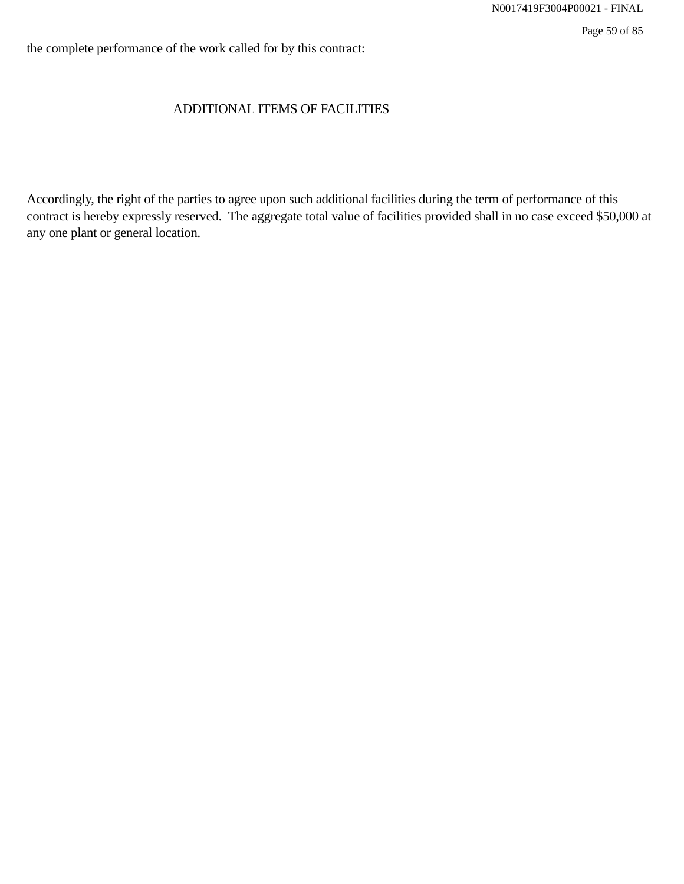the complete performance of the work called for by this contract:

ADDITIONAL ITEMS OF FACILITIES

Accordingly, the right of the parties to agree upon such additional facilities during the term of performance of this contract is hereby expressly reserved. The aggregate total value of facilities provided shall in no case exceed $50,000 at any one plant or general location.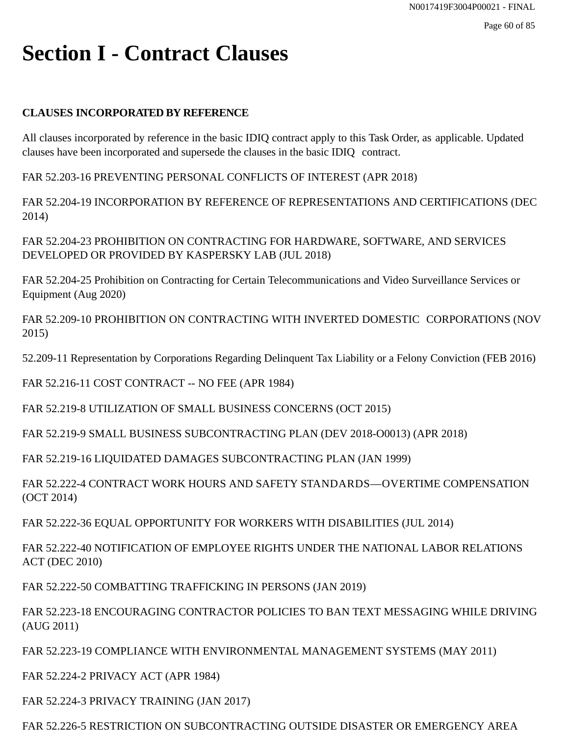# Section I - Contract Clauses

**CLAUSES INCORPORATED BY REFERENCE**

All clauses incorporated by reference in the basic IDIQ contract apply to this Task Order, as applicable. Updated clauses have been incorporated and supersede the clauses in the basic IDIQ contract.

FAR 52.203-16 PREVENTING PERSONAL CONFLICTS OF INTEREST (APR 2018)

FAR 52.204-19 INCORPORATION BY REFERENCE OF REPRESENTATIONS AND CERTIFICATIONS (DEC 2014)

FAR 52.204-23 PROHIBITION ON CONTRACTING FOR HARDWARE, SOFTWARE, AND SERVICES DEVELOPED OR PROVIDED BY KASPERSKY LAB (JUL 2018)

FAR 52.204-25 Prohibition on Contracting for Certain Telecommunications and Video Surveillance Services or Equipment (Aug 2020)

FAR 52.209-10 PROHIBITION ON CONTRACTING WITH INVERTED DOMESTIC CORPORATIONS (NOV 2015)

52.209-11 Representation by Corporations Regarding Delinquent Tax Liability or a Felony Conviction (FEB 2016)

FAR 52.216-11 COST CONTRACT -- NO FEE (APR 1984)

FAR 52.219-8 UTILIZATION OF SMALL BUSINESS CONCERNS (OCT 2015)

FAR 52.219-9 SMALL BUSINESS SUBCONTRACTING PLAN (DEV 2018-O0013) (APR 2018)

FAR 52.219-16 LIQUIDATED DAMAGES SUBCONTRACTING PLAN (JAN 1999)

FAR 52.222-4 CONTRACT WORK HOURS AND SAFETY STANDARDS—OVERTIME COMPENSATION (OCT 2014)

FAR 52.222-36 EQUAL OPPORTUNITY FOR WORKERS WITH DISABILITIES (JUL 2014)

FAR 52.222-40 NOTIFICATION OF EMPLOYEE RIGHTS UNDER THE NATIONAL LABOR RELATIONS ACT (DEC 2010)

FAR 52.222-50 COMBATTING TRAFFICKING IN PERSONS (JAN 2019)

FAR 52.223-18 ENCOURAGING CONTRACTOR POLICIES TO BAN TEXT MESSAGING WHILE DRIVING (AUG 2011)

FAR 52.223-19 COMPLIANCE WITH ENVIRONMENTAL MANAGEMENT SYSTEMS (MAY 2011)

FAR 52.224-2 PRIVACY ACT (APR 1984)

FAR 52.224-3 PRIVACY TRAINING (JAN 2017)

FAR 52.226-5 RESTRICTION ON SUBCONTRACTING OUTSIDE DISASTER OR EMERGENCY AREA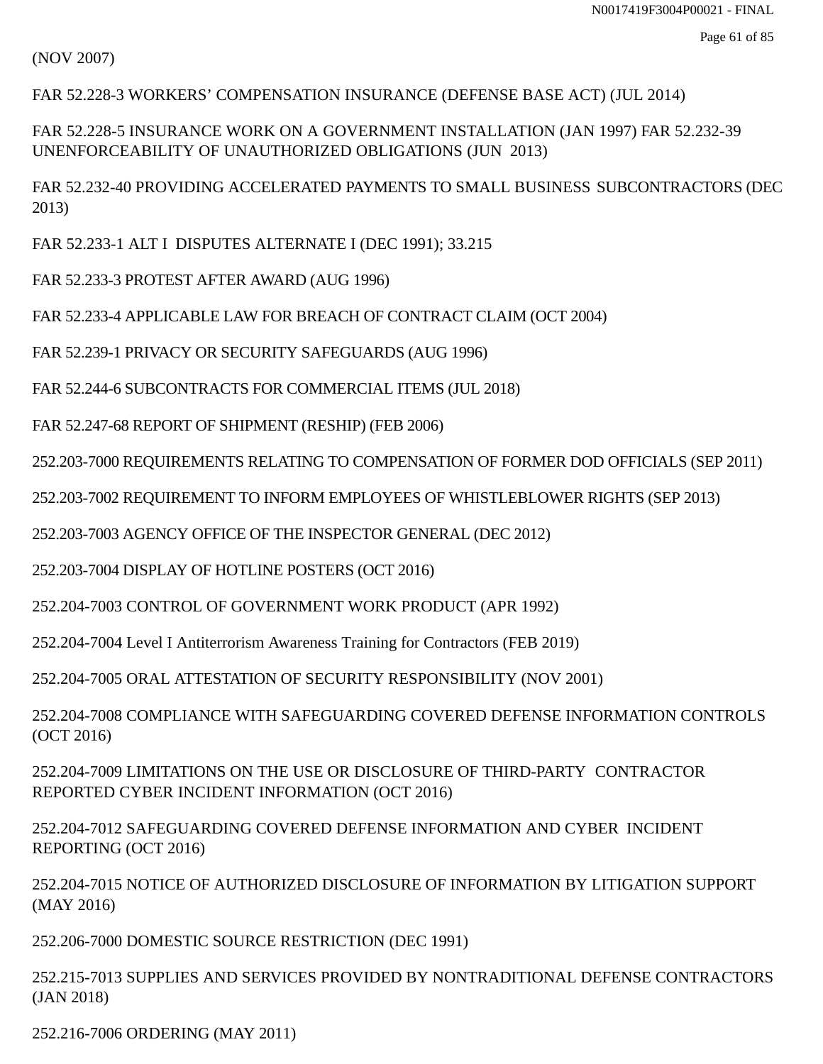(NOV 2007)

FAR 52.228-3 WORKERS' COMPENSATION INSURANCE (DEFENSE BASE ACT) (JUL 2014)

FAR 52.228-5 INSURANCE WORK ON A GOVERNMENT INSTALLATION (JAN 1997) FAR 52.232-39 UNENFORCEABILITY OF UNAUTHORIZED OBLIGATIONS (JUN 2013)

FAR 52.232-40 PROVIDING ACCELERATED PAYMENTS TO SMALL BUSINESS SUBCONTRACTORS (DEC 2013)

FAR 52.233-1 ALT I DISPUTES ALTERNATE I (DEC 1991); 33.215

FAR 52.233-3 PROTEST AFTER AWARD (AUG 1996)

FAR 52.233-4 APPLICABLE LAW FOR BREACH OF CONTRACT CLAIM (OCT 2004)

FAR 52.239-1 PRIVACY OR SECURITY SAFEGUARDS (AUG 1996)

FAR 52.244-6 SUBCONTRACTS FOR COMMERCIAL ITEMS (JUL 2018)

FAR 52.247-68 REPORT OF SHIPMENT (RESHIP) (FEB 2006)

252.203-7000 REQUIREMENTS RELATING TO COMPENSATION OF FORMER DOD OFFICIALS (SEP 2011)

252.203-7002 REQUIREMENT TO INFORM EMPLOYEES OF WHISTLEBLOWER RIGHTS (SEP 2013)

252.203-7003 AGENCY OFFICE OF THE INSPECTOR GENERAL (DEC 2012)

252.203-7004 DISPLAY OF HOTLINE POSTERS (OCT 2016)

252.204-7003 CONTROL OF GOVERNMENT WORK PRODUCT (APR 1992)

252.204-7004 Level I Antiterrorism Awareness Training for Contractors (FEB 2019)

252.204-7005 ORAL ATTESTATION OF SECURITY RESPONSIBILITY (NOV 2001)

252.204-7008 COMPLIANCE WITH SAFEGUARDING COVERED DEFENSE INFORMATION CONTROLS (OCT 2016)

252.204-7009 LIMITATIONS ON THE USE OR DISCLOSURE OF THIRD-PARTY CONTRACTOR REPORTED CYBER INCIDENT INFORMATION (OCT 2016)

252.204-7012 SAFEGUARDING COVERED DEFENSE INFORMATION AND CYBER INCIDENT REPORTING (OCT 2016)

252.204-7015 NOTICE OF AUTHORIZED DISCLOSURE OF INFORMATION BY LITIGATION SUPPORT (MAY 2016)

252.206-7000 DOMESTIC SOURCE RESTRICTION (DEC 1991)

252.215-7013 SUPPLIES AND SERVICES PROVIDED BY NONTRADITIONAL DEFENSE CONTRACTORS (JAN 2018)

252.216-7006 ORDERING (MAY 2011)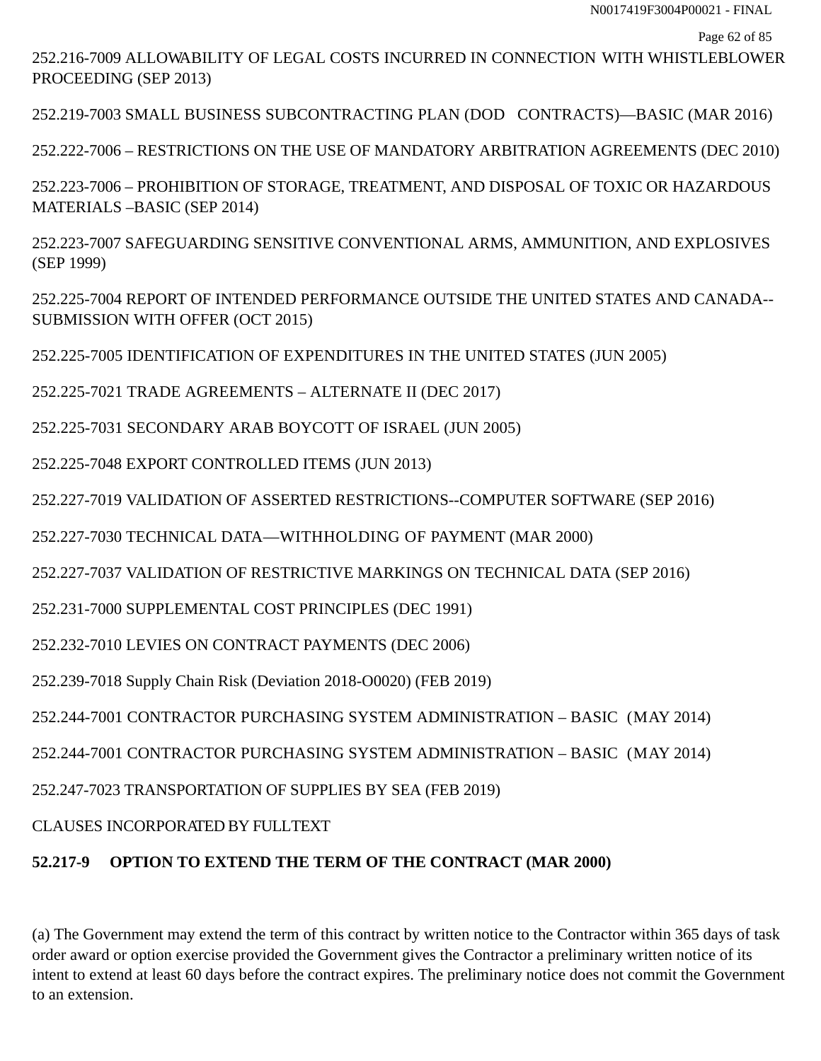252.216-7009 ALLOWABILITY OF LEGAL COSTS INCURRED IN CONNECTION WITH WHISTLEBLOWER PROCEEDING (SEP 2013)

252.219-7003 SMALL BUSINESS SUBCONTRACTING PLAN (DOD CONTRACTS)—BASIC (MAR 2016)

252.222-7006 – RESTRICTIONS ON THE USE OF MANDATORY ARBITRATION AGREEMENTS (DEC 2010)

252.223-7006 – PROHIBITION OF STORAGE, TREATMENT, AND DISPOSAL OF TOXIC OR HAZARDOUS MATERIALS –BASIC (SEP 2014)

252.223-7007 SAFEGUARDING SENSITIVE CONVENTIONAL ARMS, AMMUNITION, AND EXPLOSIVES (SEP 1999)

252.225-7004 REPORT OF INTENDED PERFORMANCE OUTSIDE THE UNITED STATES AND CANADA--SUBMISSION WITH OFFER (OCT 2015)

252.225-7005 IDENTIFICATION OF EXPENDITURES IN THE UNITED STATES (JUN 2005)

252.225-7021 TRADE AGREEMENTS – ALTERNATE II (DEC 2017)

252.225-7031 SECONDARY ARAB BOYCOTT OF ISRAEL (JUN 2005)

252.225-7048 EXPORT CONTROLLED ITEMS (JUN 2013)

252.227-7019 VALIDATION OF ASSERTED RESTRICTIONS--COMPUTER SOFTWARE (SEP 2016)

252.227-7030 TECHNICAL DATA—WITHHOLDING OF PAYMENT (MAR 2000)

252.227-7037 VALIDATION OF RESTRICTIVE MARKINGS ON TECHNICAL DATA (SEP 2016)

252.231-7000 SUPPLEMENTAL COST PRINCIPLES (DEC 1991)

252.232-7010 LEVIES ON CONTRACT PAYMENTS (DEC 2006)

252.239-7018 Supply Chain Risk (Deviation 2018-O0020) (FEB 2019)

252.244-7001 CONTRACTOR PURCHASING SYSTEM ADMINISTRATION – BASIC (MAY 2014)

252.244-7001 CONTRACTOR PURCHASING SYSTEM ADMINISTRATION – BASIC (MAY 2014)

252.247-7023 TRANSPORTATION OF SUPPLIES BY SEA (FEB 2019)

CLAUSES INCORPORATED BY FULLTEXT

**52.217-9 OPTION TO EXTEND THE TERM OF THE CONTRACT (MAR 2000)**

(a) The Government may extend the term of this contract by written notice to the Contractor within 365 days of task order award or option exercise provided the Government gives the Contractor a preliminary written notice of its intent to extend at least 60 days before the contract expires. The preliminary notice does not commit the Government to an extension.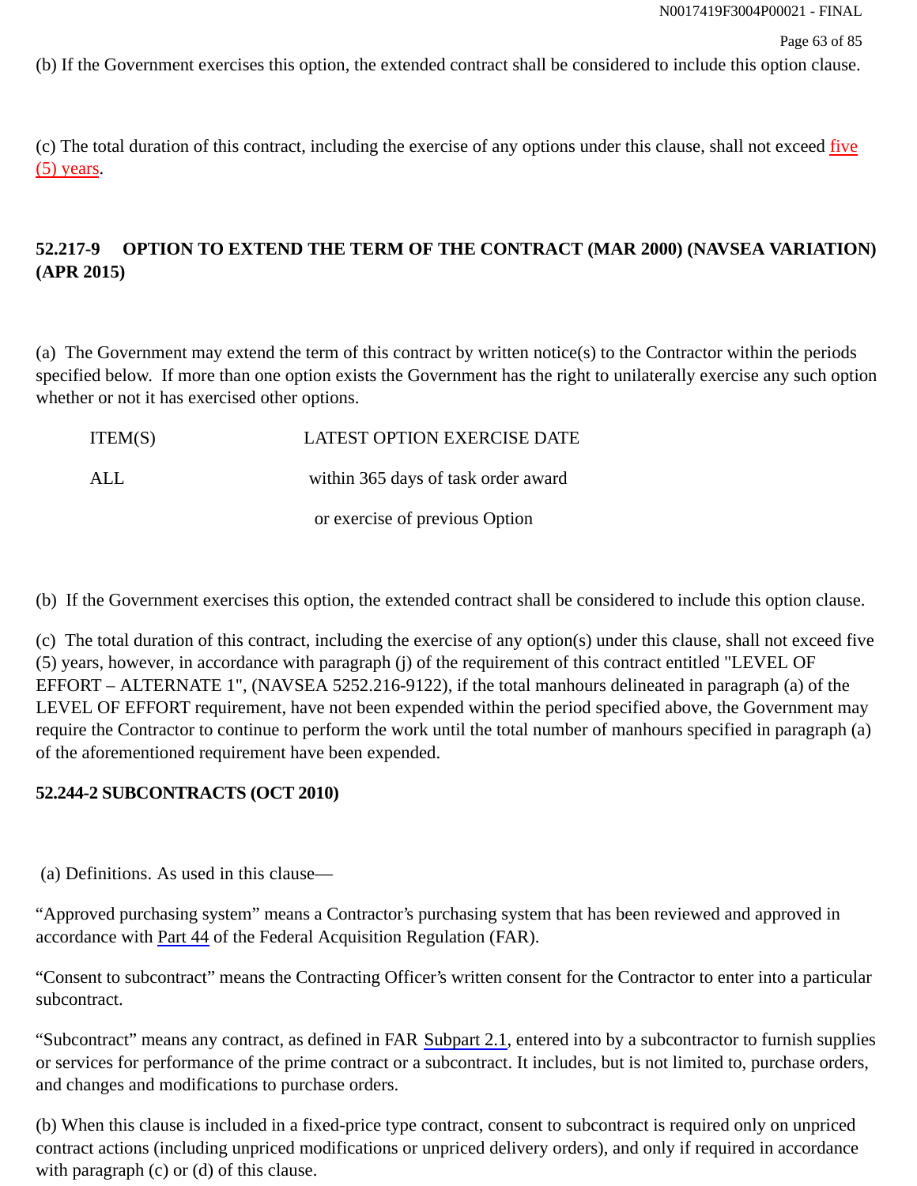(b) If the Government exercises this option, the extended contract shall be considered to include this option clause.

(c) The total duration of this contract, including the exercise of any options under this clause, shall not exceed five (5) years.

**52.217-9 OPTION TO EXTEND THE TERM OF THE CONTRACT (MAR 2000) (NAVSEA VARIATION) (APR 2015)**

(a) The Government may extend the term of this contract by written notice(s) to the Contractor within the periods specified below. If more than one option exists the Government has the right to unilaterally exercise any such option whether or not it has exercised other options.

| ITEM(S) | LATEST OPTION EXERCISE DATE |
| --- | --- |
| ALL | within 365 days of task order award or exercise of previous Option |

(b) If the Government exercises this option, the extended contract shall be considered to include this option clause.

(c) The total duration of this contract, including the exercise of any option(s) under this clause, shall not exceed five (5) years, however, in accordance with paragraph (j) of the requirement of this contract entitled "LEVEL OF EFFORT – ALTERNATE 1", (NAVSEA 5252.216-9122), if the total manhours delineated in paragraph (a) of the LEVEL OF EFFORT requirement, have not been expended within the period specified above, the Government may require the Contractor to continue to perform the work until the total number of manhours specified in paragraph (a) of the aforementioned requirement have been expended.

**52.244-2 SUBCONTRACTS (OCT 2010)**

(a) Definitions. As used in this clause—

“Approved purchasing system” means a Contractor’s purchasing system that has been reviewed and approved in accordance with Part 44 of the Federal Acquisition Regulation (FAR).

“Consent to subcontract” means the Contracting Officer’s written consent for the Contractor to enter into a particular subcontract.

“Subcontract” means any contract, as defined in FAR Subpart 2.1, entered into by a subcontractor to furnish supplies or services for performance of the prime contract or a subcontract. It includes, but is not limited to, purchase orders, and changes and modifications to purchase orders.

(b) When this clause is included in a fixed-price type contract, consent to subcontract is required only on unpriced contract actions (including unpriced modifications or unpriced delivery orders), and only if required in accordance with paragraph (c) or (d) of this clause.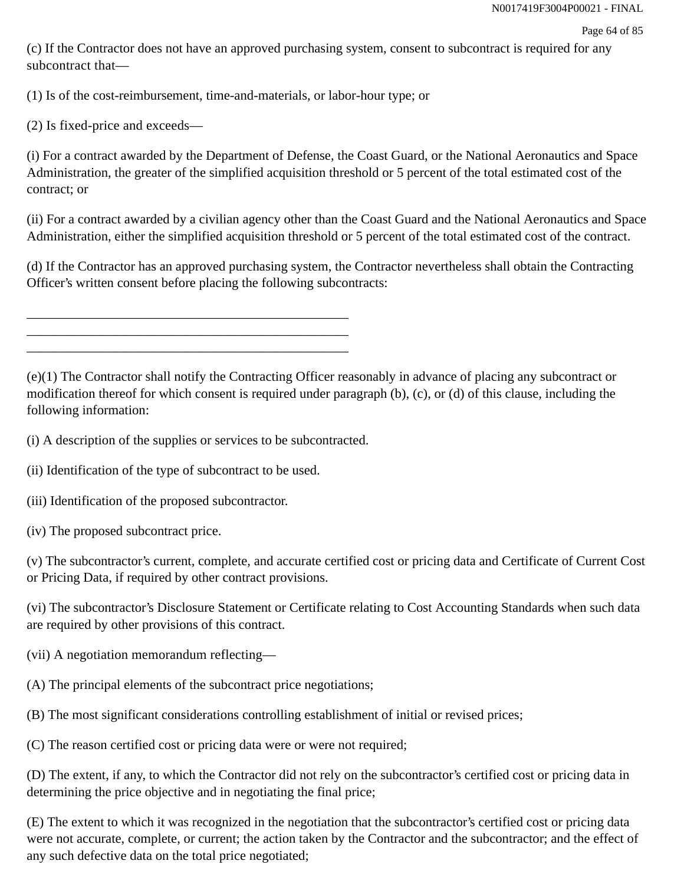(c) If the Contractor does not have an approved purchasing system, consent to subcontract is required for any subcontract that—

(1) Is of the cost-reimbursement, time-and-materials, or labor-hour type; or

(2) Is fixed-price and exceeds—

(i) For a contract awarded by the Department of Defense, the Coast Guard, or the National Aeronautics and Space Administration, the greater of the simplified acquisition threshold or 5 percent of the total estimated cost of the contract; or

(ii) For a contract awarded by a civilian agency other than the Coast Guard and the National Aeronautics and Space Administration, either the simplified acquisition threshold or 5 percent of the total estimated cost of the contract.

(d) If the Contractor has an approved purchasing system, the Contractor nevertheless shall obtain the Contracting Officer's written consent before placing the following subcontracts:

\_\_\_\_\_\_\_\_\_\_\_\_\_\_\_\_\_\_\_\_\_\_\_\_\_\_\_\_\_\_\_\_\_\_\_\_\_\_\_\_\_\_\_\_\_\_\_\_
\_\_\_\_\_\_\_\_\_\_\_\_\_\_\_\_\_\_\_\_\_\_\_\_\_\_\_\_\_\_\_\_\_\_\_\_\_\_\_\_\_\_\_\_\_\_\_\_
\_\_\_\_\_\_\_\_\_\_\_\_\_\_\_\_\_\_\_\_\_\_\_\_\_\_\_\_\_\_\_\_\_\_\_\_\_\_\_\_\_\_\_\_\_\_\_\_

(e)(1) The Contractor shall notify the Contracting Officer reasonably in advance of placing any subcontract or modification thereof for which consent is required under paragraph (b), (c), or (d) of this clause, including the following information:

(i) A description of the supplies or services to be subcontracted.

(ii) Identification of the type of subcontract to be used.

(iii) Identification of the proposed subcontractor.

(iv) The proposed subcontract price.

(v) The subcontractor's current, complete, and accurate certified cost or pricing data and Certificate of Current Cost or Pricing Data, if required by other contract provisions.

(vi) The subcontractor's Disclosure Statement or Certificate relating to Cost Accounting Standards when such data are required by other provisions of this contract.

(vii) A negotiation memorandum reflecting—

(A) The principal elements of the subcontract price negotiations;

(B) The most significant considerations controlling establishment of initial or revised prices;

(C) The reason certified cost or pricing data were or were not required;

(D) The extent, if any, to which the Contractor did not rely on the subcontractor's certified cost or pricing data in determining the price objective and in negotiating the final price;

(E) The extent to which it was recognized in the negotiation that the subcontractor's certified cost or pricing data were not accurate, complete, or current; the action taken by the Contractor and the subcontractor; and the effect of any such defective data on the total price negotiated;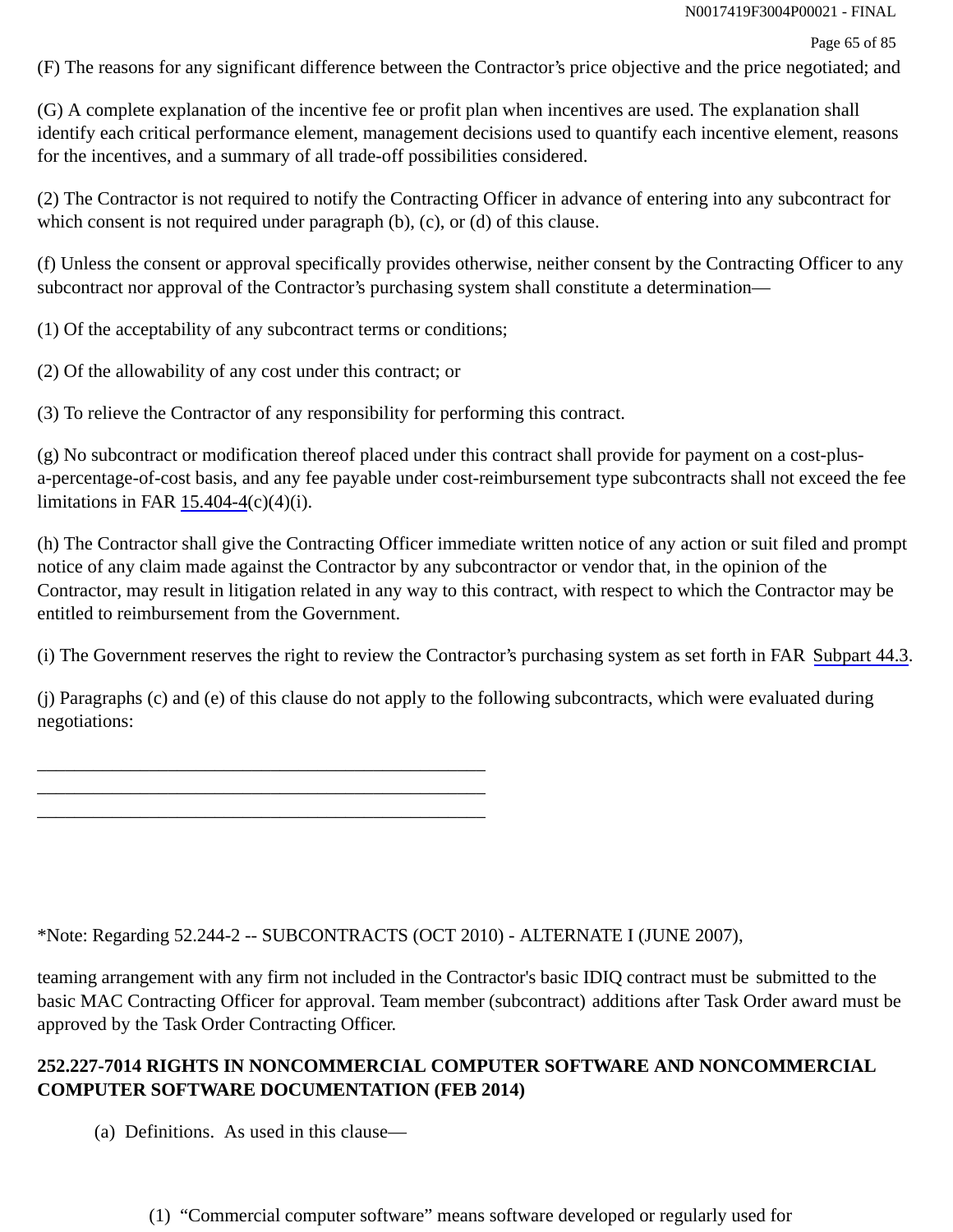(F) The reasons for any significant difference between the Contractor's price objective and the price negotiated; and

(G) A complete explanation of the incentive fee or profit plan when incentives are used. The explanation shall identify each critical performance element, management decisions used to quantify each incentive element, reasons for the incentives, and a summary of all trade-off possibilities considered.

(2) The Contractor is not required to notify the Contracting Officer in advance of entering into any subcontract for which consent is not required under paragraph (b), (c), or (d) of this clause.

(f) Unless the consent or approval specifically provides otherwise, neither consent by the Contracting Officer to any subcontract nor approval of the Contractor's purchasing system shall constitute a determination—

(1) Of the acceptability of any subcontract terms or conditions;

(2) Of the allowability of any cost under this contract; or

(3) To relieve the Contractor of any responsibility for performing this contract.

(g) No subcontract or modification thereof placed under this contract shall provide for payment on a cost-plus-a-percentage-of-cost basis, and any fee payable under cost-reimbursement type subcontracts shall not exceed the fee limitations in FAR 15.404-4(c)(4)(i).

(h) The Contractor shall give the Contracting Officer immediate written notice of any action or suit filed and prompt notice of any claim made against the Contractor by any subcontractor or vendor that, in the opinion of the Contractor, may result in litigation related in any way to this contract, with respect to which the Contractor may be entitled to reimbursement from the Government.

(i) The Government reserves the right to review the Contractor's purchasing system as set forth in FAR Subpart 44.3.

(j) Paragraphs (c) and (e) of this clause do not apply to the following subcontracts, which were evaluated during negotiations:

_______________________________________________
_______________________________________________
_______________________________________________

*Note: Regarding 52.244-2 -- SUBCONTRACTS (OCT 2010) - ALTERNATE I (JUNE 2007),

teaming arrangement with any firm not included in the Contractor's basic IDIQ contract must be submitted to the basic MAC Contracting Officer for approval. Team member (subcontract) additions after Task Order award must be approved by the Task Order Contracting Officer.

**252.227-7014 RIGHTS IN NONCOMMERCIAL COMPUTER SOFTWARE AND NONCOMMERCIAL COMPUTER SOFTWARE DOCUMENTATION (FEB 2014)**

(a) Definitions. As used in this clause—

(1) "Commercial computer software" means software developed or regularly used for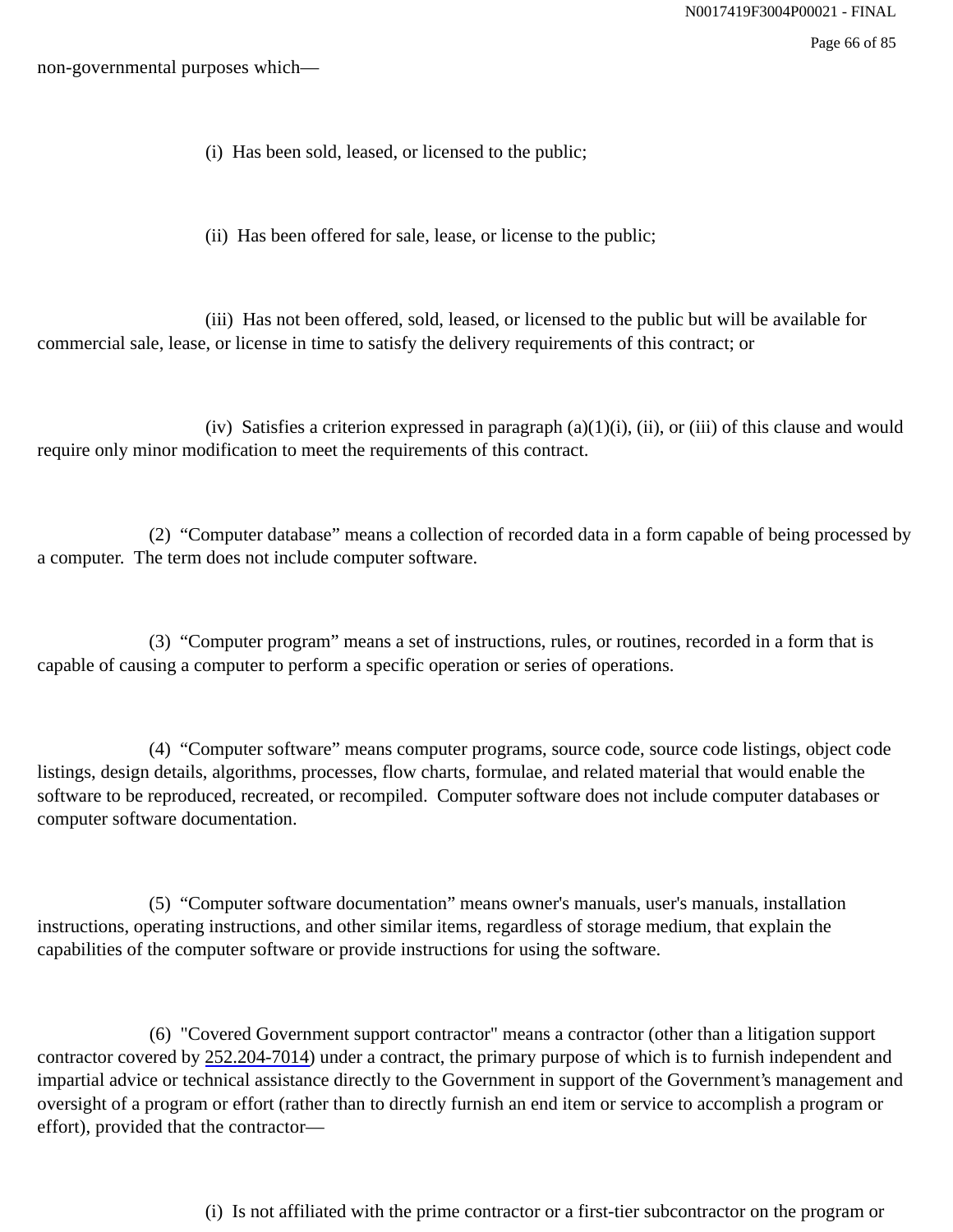non-governmental purposes which—

(i) Has been sold, leased, or licensed to the public;

(ii) Has been offered for sale, lease, or license to the public;

(iii) Has not been offered, sold, leased, or licensed to the public but will be available for commercial sale, lease, or license in time to satisfy the delivery requirements of this contract; or

(iv) Satisfies a criterion expressed in paragraph (a)(1)(i), (ii), or (iii) of this clause and would require only minor modification to meet the requirements of this contract.

(2) “Computer database” means a collection of recorded data in a form capable of being processed by a computer. The term does not include computer software.

(3) “Computer program” means a set of instructions, rules, or routines, recorded in a form that is capable of causing a computer to perform a specific operation or series of operations.

(4) “Computer software” means computer programs, source code, source code listings, object code listings, design details, algorithms, processes, flow charts, formulae, and related material that would enable the software to be reproduced, recreated, or recompiled. Computer software does not include computer databases or computer software documentation.

(5) “Computer software documentation” means owner's manuals, user's manuals, installation instructions, operating instructions, and other similar items, regardless of storage medium, that explain the capabilities of the computer software or provide instructions for using the software.

(6) "Covered Government support contractor" means a contractor (other than a litigation support contractor covered by 252.204-7014) under a contract, the primary purpose of which is to furnish independent and impartial advice or technical assistance directly to the Government in support of the Government’s management and oversight of a program or effort (rather than to directly furnish an end item or service to accomplish a program or effort), provided that the contractor—

(i) Is not affiliated with the prime contractor or a first-tier subcontractor on the program or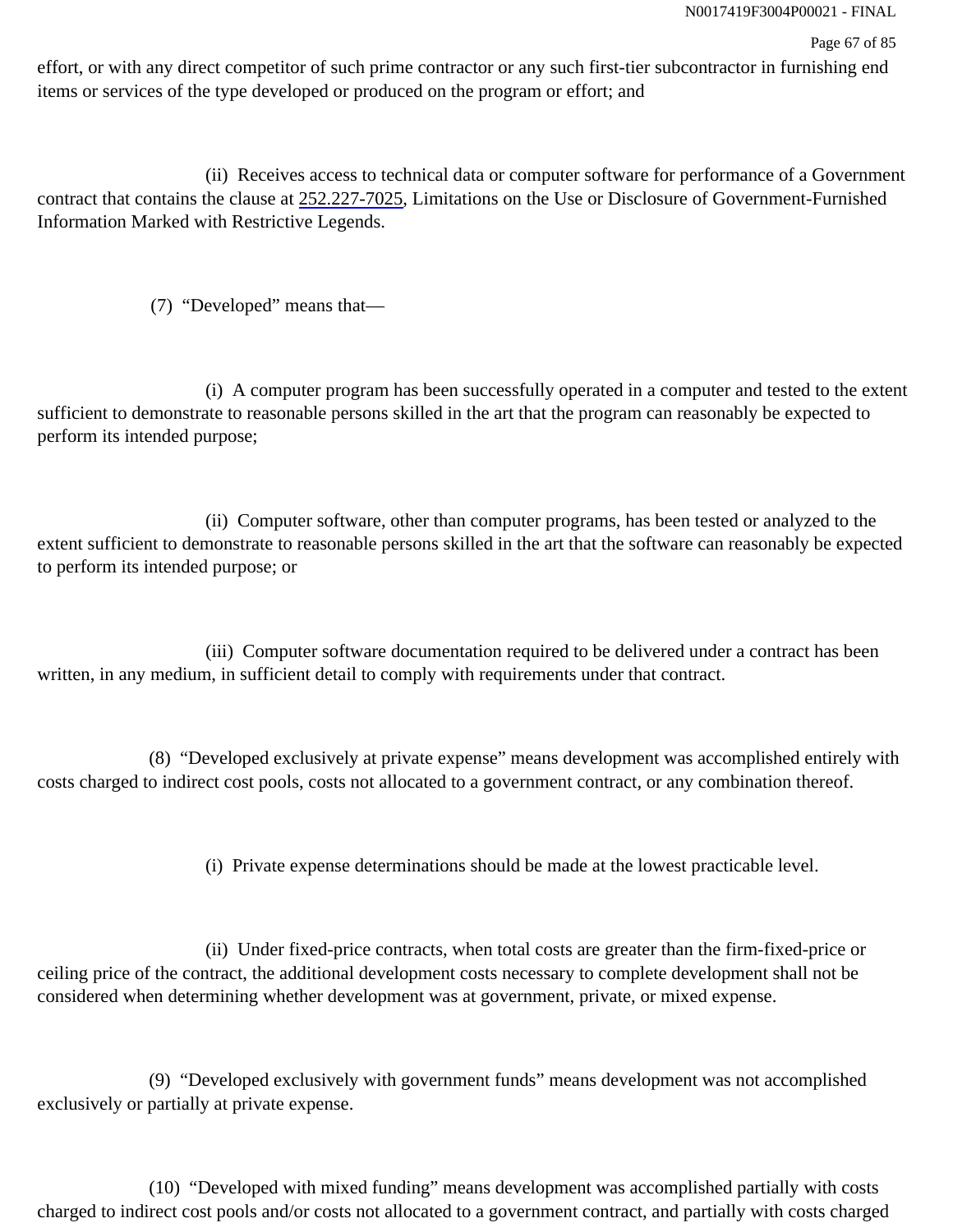effort, or with any direct competitor of such prime contractor or any such first-tier subcontractor in furnishing end items or services of the type developed or produced on the program or effort; and

(ii) Receives access to technical data or computer software for performance of a Government contract that contains the clause at 252.227-7025, Limitations on the Use or Disclosure of Government-Furnished Information Marked with Restrictive Legends.

(7) "Developed" means that—

(i) A computer program has been successfully operated in a computer and tested to the extent sufficient to demonstrate to reasonable persons skilled in the art that the program can reasonably be expected to perform its intended purpose;

(ii) Computer software, other than computer programs, has been tested or analyzed to the extent sufficient to demonstrate to reasonable persons skilled in the art that the software can reasonably be expected to perform its intended purpose; or

(iii) Computer software documentation required to be delivered under a contract has been written, in any medium, in sufficient detail to comply with requirements under that contract.

(8) "Developed exclusively at private expense" means development was accomplished entirely with costs charged to indirect cost pools, costs not allocated to a government contract, or any combination thereof.

(i) Private expense determinations should be made at the lowest practicable level.

(ii) Under fixed-price contracts, when total costs are greater than the firm-fixed-price or ceiling price of the contract, the additional development costs necessary to complete development shall not be considered when determining whether development was at government, private, or mixed expense.

(9) "Developed exclusively with government funds" means development was not accomplished exclusively or partially at private expense.

(10) "Developed with mixed funding" means development was accomplished partially with costs charged to indirect cost pools and/or costs not allocated to a government contract, and partially with costs charged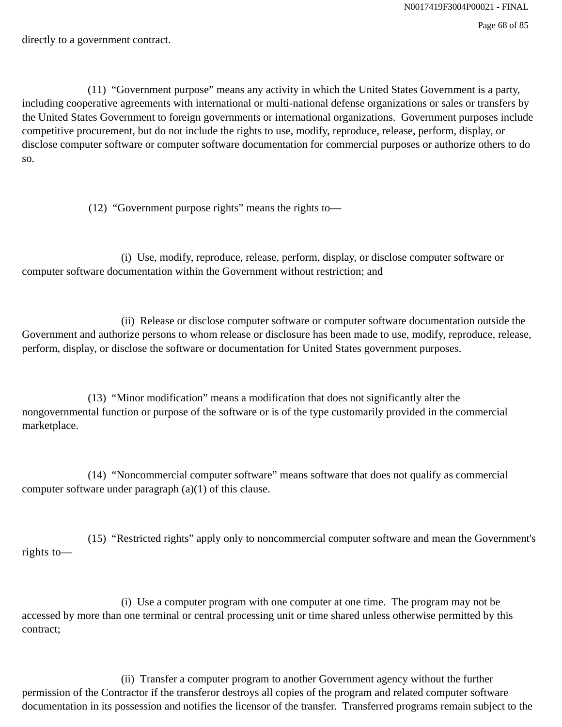directly to a government contract.

(11) "Government purpose" means any activity in which the United States Government is a party, including cooperative agreements with international or multi-national defense organizations or sales or transfers by the United States Government to foreign governments or international organizations. Government purposes include competitive procurement, but do not include the rights to use, modify, reproduce, release, perform, display, or disclose computer software or computer software documentation for commercial purposes or authorize others to do so.

(12) "Government purpose rights" means the rights to—

(i) Use, modify, reproduce, release, perform, display, or disclose computer software or computer software documentation within the Government without restriction; and

(ii) Release or disclose computer software or computer software documentation outside the Government and authorize persons to whom release or disclosure has been made to use, modify, reproduce, release, perform, display, or disclose the software or documentation for United States government purposes.

(13) "Minor modification" means a modification that does not significantly alter the nongovernmental function or purpose of the software or is of the type customarily provided in the commercial marketplace.

(14) "Noncommercial computer software" means software that does not qualify as commercial computer software under paragraph (a)(1) of this clause.

(15) "Restricted rights" apply only to noncommercial computer software and mean the Government's rights to—

(i) Use a computer program with one computer at one time. The program may not be accessed by more than one terminal or central processing unit or time shared unless otherwise permitted by this contract;

(ii) Transfer a computer program to another Government agency without the further permission of the Contractor if the transferor destroys all copies of the program and related computer software documentation in its possession and notifies the licensor of the transfer. Transferred programs remain subject to the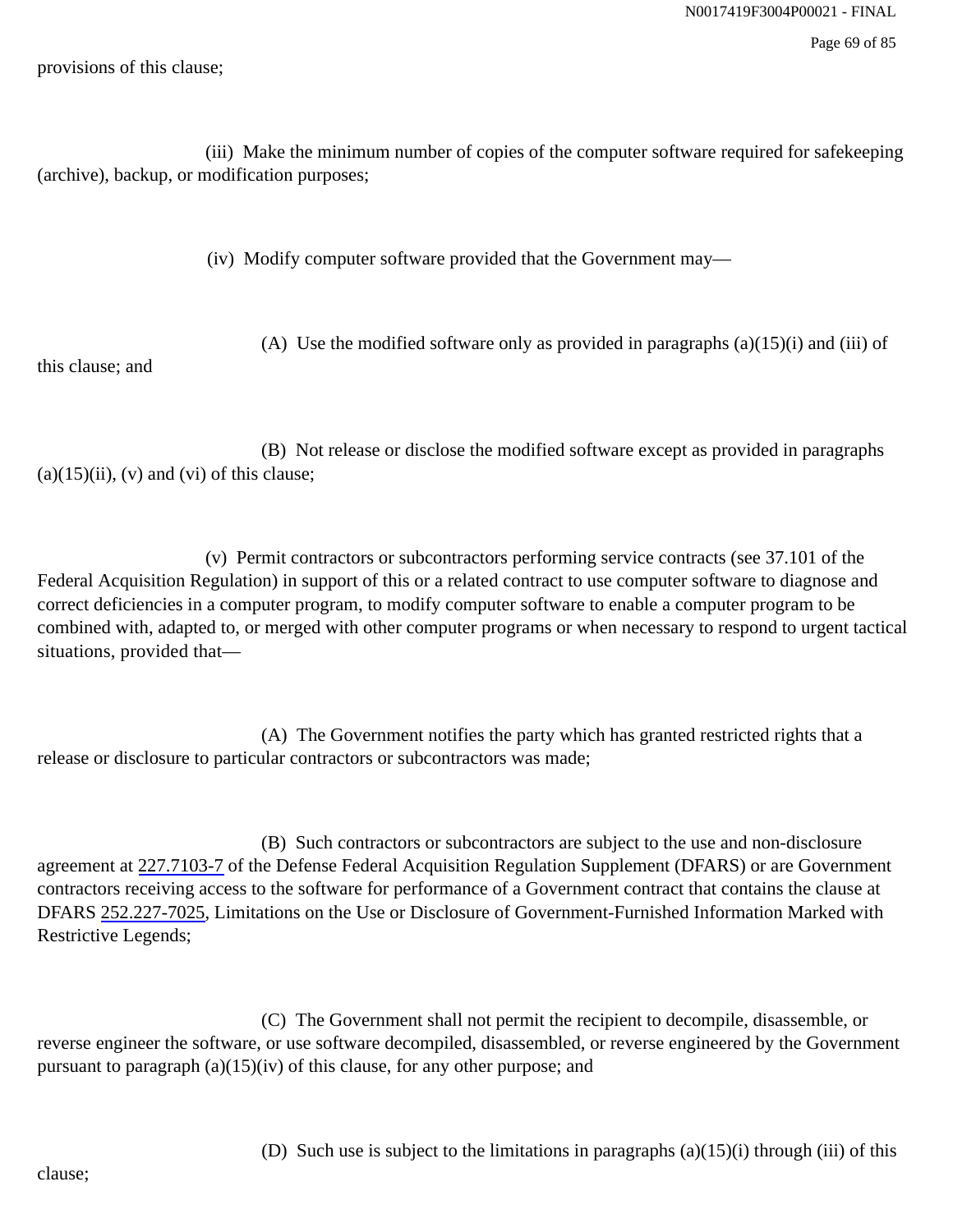provisions of this clause;

(iii) Make the minimum number of copies of the computer software required for safekeeping (archive), backup, or modification purposes;

(iv) Modify computer software provided that the Government may—

(A) Use the modified software only as provided in paragraphs (a)(15)(i) and (iii) of this clause; and

(B) Not release or disclose the modified software except as provided in paragraphs (a)(15)(ii), (v) and (vi) of this clause;

(v) Permit contractors or subcontractors performing service contracts (see 37.101 of the Federal Acquisition Regulation) in support of this or a related contract to use computer software to diagnose and correct deficiencies in a computer program, to modify computer software to enable a computer program to be combined with, adapted to, or merged with other computer programs or when necessary to respond to urgent tactical situations, provided that—

(A) The Government notifies the party which has granted restricted rights that a release or disclosure to particular contractors or subcontractors was made;

(B) Such contractors or subcontractors are subject to the use and non-disclosure agreement at 227.7103-7 of the Defense Federal Acquisition Regulation Supplement (DFARS) or are Government contractors receiving access to the software for performance of a Government contract that contains the clause at DFARS 252.227-7025, Limitations on the Use or Disclosure of Government-Furnished Information Marked with Restrictive Legends;

(C) The Government shall not permit the recipient to decompile, disassemble, or reverse engineer the software, or use software decompiled, disassembled, or reverse engineered by the Government pursuant to paragraph (a)(15)(iv) of this clause, for any other purpose; and

(D) Such use is subject to the limitations in paragraphs (a)(15)(i) through (iii) of this clause;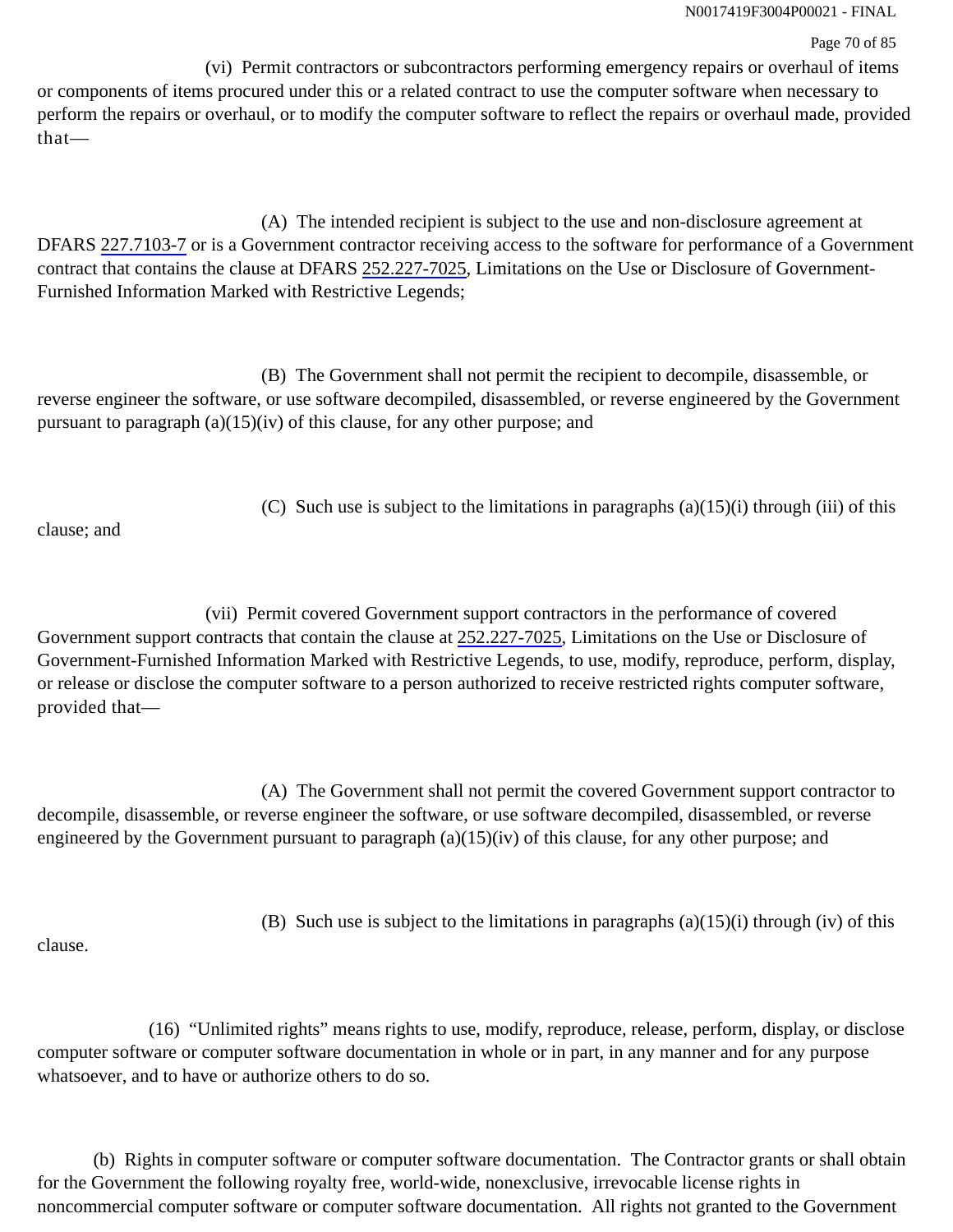(vi) Permit contractors or subcontractors performing emergency repairs or overhaul of items or components of items procured under this or a related contract to use the computer software when necessary to perform the repairs or overhaul, or to modify the computer software to reflect the repairs or overhaul made, provided that—

(A) The intended recipient is subject to the use and non-disclosure agreement at DFARS 227.7103-7 or is a Government contractor receiving access to the software for performance of a Government contract that contains the clause at DFARS 252.227-7025, Limitations on the Use or Disclosure of Government-Furnished Information Marked with Restrictive Legends;

(B) The Government shall not permit the recipient to decompile, disassemble, or reverse engineer the software, or use software decompiled, disassembled, or reverse engineered by the Government pursuant to paragraph (a)(15)(iv) of this clause, for any other purpose; and

(C) Such use is subject to the limitations in paragraphs (a)(15)(i) through (iii) of this clause; and

(vii) Permit covered Government support contractors in the performance of covered Government support contracts that contain the clause at 252.227-7025, Limitations on the Use or Disclosure of Government-Furnished Information Marked with Restrictive Legends, to use, modify, reproduce, perform, display, or release or disclose the computer software to a person authorized to receive restricted rights computer software, provided that—

(A) The Government shall not permit the covered Government support contractor to decompile, disassemble, or reverse engineer the software, or use software decompiled, disassembled, or reverse engineered by the Government pursuant to paragraph (a)(15)(iv) of this clause, for any other purpose; and

(B) Such use is subject to the limitations in paragraphs (a)(15)(i) through (iv) of this clause.

(16) “Unlimited rights” means rights to use, modify, reproduce, release, perform, display, or disclose computer software or computer software documentation in whole or in part, in any manner and for any purpose whatsoever, and to have or authorize others to do so.

(b) Rights in computer software or computer software documentation. The Contractor grants or shall obtain for the Government the following royalty free, world-wide, nonexclusive, irrevocable license rights in noncommercial computer software or computer software documentation. All rights not granted to the Government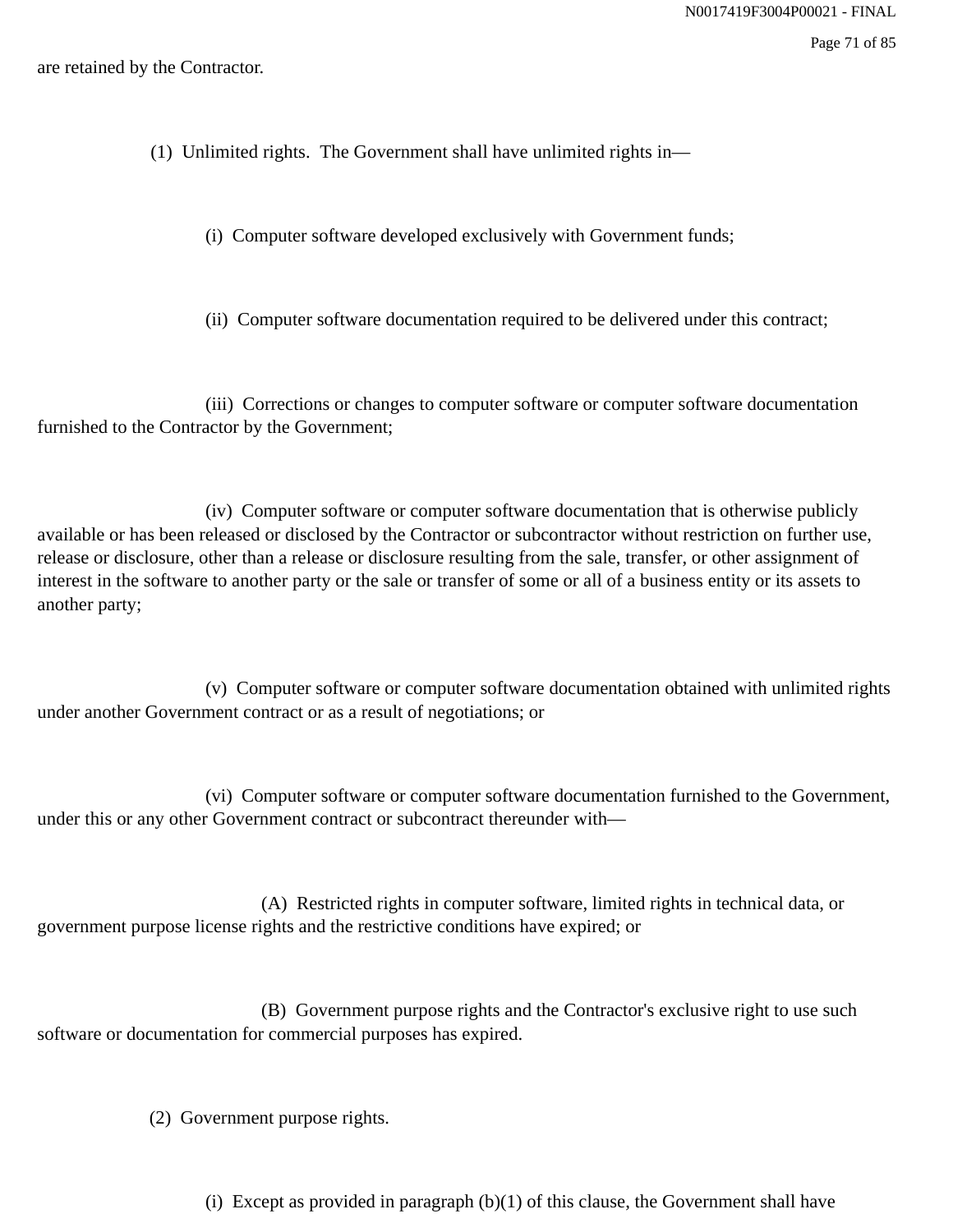are retained by the Contractor.

(1) Unlimited rights. The Government shall have unlimited rights in—

(i) Computer software developed exclusively with Government funds;

(ii) Computer software documentation required to be delivered under this contract;

(iii) Corrections or changes to computer software or computer software documentation furnished to the Contractor by the Government;

(iv) Computer software or computer software documentation that is otherwise publicly available or has been released or disclosed by the Contractor or subcontractor without restriction on further use, release or disclosure, other than a release or disclosure resulting from the sale, transfer, or other assignment of interest in the software to another party or the sale or transfer of some or all of a business entity or its assets to another party;

(v) Computer software or computer software documentation obtained with unlimited rights under another Government contract or as a result of negotiations; or

(vi) Computer software or computer software documentation furnished to the Government, under this or any other Government contract or subcontract thereunder with—

(A) Restricted rights in computer software, limited rights in technical data, or government purpose license rights and the restrictive conditions have expired; or

(B) Government purpose rights and the Contractor's exclusive right to use such software or documentation for commercial purposes has expired.

(2) Government purpose rights.

(i) Except as provided in paragraph (b)(1) of this clause, the Government shall have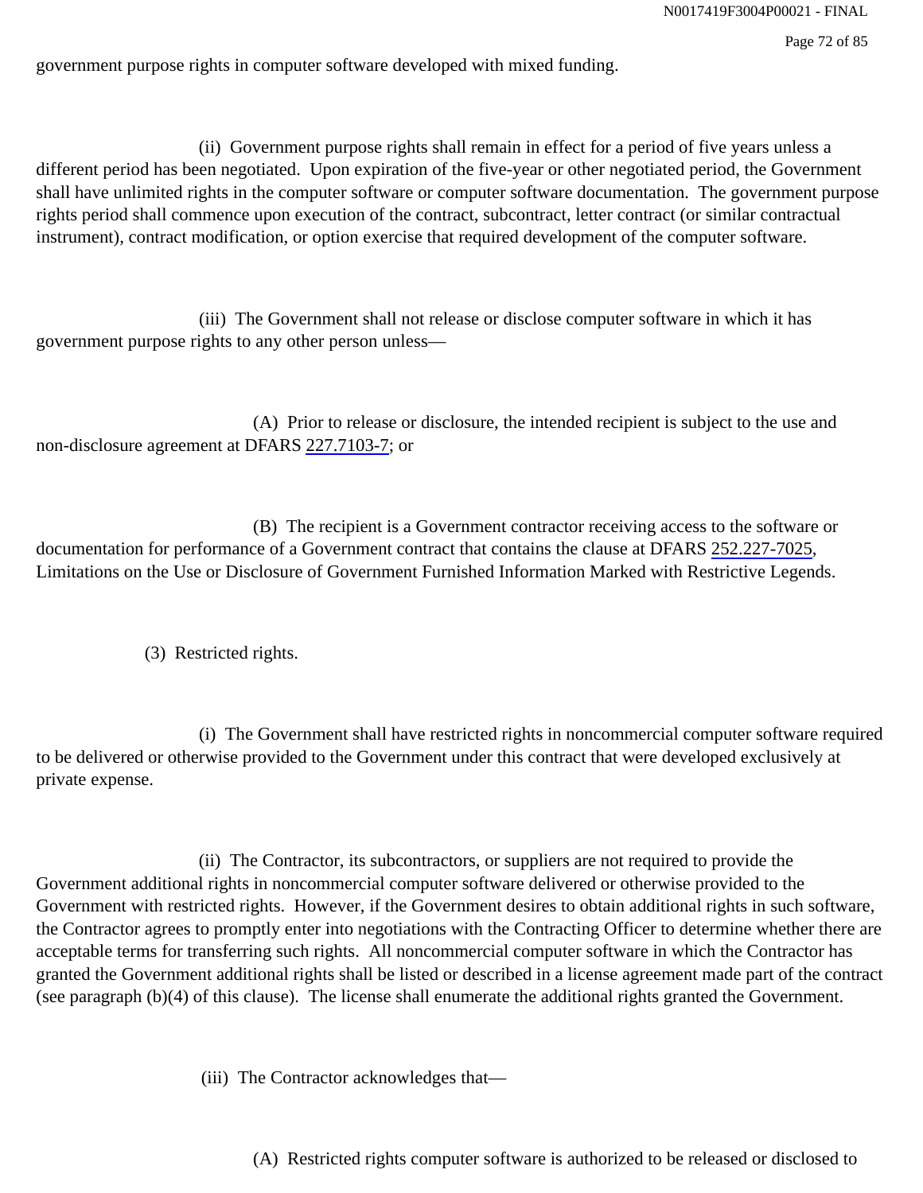government purpose rights in computer software developed with mixed funding.

(ii) Government purpose rights shall remain in effect for a period of five years unless a different period has been negotiated. Upon expiration of the five-year or other negotiated period, the Government shall have unlimited rights in the computer software or computer software documentation. The government purpose rights period shall commence upon execution of the contract, subcontract, letter contract (or similar contractual instrument), contract modification, or option exercise that required development of the computer software.

(iii) The Government shall not release or disclose computer software in which it has government purpose rights to any other person unless—

(A) Prior to release or disclosure, the intended recipient is subject to the use and non-disclosure agreement at DFARS 227.7103-7; or

(B) The recipient is a Government contractor receiving access to the software or documentation for performance of a Government contract that contains the clause at DFARS 252.227-7025, Limitations on the Use or Disclosure of Government Furnished Information Marked with Restrictive Legends.

(3) Restricted rights.

(i) The Government shall have restricted rights in noncommercial computer software required to be delivered or otherwise provided to the Government under this contract that were developed exclusively at private expense.

(ii) The Contractor, its subcontractors, or suppliers are not required to provide the Government additional rights in noncommercial computer software delivered or otherwise provided to the Government with restricted rights. However, if the Government desires to obtain additional rights in such software, the Contractor agrees to promptly enter into negotiations with the Contracting Officer to determine whether there are acceptable terms for transferring such rights. All noncommercial computer software in which the Contractor has granted the Government additional rights shall be listed or described in a license agreement made part of the contract (see paragraph (b)(4) of this clause). The license shall enumerate the additional rights granted the Government.

(iii) The Contractor acknowledges that—

(A) Restricted rights computer software is authorized to be released or disclosed to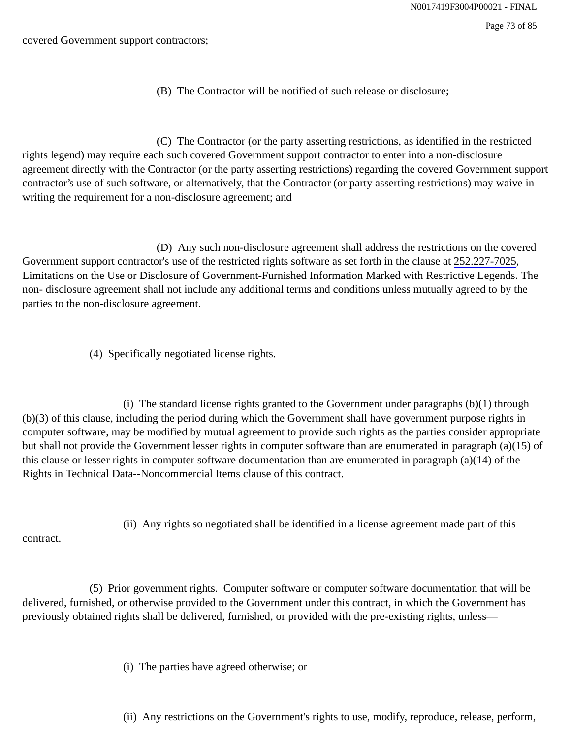covered Government support contractors;

(B) The Contractor will be notified of such release or disclosure;

(C) The Contractor (or the party asserting restrictions, as identified in the restricted rights legend) may require each such covered Government support contractor to enter into a non-disclosure agreement directly with the Contractor (or the party asserting restrictions) regarding the covered Government support contractor's use of such software, or alternatively, that the Contractor (or party asserting restrictions) may waive in writing the requirement for a non-disclosure agreement; and

(D) Any such non-disclosure agreement shall address the restrictions on the covered Government support contractor's use of the restricted rights software as set forth in the clause at 252.227-7025, Limitations on the Use or Disclosure of Government-Furnished Information Marked with Restrictive Legends. The non- disclosure agreement shall not include any additional terms and conditions unless mutually agreed to by the parties to the non-disclosure agreement.

(4) Specifically negotiated license rights.

(i) The standard license rights granted to the Government under paragraphs (b)(1) through (b)(3) of this clause, including the period during which the Government shall have government purpose rights in computer software, may be modified by mutual agreement to provide such rights as the parties consider appropriate but shall not provide the Government lesser rights in computer software than are enumerated in paragraph (a)(15) of this clause or lesser rights in computer software documentation than are enumerated in paragraph (a)(14) of the Rights in Technical Data--Noncommercial Items clause of this contract.

(ii) Any rights so negotiated shall be identified in a license agreement made part of this contract.

(5) Prior government rights. Computer software or computer software documentation that will be delivered, furnished, or otherwise provided to the Government under this contract, in which the Government has previously obtained rights shall be delivered, furnished, or provided with the pre-existing rights, unless—

(i) The parties have agreed otherwise; or

(ii) Any restrictions on the Government's rights to use, modify, reproduce, release, perform,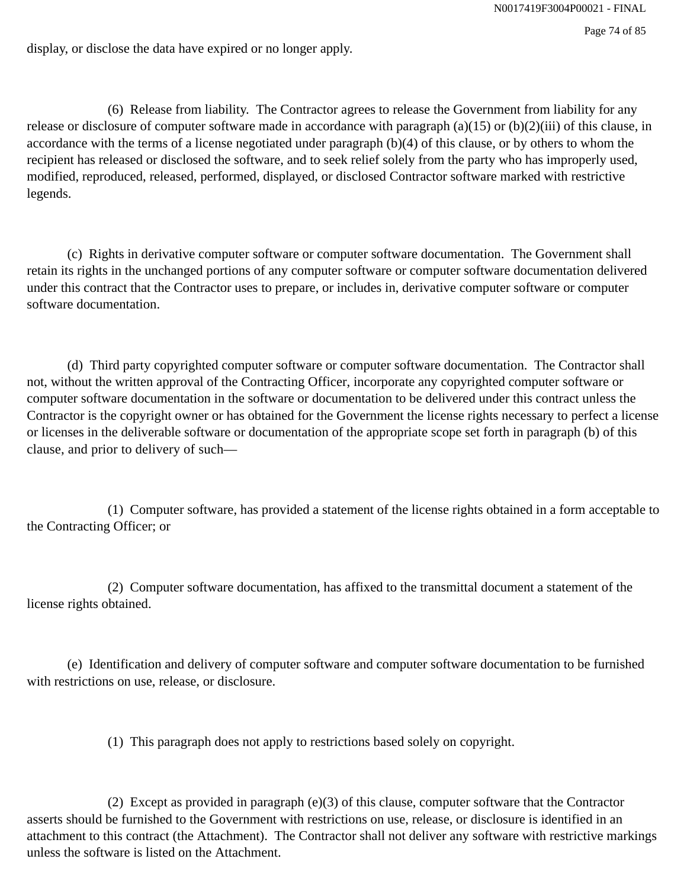display, or disclose the data have expired or no longer apply.

(6) Release from liability. The Contractor agrees to release the Government from liability for any release or disclosure of computer software made in accordance with paragraph (a)(15) or (b)(2)(iii) of this clause, in accordance with the terms of a license negotiated under paragraph (b)(4) of this clause, or by others to whom the recipient has released or disclosed the software, and to seek relief solely from the party who has improperly used, modified, reproduced, released, performed, displayed, or disclosed Contractor software marked with restrictive legends.

(c) Rights in derivative computer software or computer software documentation. The Government shall retain its rights in the unchanged portions of any computer software or computer software documentation delivered under this contract that the Contractor uses to prepare, or includes in, derivative computer software or computer software documentation.

(d) Third party copyrighted computer software or computer software documentation. The Contractor shall not, without the written approval of the Contracting Officer, incorporate any copyrighted computer software or computer software documentation in the software or documentation to be delivered under this contract unless the Contractor is the copyright owner or has obtained for the Government the license rights necessary to perfect a license or licenses in the deliverable software or documentation of the appropriate scope set forth in paragraph (b) of this clause, and prior to delivery of such—

(1) Computer software, has provided a statement of the license rights obtained in a form acceptable to the Contracting Officer; or

(2) Computer software documentation, has affixed to the transmittal document a statement of the license rights obtained.

(e) Identification and delivery of computer software and computer software documentation to be furnished with restrictions on use, release, or disclosure.

(1) This paragraph does not apply to restrictions based solely on copyright.

(2) Except as provided in paragraph (e)(3) of this clause, computer software that the Contractor asserts should be furnished to the Government with restrictions on use, release, or disclosure is identified in an attachment to this contract (the Attachment). The Contractor shall not deliver any software with restrictive markings unless the software is listed on the Attachment.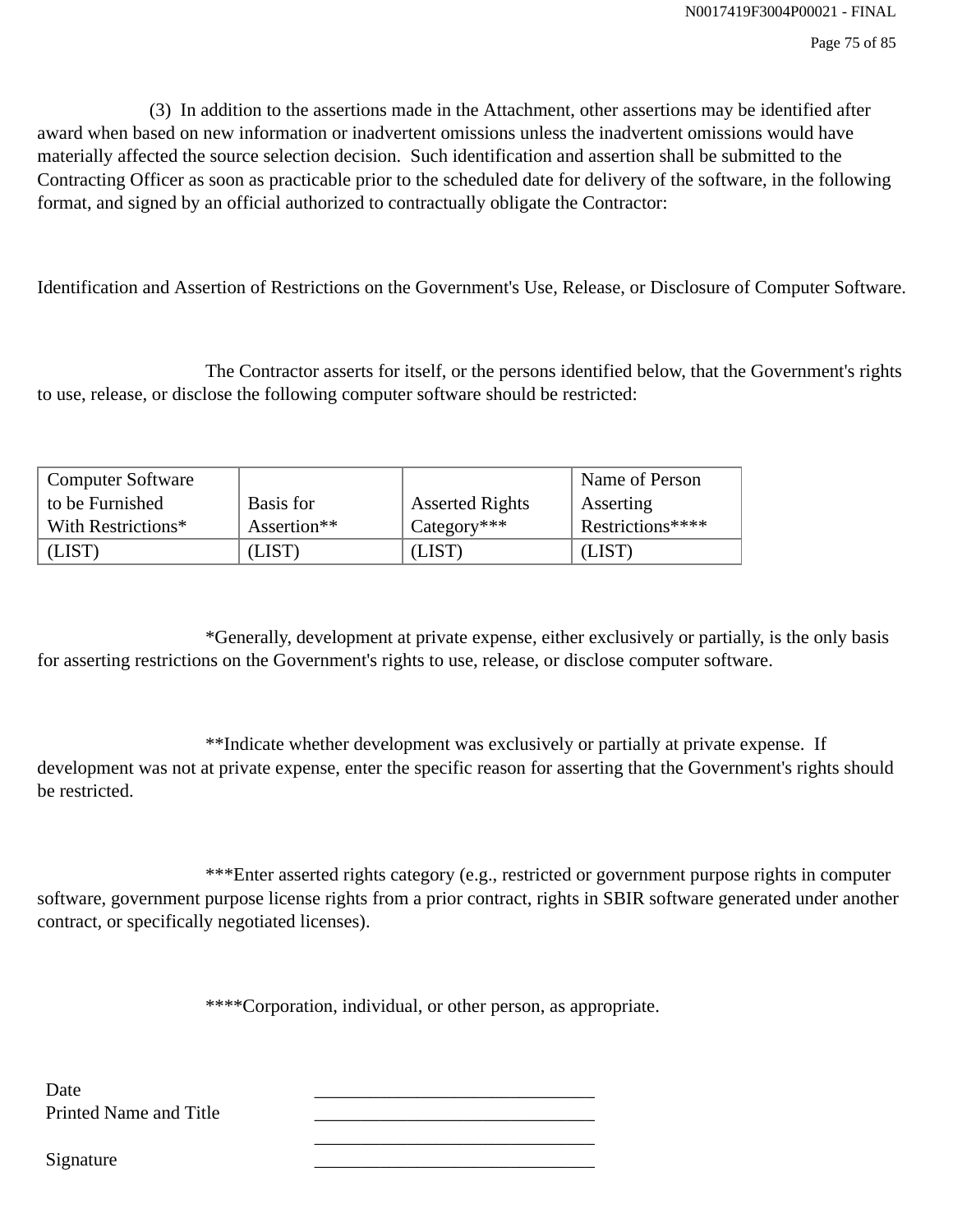(3)  In addition to the assertions made in the Attachment, other assertions may be identified after award when based on new information or inadvertent omissions unless the inadvertent omissions would have materially affected the source selection decision.  Such identification and assertion shall be submitted to the Contracting Officer as soon as practicable prior to the scheduled date for delivery of the software, in the following format, and signed by an official authorized to contractually obligate the Contractor:

Identification and Assertion of Restrictions on the Government's Use, Release, or Disclosure of Computer Software.

The Contractor asserts for itself, or the persons identified below, that the Government's rights to use, release, or disclose the following computer software should be restricted:

| Computer Software to be Furnished With Restrictions* | Basis for Assertion** | Asserted Rights Category*** | Name of Person Asserting Restrictions**** |
|---|---|---|---|
| (LIST) | (LIST) | (LIST) | (LIST) |

*Generally, development at private expense, either exclusively or partially, is the only basis for asserting restrictions on the Government's rights to use, release, or disclose computer software.

**Indicate whether development was exclusively or partially at private expense.  If development was not at private expense, enter the specific reason for asserting that the Government's rights should be restricted.

***Enter asserted rights category (e.g., restricted or government purpose rights in computer software, government purpose license rights from a prior contract, rights in SBIR software generated under another contract, or specifically negotiated licenses).

****Corporation, individual, or other person, as appropriate.

Date _______________________________

Printed Name and Title _______________________________

_______________________________

Signature _______________________________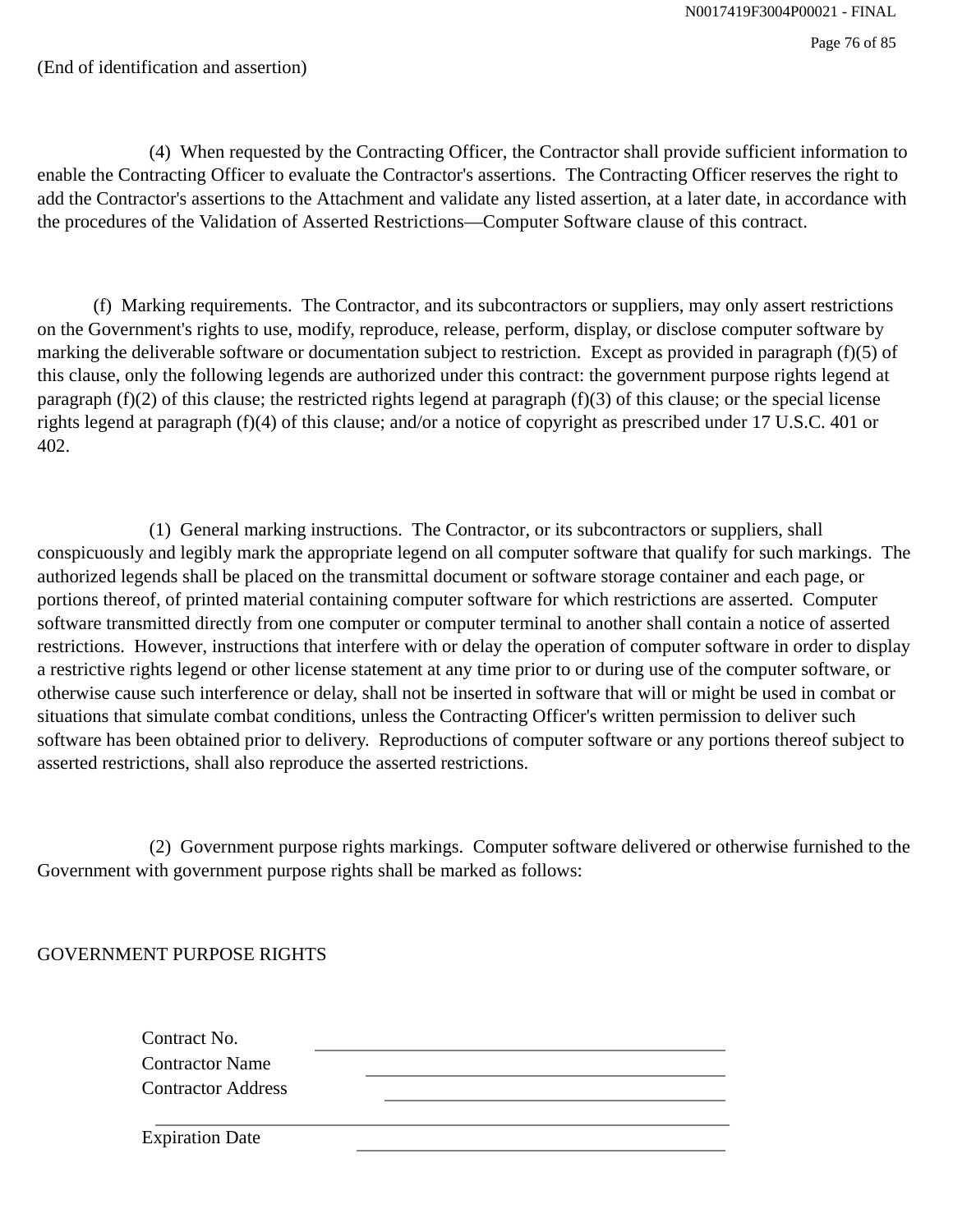(End of identification and assertion)

(4) When requested by the Contracting Officer, the Contractor shall provide sufficient information to enable the Contracting Officer to evaluate the Contractor's assertions. The Contracting Officer reserves the right to add the Contractor's assertions to the Attachment and validate any listed assertion, at a later date, in accordance with the procedures of the Validation of Asserted Restrictions—Computer Software clause of this contract.

(f) Marking requirements. The Contractor, and its subcontractors or suppliers, may only assert restrictions on the Government's rights to use, modify, reproduce, release, perform, display, or disclose computer software by marking the deliverable software or documentation subject to restriction. Except as provided in paragraph (f)(5) of this clause, only the following legends are authorized under this contract: the government purpose rights legend at paragraph (f)(2) of this clause; the restricted rights legend at paragraph (f)(3) of this clause; or the special license rights legend at paragraph (f)(4) of this clause; and/or a notice of copyright as prescribed under 17 U.S.C. 401 or 402.

(1) General marking instructions. The Contractor, or its subcontractors or suppliers, shall conspicuously and legibly mark the appropriate legend on all computer software that qualify for such markings. The authorized legends shall be placed on the transmittal document or software storage container and each page, or portions thereof, of printed material containing computer software for which restrictions are asserted. Computer software transmitted directly from one computer or computer terminal to another shall contain a notice of asserted restrictions. However, instructions that interfere with or delay the operation of computer software in order to display a restrictive rights legend or other license statement at any time prior to or during use of the computer software, or otherwise cause such interference or delay, shall not be inserted in software that will or might be used in combat or situations that simulate combat conditions, unless the Contracting Officer's written permission to deliver such software has been obtained prior to delivery. Reproductions of computer software or any portions thereof subject to asserted restrictions, shall also reproduce the asserted restrictions.

(2) Government purpose rights markings. Computer software delivered or otherwise furnished to the Government with government purpose rights shall be marked as follows:

GOVERNMENT PURPOSE RIGHTS

Contract No. ______________________________

Contractor Name ______________________________

Contractor Address ______________________________

______________________________

Expiration Date ______________________________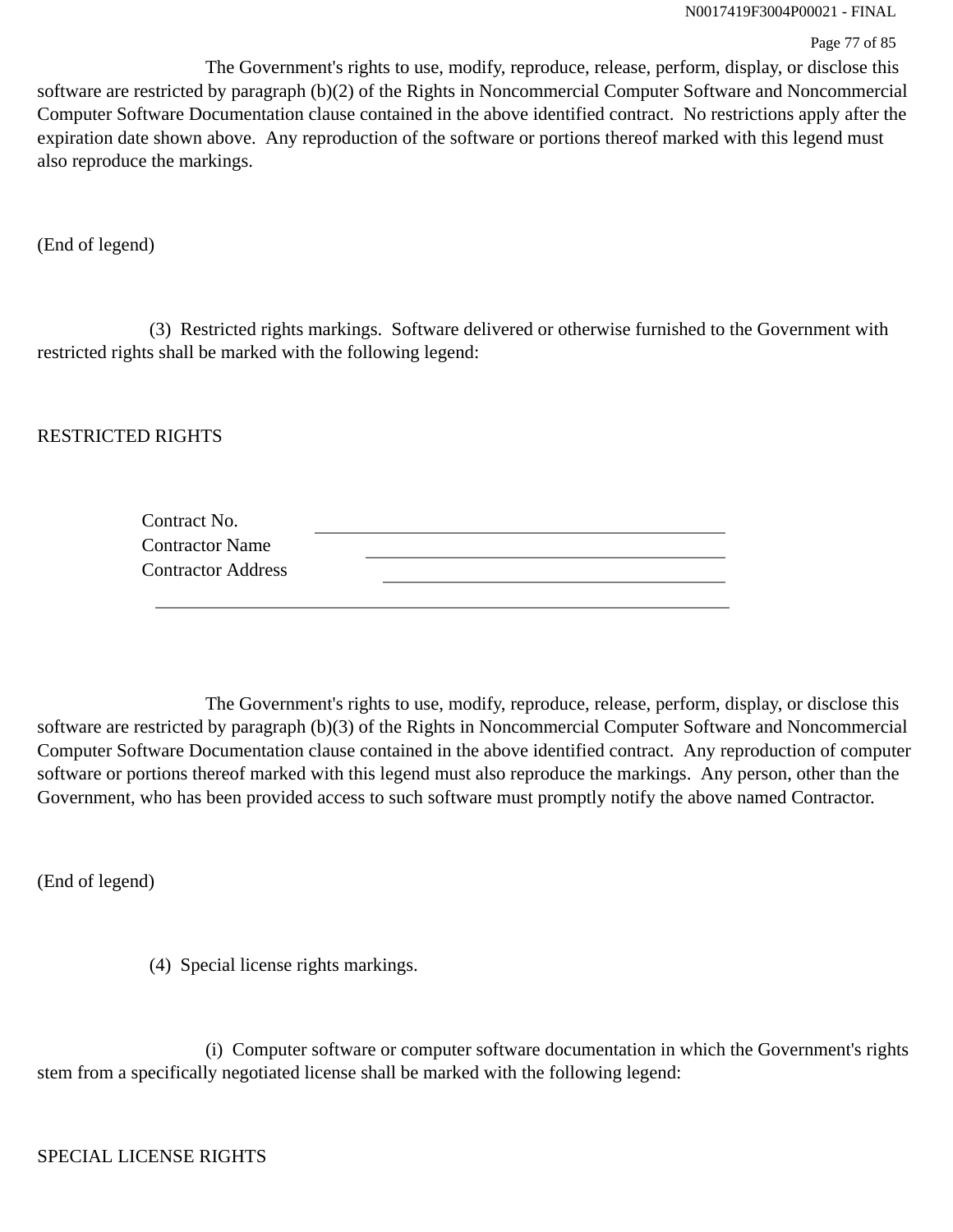The Government's rights to use, modify, reproduce, release, perform, display, or disclose this software are restricted by paragraph (b)(2) of the Rights in Noncommercial Computer Software and Noncommercial Computer Software Documentation clause contained in the above identified contract. No restrictions apply after the expiration date shown above. Any reproduction of the software or portions thereof marked with this legend must also reproduce the markings.

(End of legend)

(3) Restricted rights markings. Software delivered or otherwise furnished to the Government with restricted rights shall be marked with the following legend:

RESTRICTED RIGHTS

Contract No. \_\_\_\_\_\_\_\_\_\_\_\_\_\_\_\_\_\_\_\_\_\_\_\_\_\_\_\_\_\_\_\_\_\_\_\_\_\_\_\_
Contractor Name \_\_\_\_\_\_\_\_\_\_\_\_\_\_\_\_\_\_\_\_\_\_\_\_\_\_\_\_\_\_\_\_\_\_\_\_
Contractor Address \_\_\_\_\_\_\_\_\_\_\_\_\_\_\_\_\_\_\_\_\_\_\_\_\_\_\_\_\_\_\_\_\_\_
\_\_\_\_\_\_\_\_\_\_\_\_\_\_\_\_\_\_\_\_\_\_\_\_\_\_\_\_\_\_\_\_\_\_\_\_\_\_\_\_\_\_\_\_\_\_\_\_\_\_\_\_\_\_\_\_

The Government's rights to use, modify, reproduce, release, perform, display, or disclose this software are restricted by paragraph (b)(3) of the Rights in Noncommercial Computer Software and Noncommercial Computer Software Documentation clause contained in the above identified contract. Any reproduction of computer software or portions thereof marked with this legend must also reproduce the markings. Any person, other than the Government, who has been provided access to such software must promptly notify the above named Contractor.

(End of legend)

(4) Special license rights markings.

(i) Computer software or computer software documentation in which the Government's rights stem from a specifically negotiated license shall be marked with the following legend:

SPECIAL LICENSE RIGHTS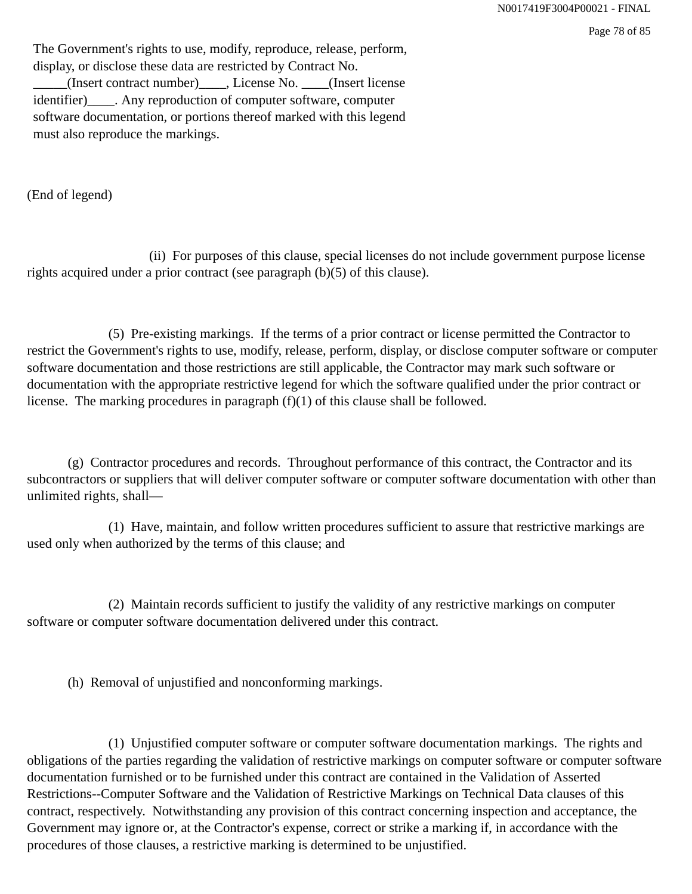The Government's rights to use, modify, reproduce, release, perform, display, or disclose these data are restricted by Contract No. _____(Insert contract number)____, License No. ____(Insert license identifier)____. Any reproduction of computer software, computer software documentation, or portions thereof marked with this legend must also reproduce the markings.

(End of legend)

(ii) For purposes of this clause, special licenses do not include government purpose license rights acquired under a prior contract (see paragraph (b)(5) of this clause).

(5) Pre-existing markings. If the terms of a prior contract or license permitted the Contractor to restrict the Government's rights to use, modify, release, perform, display, or disclose computer software or computer software documentation and those restrictions are still applicable, the Contractor may mark such software or documentation with the appropriate restrictive legend for which the software qualified under the prior contract or license. The marking procedures in paragraph (f)(1) of this clause shall be followed.

(g) Contractor procedures and records. Throughout performance of this contract, the Contractor and its subcontractors or suppliers that will deliver computer software or computer software documentation with other than unlimited rights, shall—

(1) Have, maintain, and follow written procedures sufficient to assure that restrictive markings are used only when authorized by the terms of this clause; and

(2) Maintain records sufficient to justify the validity of any restrictive markings on computer software or computer software documentation delivered under this contract.

(h) Removal of unjustified and nonconforming markings.

(1) Unjustified computer software or computer software documentation markings. The rights and obligations of the parties regarding the validation of restrictive markings on computer software or computer software documentation furnished or to be furnished under this contract are contained in the Validation of Asserted Restrictions--Computer Software and the Validation of Restrictive Markings on Technical Data clauses of this contract, respectively. Notwithstanding any provision of this contract concerning inspection and acceptance, the Government may ignore or, at the Contractor's expense, correct or strike a marking if, in accordance with the procedures of those clauses, a restrictive marking is determined to be unjustified.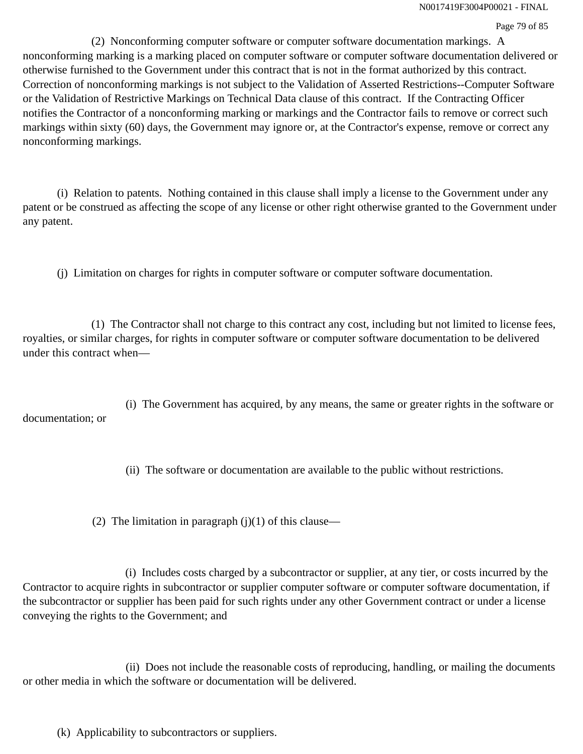(2) Nonconforming computer software or computer software documentation markings. A nonconforming marking is a marking placed on computer software or computer software documentation delivered or otherwise furnished to the Government under this contract that is not in the format authorized by this contract. Correction of nonconforming markings is not subject to the Validation of Asserted Restrictions--Computer Software or the Validation of Restrictive Markings on Technical Data clause of this contract. If the Contracting Officer notifies the Contractor of a nonconforming marking or markings and the Contractor fails to remove or correct such markings within sixty (60) days, the Government may ignore or, at the Contractor's expense, remove or correct any nonconforming markings.

(i) Relation to patents. Nothing contained in this clause shall imply a license to the Government under any patent or be construed as affecting the scope of any license or other right otherwise granted to the Government under any patent.

(j) Limitation on charges for rights in computer software or computer software documentation.

(1) The Contractor shall not charge to this contract any cost, including but not limited to license fees, royalties, or similar charges, for rights in computer software or computer software documentation to be delivered under this contract when—

(i) The Government has acquired, by any means, the same or greater rights in the software or documentation; or

(ii) The software or documentation are available to the public without restrictions.

(2) The limitation in paragraph (j)(1) of this clause—

(i) Includes costs charged by a subcontractor or supplier, at any tier, or costs incurred by the Contractor to acquire rights in subcontractor or supplier computer software or computer software documentation, if the subcontractor or supplier has been paid for such rights under any other Government contract or under a license conveying the rights to the Government; and

(ii) Does not include the reasonable costs of reproducing, handling, or mailing the documents or other media in which the software or documentation will be delivered.

(k) Applicability to subcontractors or suppliers.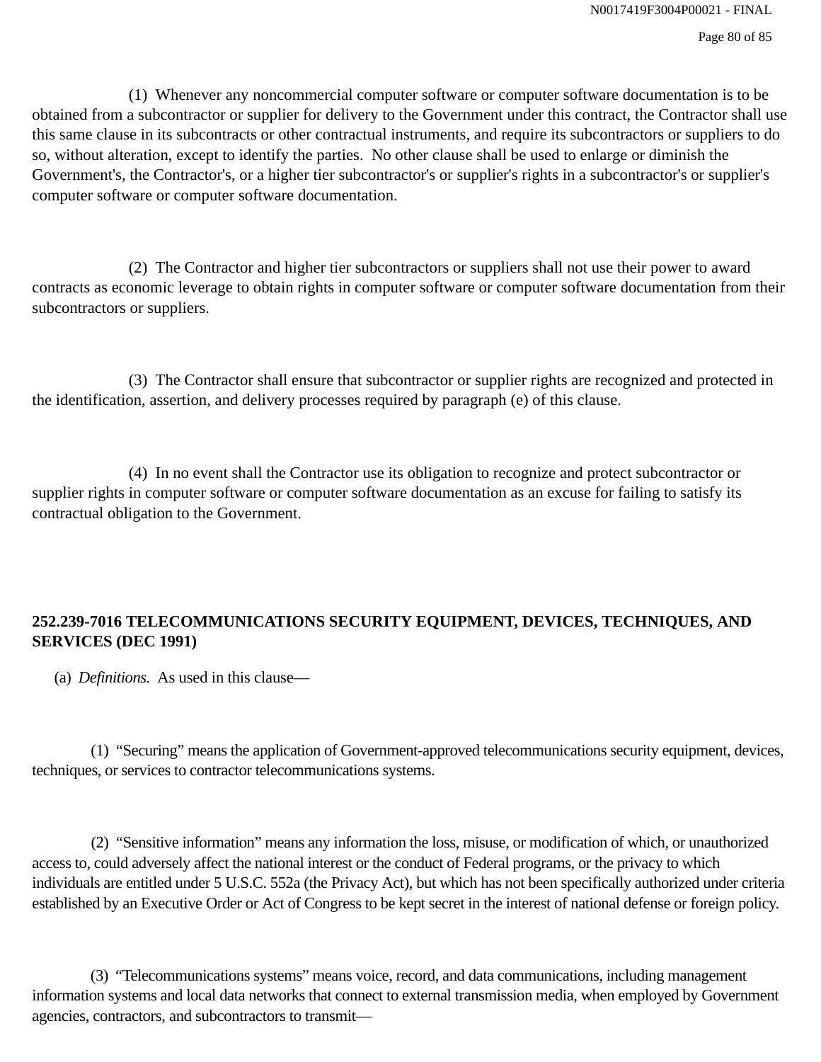(1) Whenever any noncommercial computer software or computer software documentation is to be obtained from a subcontractor or supplier for delivery to the Government under this contract, the Contractor shall use this same clause in its subcontracts or other contractual instruments, and require its subcontractors or suppliers to do so, without alteration, except to identify the parties. No other clause shall be used to enlarge or diminish the Government's, the Contractor's, or a higher tier subcontractor's or supplier's rights in a subcontractor's or supplier's computer software or computer software documentation.

(2) The Contractor and higher tier subcontractors or suppliers shall not use their power to award contracts as economic leverage to obtain rights in computer software or computer software documentation from their subcontractors or suppliers.

(3) The Contractor shall ensure that subcontractor or supplier rights are recognized and protected in the identification, assertion, and delivery processes required by paragraph (e) of this clause.

(4) In no event shall the Contractor use its obligation to recognize and protect subcontractor or supplier rights in computer software or computer software documentation as an excuse for failing to satisfy its contractual obligation to the Government.

**252.239-7016 TELECOMMUNICATIONS SECURITY EQUIPMENT, DEVICES, TECHNIQUES, AND SERVICES (DEC 1991)**

(a) *Definitions.* As used in this clause—

(1) "Securing" means the application of Government-approved telecommunications security equipment, devices, techniques, or services to contractor telecommunications systems.

(2) "Sensitive information" means any information the loss, misuse, or modification of which, or unauthorized access to, could adversely affect the national interest or the conduct of Federal programs, or the privacy to which individuals are entitled under 5 U.S.C. 552a (the Privacy Act), but which has not been specifically authorized under criteria established by an Executive Order or Act of Congress to be kept secret in the interest of national defense or foreign policy.

(3) "Telecommunications systems" means voice, record, and data communications, including management information systems and local data networks that connect to external transmission media, when employed by Government agencies, contractors, and subcontractors to transmit—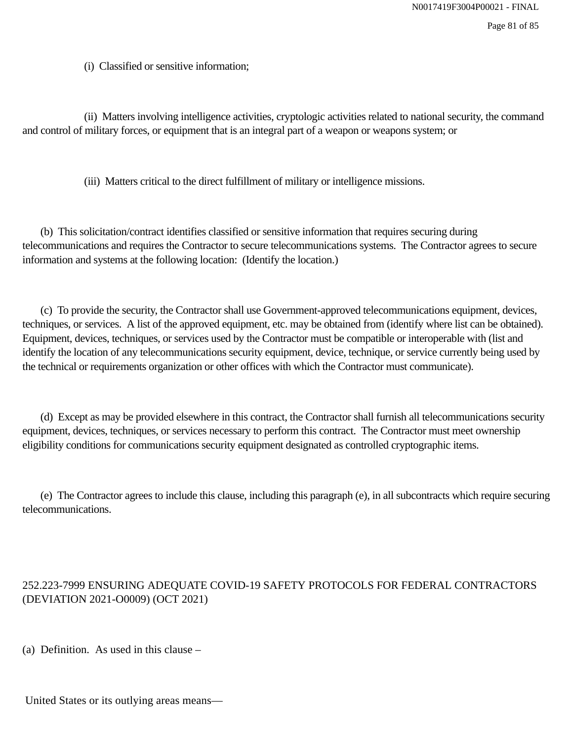(i) Classified or sensitive information;

(ii) Matters involving intelligence activities, cryptologic activities related to national security, the command and control of military forces, or equipment that is an integral part of a weapon or weapons system; or

(iii) Matters critical to the direct fulfillment of military or intelligence missions.

(b) This solicitation/contract identifies classified or sensitive information that requires securing during telecommunications and requires the Contractor to secure telecommunications systems. The Contractor agrees to secure information and systems at the following location: (Identify the location.)

(c) To provide the security, the Contractor shall use Government-approved telecommunications equipment, devices, techniques, or services. A list of the approved equipment, etc. may be obtained from (identify where list can be obtained). Equipment, devices, techniques, or services used by the Contractor must be compatible or interoperable with (list and identify the location of any telecommunications security equipment, device, technique, or service currently being used by the technical or requirements organization or other offices with which the Contractor must communicate).

(d) Except as may be provided elsewhere in this contract, the Contractor shall furnish all telecommunications security equipment, devices, techniques, or services necessary to perform this contract. The Contractor must meet ownership eligibility conditions for communications security equipment designated as controlled cryptographic items.

(e) The Contractor agrees to include this clause, including this paragraph (e), in all subcontracts which require securing telecommunications.

252.223-7999 ENSURING ADEQUATE COVID-19 SAFETY PROTOCOLS FOR FEDERAL CONTRACTORS (DEVIATION 2021-O0009) (OCT 2021)

(a) Definition. As used in this clause –

United States or its outlying areas means—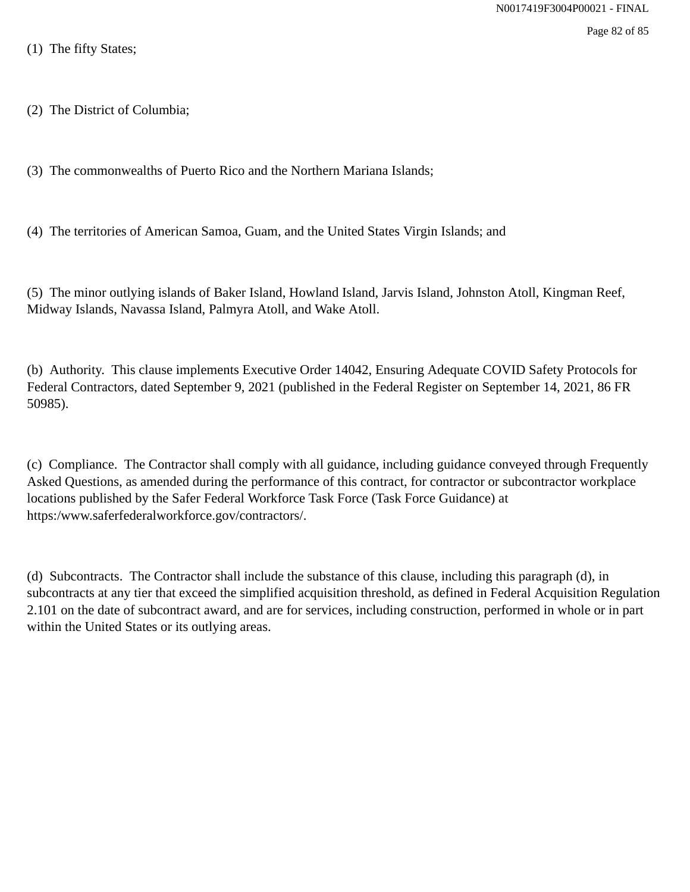(1)  The fifty States;

(2)  The District of Columbia;

(3)  The commonwealths of Puerto Rico and the Northern Mariana Islands;

(4)  The territories of American Samoa, Guam, and the United States Virgin Islands; and

(5)  The minor outlying islands of Baker Island, Howland Island, Jarvis Island, Johnston Atoll, Kingman Reef, Midway Islands, Navassa Island, Palmyra Atoll, and Wake Atoll.

(b)  Authority.  This clause implements Executive Order 14042, Ensuring Adequate COVID Safety Protocols for Federal Contractors, dated September 9, 2021 (published in the Federal Register on September 14, 2021, 86 FR 50985).

(c)  Compliance.  The Contractor shall comply with all guidance, including guidance conveyed through Frequently Asked Questions, as amended during the performance of this contract, for contractor or subcontractor workplace locations published by the Safer Federal Workforce Task Force (Task Force Guidance) at https:/www.saferfederalworkforce.gov/contractors/.

(d)  Subcontracts.  The Contractor shall include the substance of this clause, including this paragraph (d), in subcontracts at any tier that exceed the simplified acquisition threshold, as defined in Federal Acquisition Regulation 2.101 on the date of subcontract award, and are for services, including construction, performed in whole or in part within the United States or its outlying areas.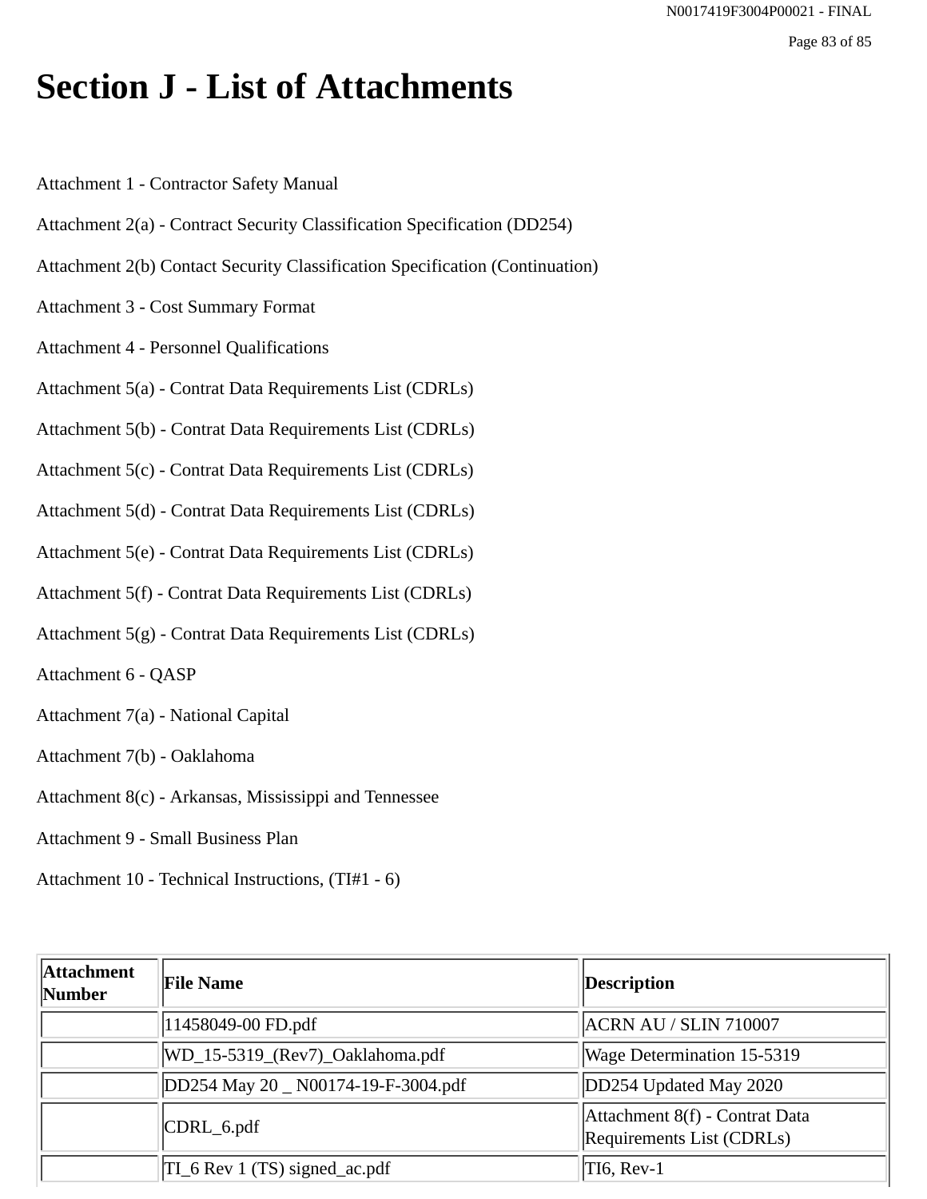# Section J - List of Attachments

Attachment 1 - Contractor Safety Manual

Attachment 2(a) - Contract Security Classification Specification (DD254)

Attachment 2(b) Contact Security Classification Specification (Continuation)

Attachment 3 - Cost Summary Format

Attachment 4 - Personnel Qualifications

Attachment 5(a) - Contrat Data Requirements List (CDRLs)

Attachment 5(b) - Contrat Data Requirements List (CDRLs)

Attachment 5(c) - Contrat Data Requirements List (CDRLs)

Attachment 5(d) - Contrat Data Requirements List (CDRLs)

Attachment 5(e) - Contrat Data Requirements List (CDRLs)

Attachment 5(f) - Contrat Data Requirements List (CDRLs)

Attachment 5(g) - Contrat Data Requirements List (CDRLs)

Attachment 6 - QASP

Attachment 7(a) - National Capital

Attachment 7(b) - Oaklahoma

Attachment 8(c) - Arkansas, Mississippi and Tennessee

Attachment 9 - Small Business Plan

Attachment 10 - Technical Instructions, (TI#1 - 6)

| Attachment Number | File Name | Description |
|---|---|---|
| | 11458049-00 FD.pdf | ACRN AU / SLIN 710007 |
| | WD_15-5319_(Rev7)_Oaklahoma.pdf | Wage Determination 15-5319 |
| | DD254 May 20 _ N00174-19-F-3004.pdf | DD254 Updated May 2020 |
| | CDRL_6.pdf | Attachment 8(f) - Contrat Data Requirements List (CDRLs) |
| | TI_6 Rev 1 (TS) signed_ac.pdf | TI6, Rev-1 |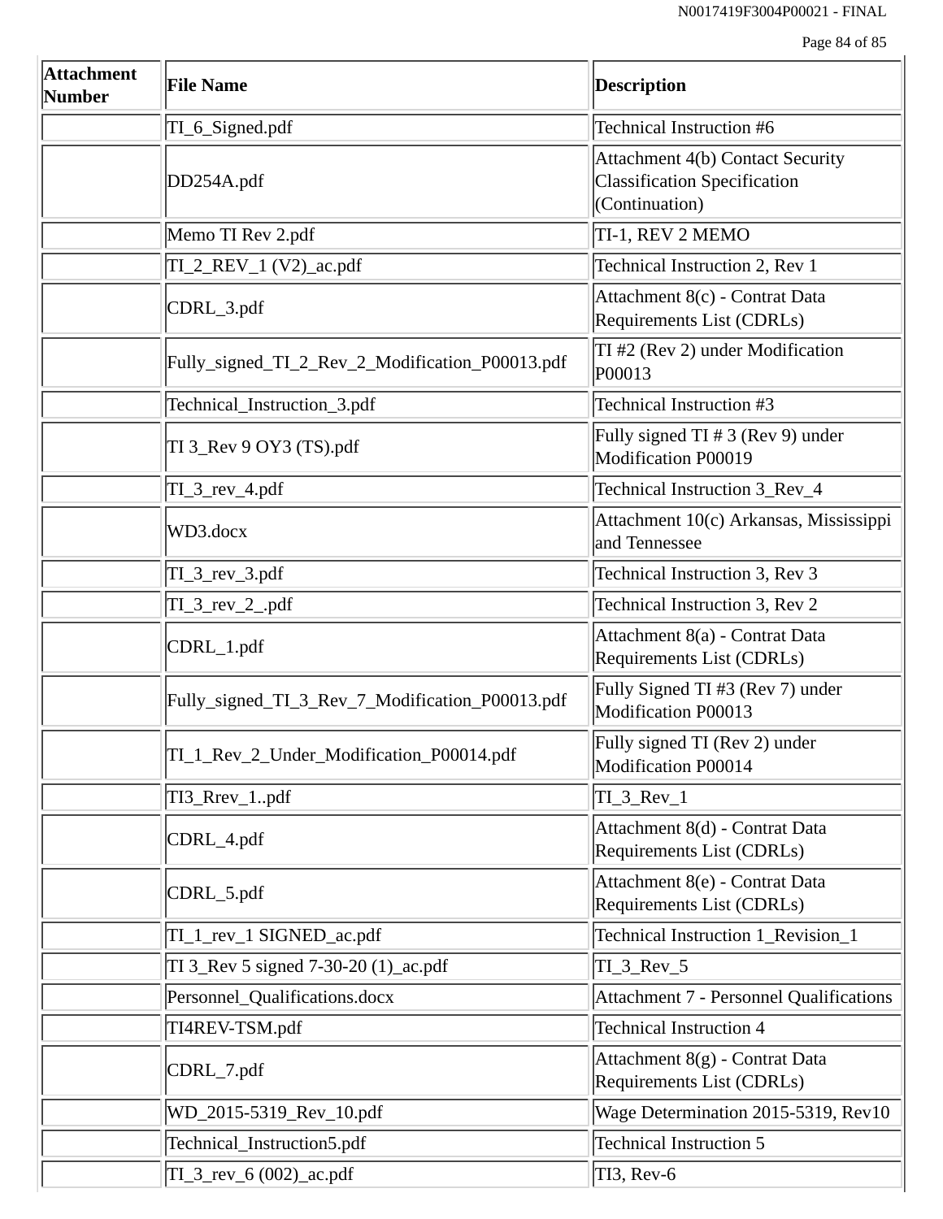| Attachment Number | File Name | Description |
|---|---|---|
| | TI_6_Signed.pdf | Technical Instruction #6 |
| | DD254A.pdf | Attachment 4(b) Contact Security Classification Specification (Continuation) |
| | Memo TI Rev 2.pdf | TI-1, REV 2 MEMO |
| | TI_2_REV_1 (V2)_ac.pdf | Technical Instruction 2, Rev 1 |
| | CDRL_3.pdf | Attachment 8(c) - Contrat Data Requirements List (CDRLs) |
| | Fully_signed_TI_2_Rev_2_Modification_P00013.pdf | TI #2 (Rev 2) under Modification P00013 |
| | Technical_Instruction_3.pdf | Technical Instruction #3 |
| | TI 3_Rev 9 OY3 (TS).pdf | Fully signed TI # 3 (Rev 9) under Modification P00019 |
| | TI_3_rev_4.pdf | Technical Instruction 3_Rev_4 |
| | WD3.docx | Attachment 10(c) Arkansas, Mississippi and Tennessee |
| | TI_3_rev_3.pdf | Technical Instruction 3, Rev 3 |
| | TI_3_rev_2_.pdf | Technical Instruction 3, Rev 2 |
| | CDRL_1.pdf | Attachment 8(a) - Contrat Data Requirements List (CDRLs) |
| | Fully_signed_TI_3_Rev_7_Modification_P00013.pdf | Fully Signed TI #3 (Rev 7) under Modification P00013 |
| | TI_1_Rev_2_Under_Modification_P00014.pdf | Fully signed TI (Rev 2) under Modification P00014 |
| | TI3_Rrev_1..pdf | TI_3_Rev_1 |
| | CDRL_4.pdf | Attachment 8(d) - Contrat Data Requirements List (CDRLs) |
| | CDRL_5.pdf | Attachment 8(e) - Contrat Data Requirements List (CDRLs) |
| | TI_1_rev_1 SIGNED_ac.pdf | Technical Instruction 1_Revision_1 |
| | TI 3_Rev 5 signed 7-30-20 (1)_ac.pdf | TI_3_Rev_5 |
| | Personnel_Qualifications.docx | Attachment 7 - Personnel Qualifications |
| | TI4REV-TSM.pdf | Technical Instruction 4 |
| | CDRL_7.pdf | Attachment 8(g) - Contrat Data Requirements List (CDRLs) |
| | WD_2015-5319_Rev_10.pdf | Wage Determination 2015-5319, Rev10 |
| | Technical_Instruction5.pdf | Technical Instruction 5 |
| | TI_3_rev_6 (002)_ac.pdf | TI3, Rev-6 |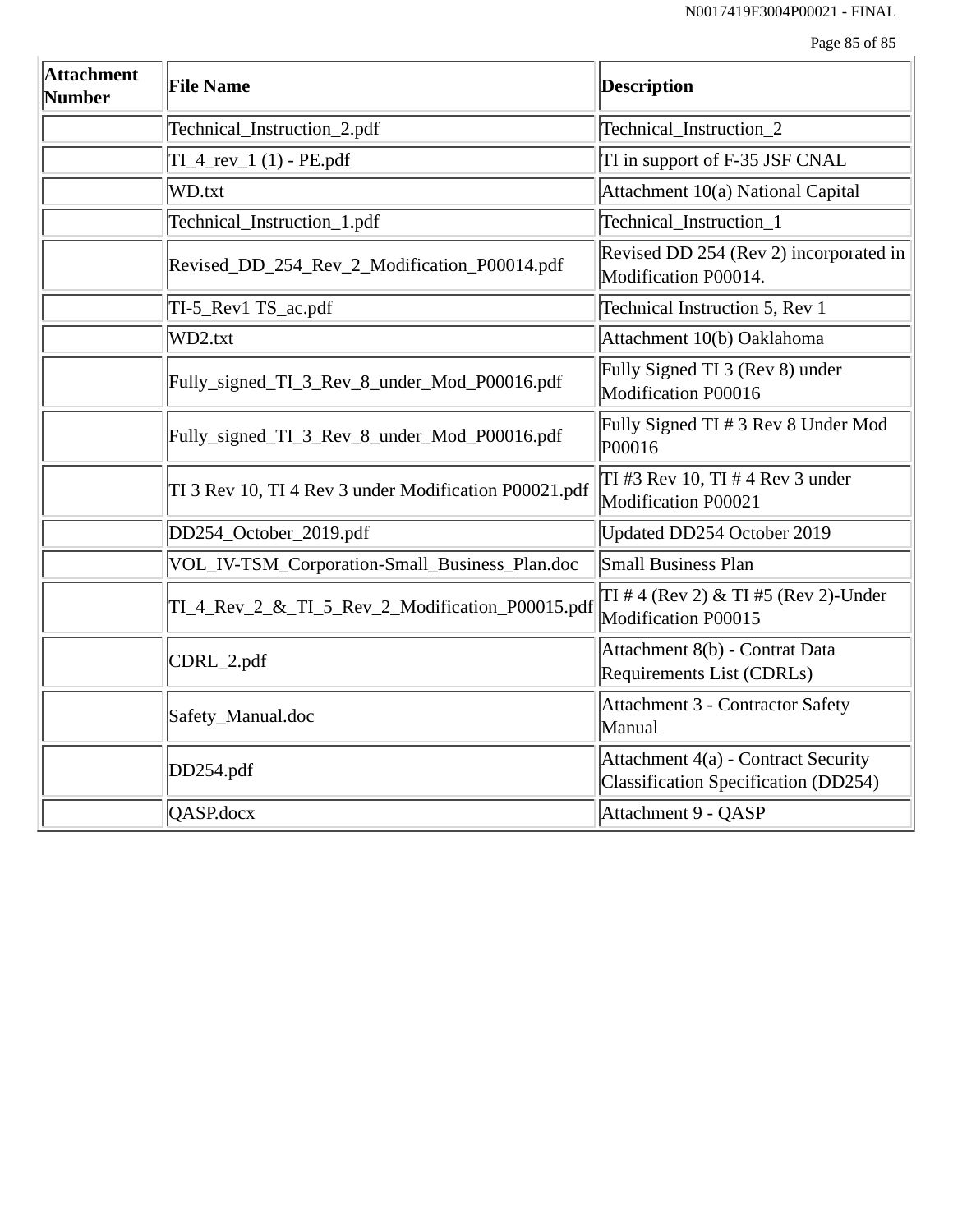| Attachment Number | File Name | Description |
|---|---|---|
| | Technical_Instruction_2.pdf | Technical_Instruction_2 |
| | TI_4_rev_1 (1) - PE.pdf | TI in support of F-35 JSF CNAL |
| | WD.txt | Attachment 10(a) National Capital |
| | Technical_Instruction_1.pdf | Technical_Instruction_1 |
| | Revised_DD_254_Rev_2_Modification_P00014.pdf | Revised DD 254 (Rev 2) incorporated in Modification P00014. |
| | TI-5_Rev1 TS_ac.pdf | Technical Instruction 5, Rev 1 |
| | WD2.txt | Attachment 10(b) Oaklahoma |
| | Fully_signed_TI_3_Rev_8_under_Mod_P00016.pdf | Fully Signed TI 3 (Rev 8) under Modification P00016 |
| | Fully_signed_TI_3_Rev_8_under_Mod_P00016.pdf | Fully Signed TI # 3 Rev 8 Under Mod P00016 |
| | TI 3 Rev 10, TI 4 Rev 3 under Modification P00021.pdf | TI #3 Rev 10, TI # 4 Rev 3 under Modification P00021 |
| | DD254_October_2019.pdf | Updated DD254 October 2019 |
| | VOL_IV-TSM_Corporation-Small_Business_Plan.doc | Small Business Plan |
| | TI_4_Rev_2_&_TI_5_Rev_2_Modification_P00015.pdf | TI # 4 (Rev 2) & TI #5 (Rev 2)-Under Modification P00015 |
| | CDRL_2.pdf | Attachment 8(b) - Contrat Data Requirements List (CDRLs) |
| | Safety_Manual.doc | Attachment 3 - Contractor Safety Manual |
| | DD254.pdf | Attachment 4(a) - Contract Security Classification Specification (DD254) |
| | QASP.docx | Attachment 9 - QASP |